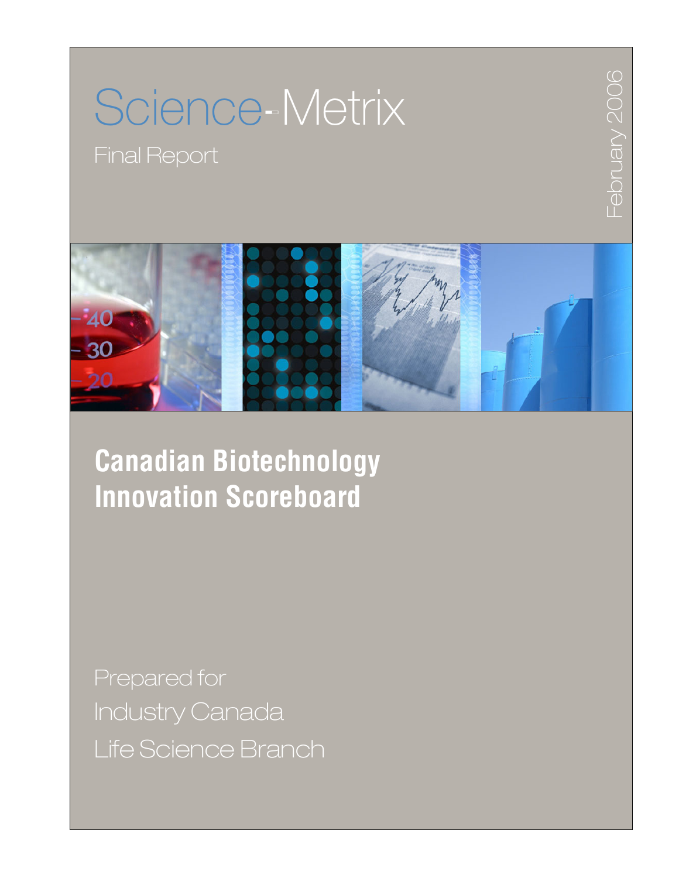Science-Metrix

Final Report

February 2006

# Canadian Biotechnology Innovation Scoreboard

Prepared for
Industry Canada
Life Science Branch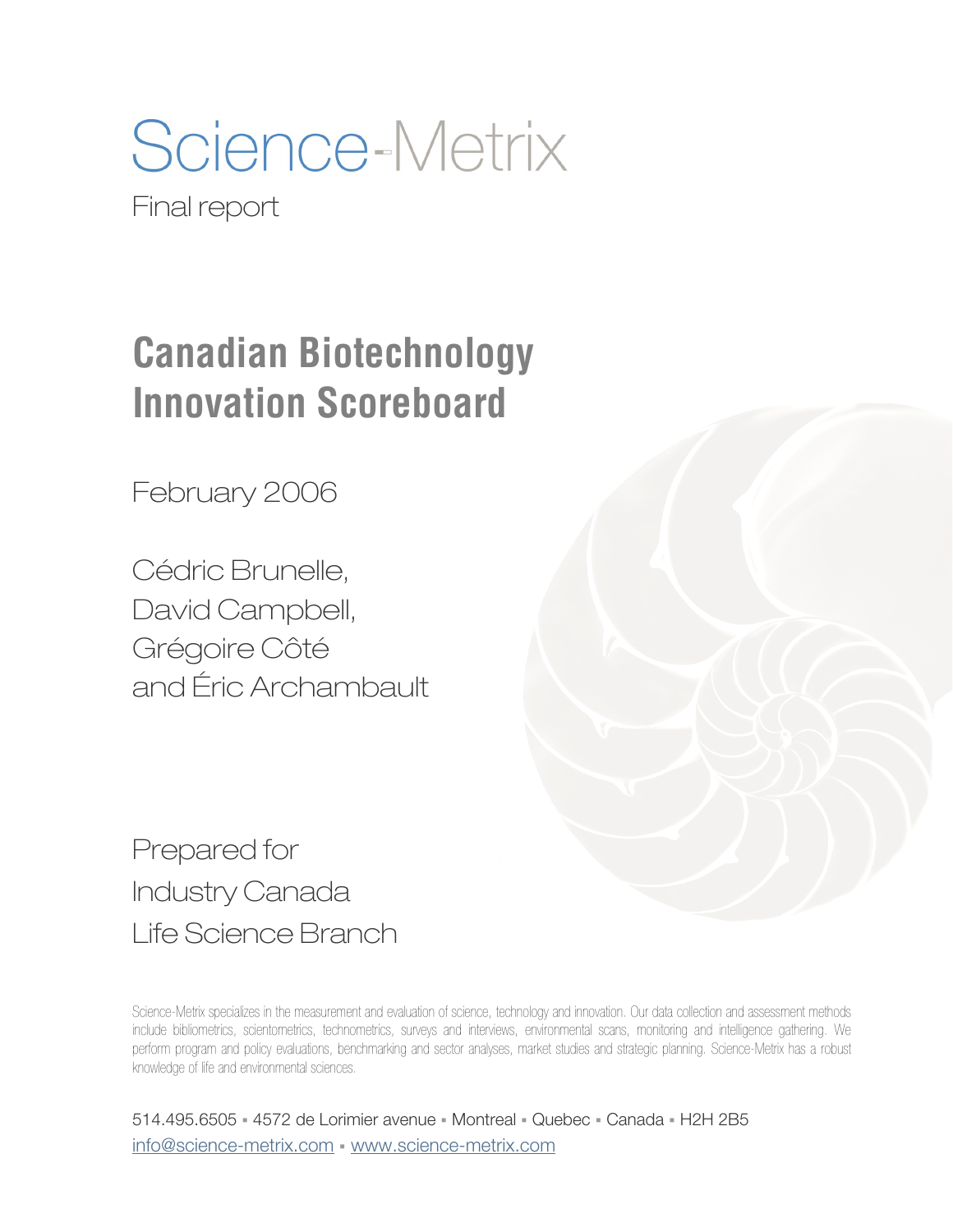# Science-Metrix

Final report

## Canadian Biotechnology Innovation Scoreboard

February 2006

Cédric Brunelle,
David Campbell,
Grégoire Côté
and Éric Archambault

Prepared for
Industry Canada
Life Science Branch

Science-Metrix specializes in the measurement and evaluation of science, technology and innovation. Our data collection and assessment methods include bibliometrics, scientometrics, technometrics, surveys and interviews, environmental scans, monitoring and intelligence gathering. We perform program and policy evaluations, benchmarking and sector analyses, market studies and strategic planning. Science-Metrix has a robust knowledge of life and environmental sciences.

514.495.6505 ▪ 4572 de Lorimier avenue ▪ Montreal ▪ Quebec ▪ Canada ▪ H2H 2B5
info@science-metrix.com ▪ www.science-metrix.com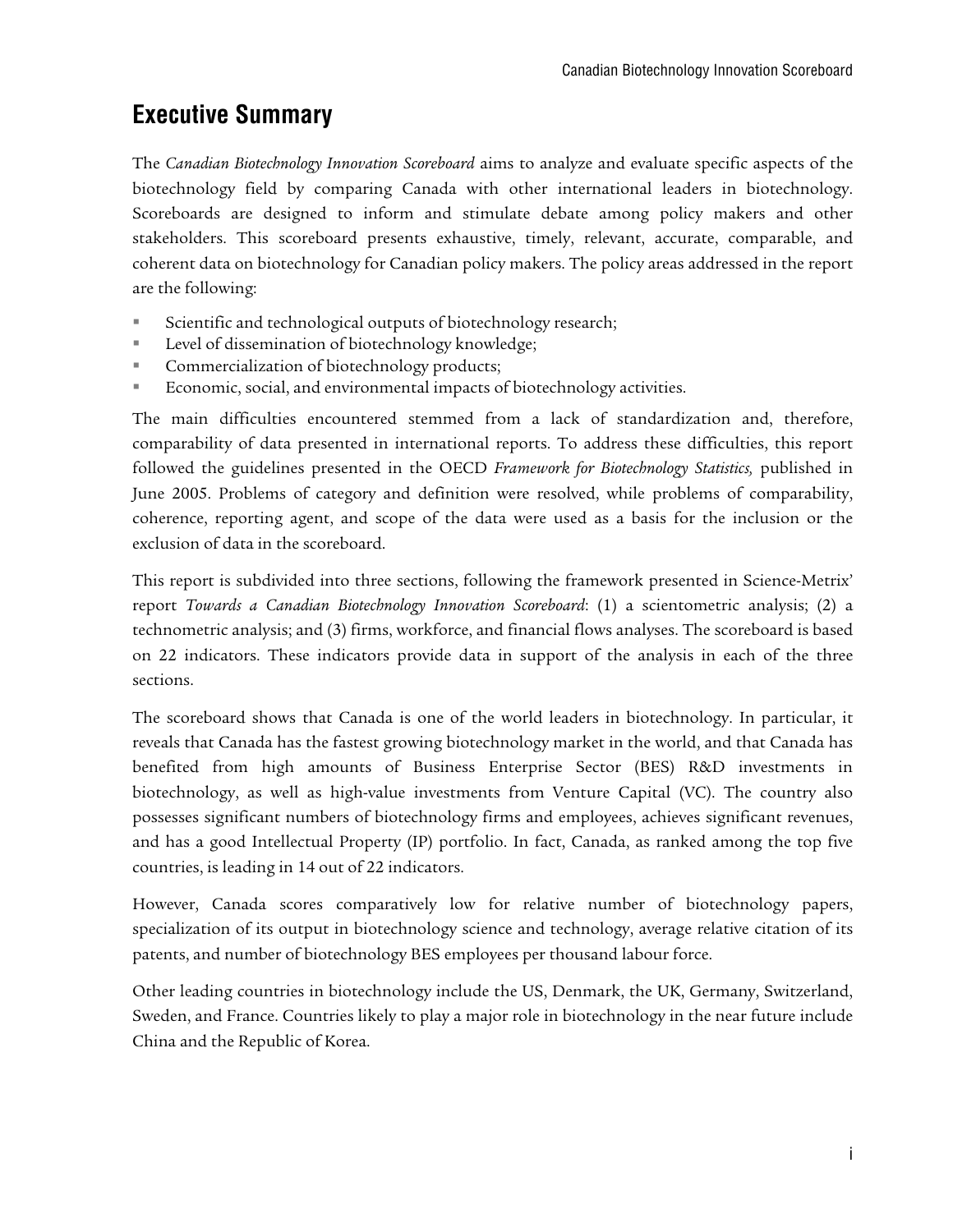# Executive Summary

The *Canadian Biotechnology Innovation Scoreboard* aims to analyze and evaluate specific aspects of the biotechnology field by comparing Canada with other international leaders in biotechnology. Scoreboards are designed to inform and stimulate debate among policy makers and other stakeholders. This scoreboard presents exhaustive, timely, relevant, accurate, comparable, and coherent data on biotechnology for Canadian policy makers. The policy areas addressed in the report are the following:

- Scientific and technological outputs of biotechnology research;
- Level of dissemination of biotechnology knowledge;
- Commercialization of biotechnology products;
- Economic, social, and environmental impacts of biotechnology activities.

The main difficulties encountered stemmed from a lack of standardization and, therefore, comparability of data presented in international reports. To address these difficulties, this report followed the guidelines presented in the OECD *Framework for Biotechnology Statistics,* published in June 2005. Problems of category and definition were resolved, while problems of comparability, coherence, reporting agent, and scope of the data were used as a basis for the inclusion or the exclusion of data in the scoreboard.

This report is subdivided into three sections, following the framework presented in Science-Metrix' report *Towards a Canadian Biotechnology Innovation Scoreboard*: (1) a scientometric analysis; (2) a technometric analysis; and (3) firms, workforce, and financial flows analyses. The scoreboard is based on 22 indicators. These indicators provide data in support of the analysis in each of the three sections.

The scoreboard shows that Canada is one of the world leaders in biotechnology. In particular, it reveals that Canada has the fastest growing biotechnology market in the world, and that Canada has benefited from high amounts of Business Enterprise Sector (BES) R&D investments in biotechnology, as well as high-value investments from Venture Capital (VC). The country also possesses significant numbers of biotechnology firms and employees, achieves significant revenues, and has a good Intellectual Property (IP) portfolio. In fact, Canada, as ranked among the top five countries, is leading in 14 out of 22 indicators.

However, Canada scores comparatively low for relative number of biotechnology papers, specialization of its output in biotechnology science and technology, average relative citation of its patents, and number of biotechnology BES employees per thousand labour force.

Other leading countries in biotechnology include the US, Denmark, the UK, Germany, Switzerland, Sweden, and France. Countries likely to play a major role in biotechnology in the near future include China and the Republic of Korea.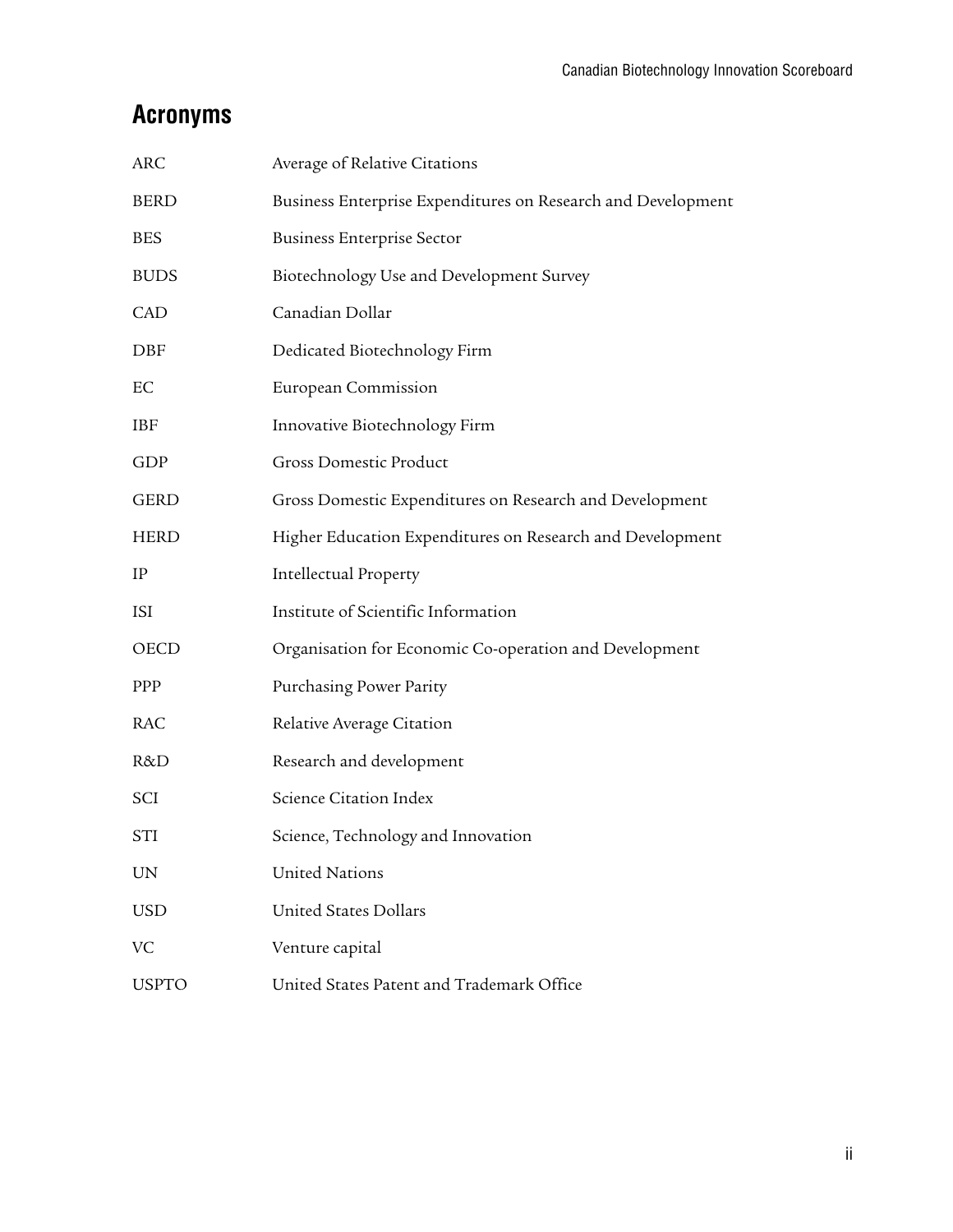## Acronyms

| | |
|---|---|
| ARC | Average of Relative Citations |
| BERD | Business Enterprise Expenditures on Research and Development |
| BES | Business Enterprise Sector |
| BUDS | Biotechnology Use and Development Survey |
| CAD | Canadian Dollar |
| DBF | Dedicated Biotechnology Firm |
| EC | European Commission |
| IBF | Innovative Biotechnology Firm |
| GDP | Gross Domestic Product |
| GERD | Gross Domestic Expenditures on Research and Development |
| HERD | Higher Education Expenditures on Research and Development |
| IP | Intellectual Property |
| ISI | Institute of Scientific Information |
| OECD | Organisation for Economic Co-operation and Development |
| PPP | Purchasing Power Parity |
| RAC | Relative Average Citation |
| R&D | Research and development |
| SCI | Science Citation Index |
| STI | Science, Technology and Innovation |
| UN | United Nations |
| USD | United States Dollars |
| VC | Venture capital |
| USPTO | United States Patent and Trademark Office |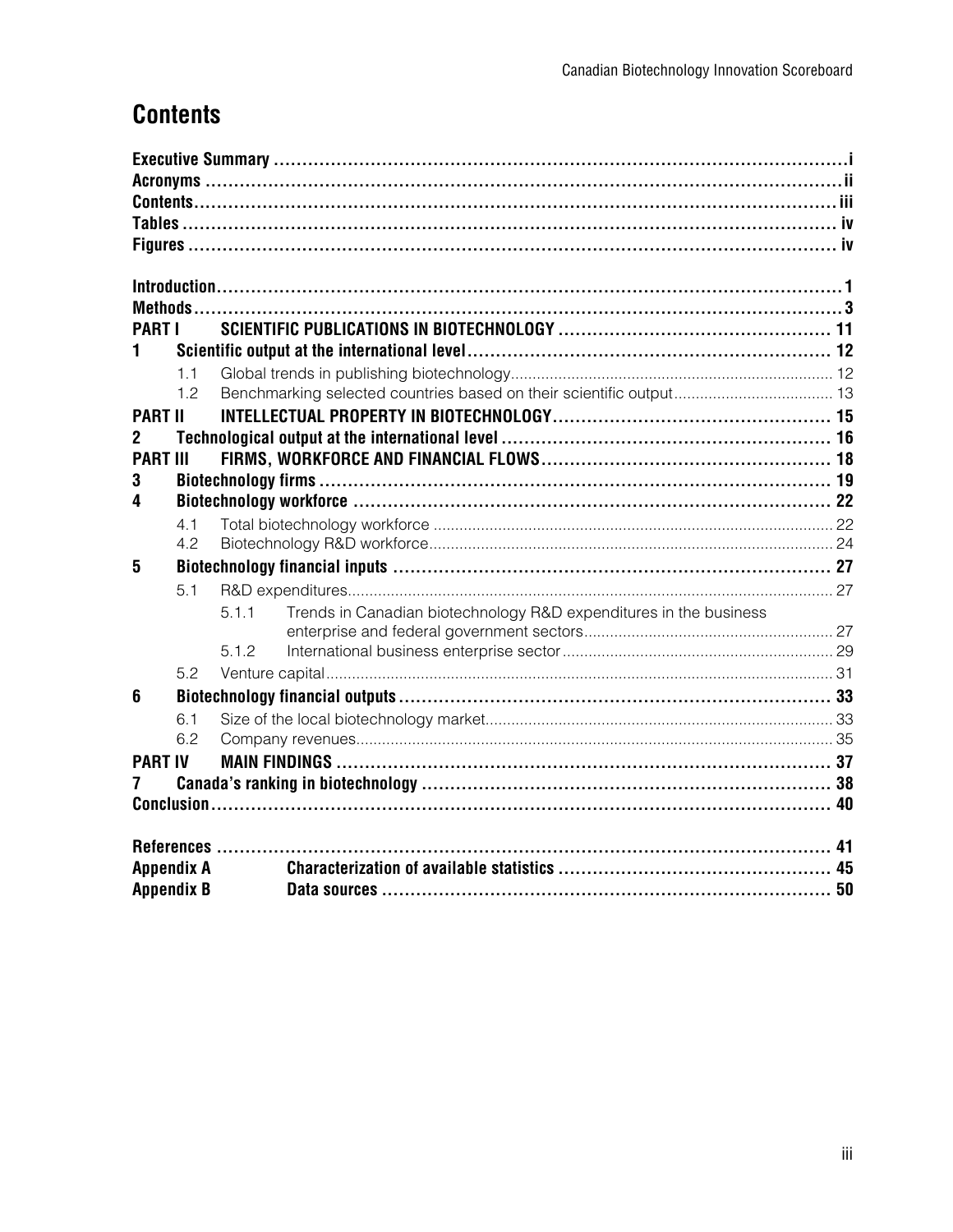# Contents

**Executive Summary** .......... **i**
**Acronyms** .......... **ii**
**Contents** .......... **iii**
**Tables** .......... **iv**
**Figures** .......... **iv**

**Introduction** .......... **1**
**Methods** .......... **3**
**PART I SCIENTIFIC PUBLICATIONS IN BIOTECHNOLOGY** .......... **11**
**1 Scientific output at the international level** .......... **12**
- 1.1 Global trends in publishing biotechnology .......... 12
- 1.2 Benchmarking selected countries based on their scientific output .......... 13

**PART II INTELLECTUAL PROPERTY IN BIOTECHNOLOGY** .......... **15**
**2 Technological output at the international level** .......... **16**
**PART III FIRMS, WORKFORCE AND FINANCIAL FLOWS** .......... **18**
**3 Biotechnology firms** .......... **19**
**4 Biotechnology workforce** .......... **22**
- 4.1 Total biotechnology workforce .......... 22
- 4.2 Biotechnology R&D workforce .......... 24

**5 Biotechnology financial inputs** .......... **27**
- 5.1 R&D expenditures .......... 27
  - 5.1.1 Trends in Canadian biotechnology R&D expenditures in the business enterprise and federal government sectors .......... 27
  - 5.1.2 International business enterprise sector .......... 29
- 5.2 Venture capital .......... 31

**6 Biotechnology financial outputs** .......... **33**
- 6.1 Size of the local biotechnology market .......... 33
- 6.2 Company revenues .......... 35

**PART IV MAIN FINDINGS** .......... **37**
**7 Canada's ranking in biotechnology** .......... **38**
**Conclusion** .......... **40**

**References** .......... **41**
**Appendix A Characterization of available statistics** .......... **45**
**Appendix B Data sources** .......... **50**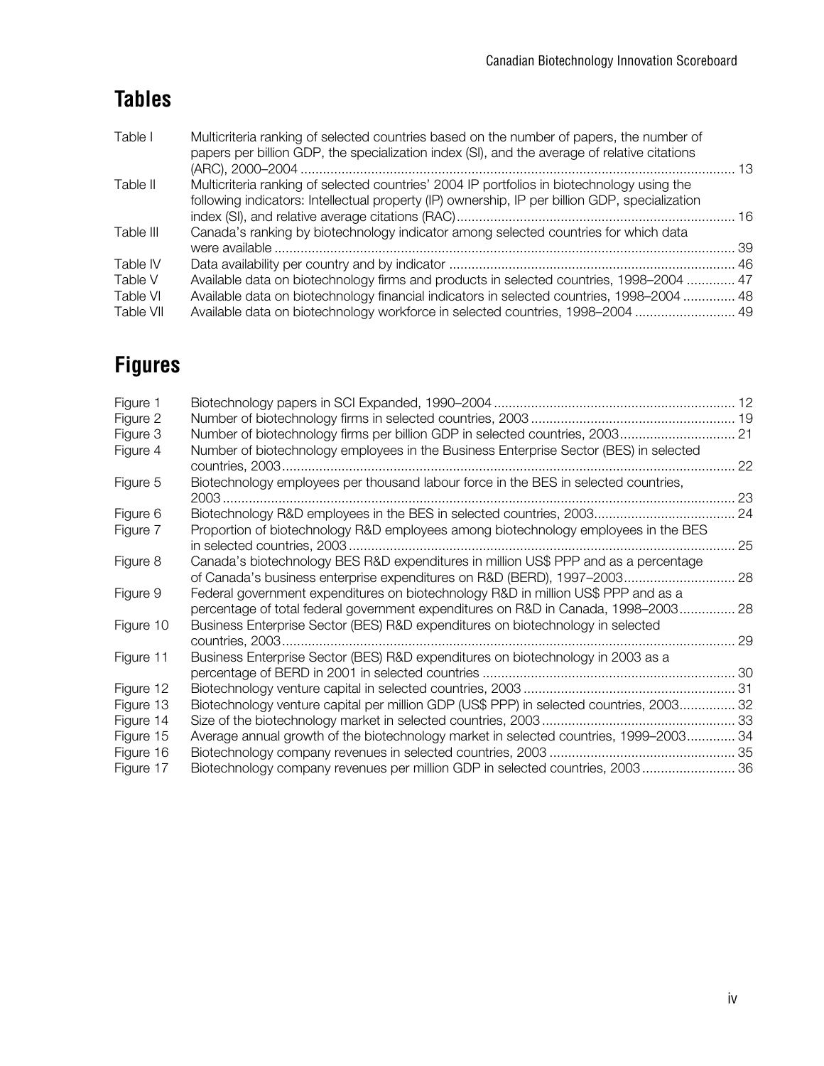## Tables

| | | |
|---|---|---|
| Table I | Multicriteria ranking of selected countries based on the number of papers, the number of papers per billion GDP, the specialization index (SI), and the average of relative citations (ARC), 2000–2004 | 13 |
| Table II | Multicriteria ranking of selected countries' 2004 IP portfolios in biotechnology using the following indicators: Intellectual property (IP) ownership, IP per billion GDP, specialization index (SI), and relative average citations (RAC) | 16 |
| Table III | Canada's ranking by biotechnology indicator among selected countries for which data were available | 39 |
| Table IV | Data availability per country and by indicator | 46 |
| Table V | Available data on biotechnology firms and products in selected countries, 1998–2004 | 47 |
| Table VI | Available data on biotechnology financial indicators in selected countries, 1998–2004 | 48 |
| Table VII | Available data on biotechnology workforce in selected countries, 1998–2004 | 49 |

## Figures

| | | |
|---|---|---|
| Figure 1 | Biotechnology papers in SCI Expanded, 1990–2004 | 12 |
| Figure 2 | Number of biotechnology firms in selected countries, 2003 | 19 |
| Figure 3 | Number of biotechnology firms per billion GDP in selected countries, 2003 | 21 |
| Figure 4 | Number of biotechnology employees in the Business Enterprise Sector (BES) in selected countries, 2003 | 22 |
| Figure 5 | Biotechnology employees per thousand labour force in the BES in selected countries, 2003 | 23 |
| Figure 6 | Biotechnology R&D employees in the BES in selected countries, 2003 | 24 |
| Figure 7 | Proportion of biotechnology R&D employees among biotechnology employees in the BES in selected countries, 2003 | 25 |
| Figure 8 | Canada's biotechnology BES R&D expenditures in million US$ PPP and as a percentage of Canada's business enterprise expenditures on R&D (BERD), 1997–2003 | 28 |
| Figure 9 | Federal government expenditures on biotechnology R&D in million US$ PPP and as a percentage of total federal government expenditures on R&D in Canada, 1998–2003 | 28 |
| Figure 10 | Business Enterprise Sector (BES) R&D expenditures on biotechnology in selected countries, 2003 | 29 |
| Figure 11 | Business Enterprise Sector (BES) R&D expenditures on biotechnology in 2003 as a percentage of BERD in 2001 in selected countries | 30 |
| Figure 12 | Biotechnology venture capital in selected countries, 2003 | 31 |
| Figure 13 | Biotechnology venture capital per million GDP (US$ PPP) in selected countries, 2003 | 32 |
| Figure 14 | Size of the biotechnology market in selected countries, 2003 | 33 |
| Figure 15 | Average annual growth of the biotechnology market in selected countries, 1999–2003 | 34 |
| Figure 16 | Biotechnology company revenues in selected countries, 2003 | 35 |
| Figure 17 | Biotechnology company revenues per million GDP in selected countries, 2003 | 36 |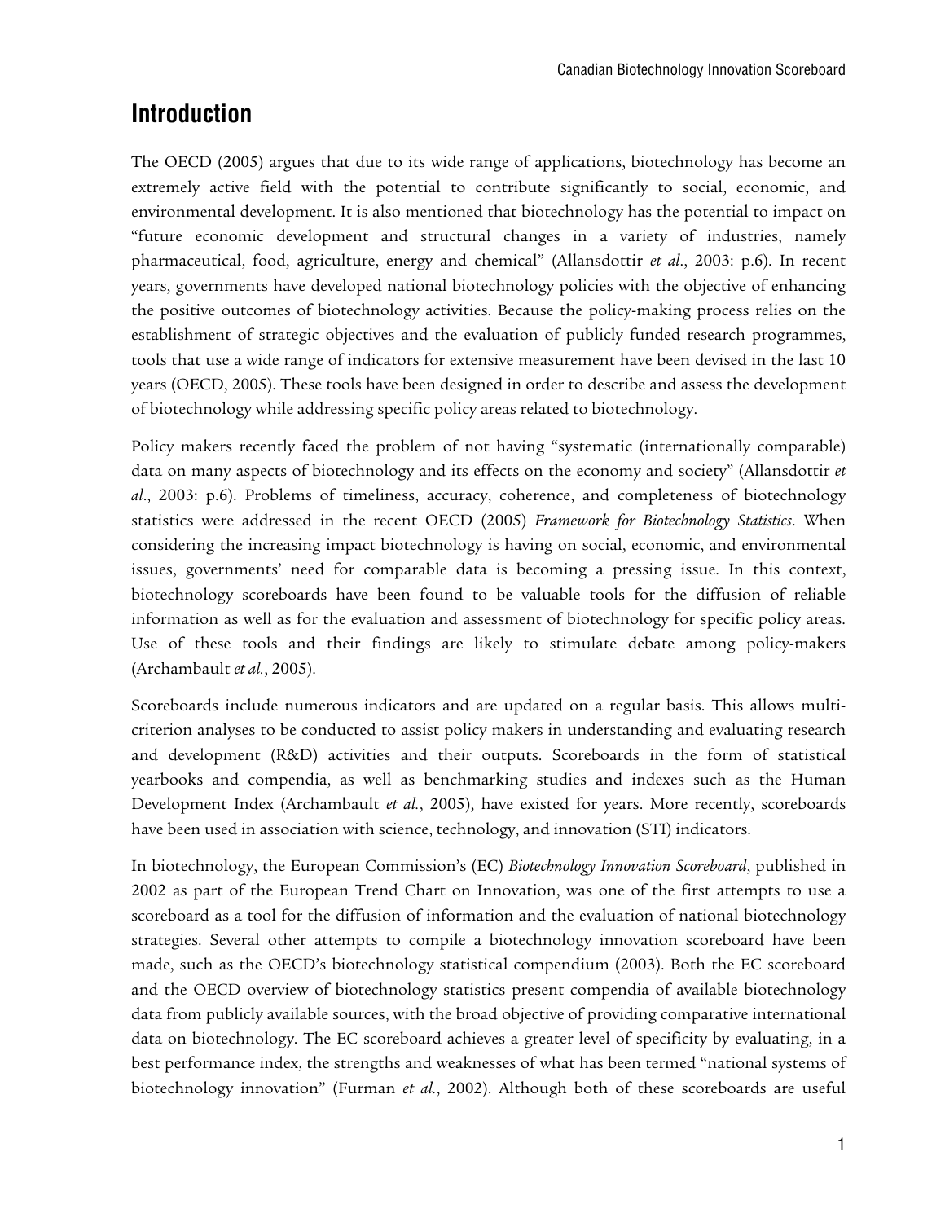# Introduction

The OECD (2005) argues that due to its wide range of applications, biotechnology has become an extremely active field with the potential to contribute significantly to social, economic, and environmental development. It is also mentioned that biotechnology has the potential to impact on "future economic development and structural changes in a variety of industries, namely pharmaceutical, food, agriculture, energy and chemical" (Allansdottir *et al*., 2003: p.6). In recent years, governments have developed national biotechnology policies with the objective of enhancing the positive outcomes of biotechnology activities. Because the policy-making process relies on the establishment of strategic objectives and the evaluation of publicly funded research programmes, tools that use a wide range of indicators for extensive measurement have been devised in the last 10 years (OECD, 2005). These tools have been designed in order to describe and assess the development of biotechnology while addressing specific policy areas related to biotechnology.

Policy makers recently faced the problem of not having "systematic (internationally comparable) data on many aspects of biotechnology and its effects on the economy and society" (Allansdottir *et al*., 2003: p.6). Problems of timeliness, accuracy, coherence, and completeness of biotechnology statistics were addressed in the recent OECD (2005) *Framework for Biotechnology Statistics*. When considering the increasing impact biotechnology is having on social, economic, and environmental issues, governments' need for comparable data is becoming a pressing issue. In this context, biotechnology scoreboards have been found to be valuable tools for the diffusion of reliable information as well as for the evaluation and assessment of biotechnology for specific policy areas. Use of these tools and their findings are likely to stimulate debate among policy-makers (Archambault *et al.*, 2005).

Scoreboards include numerous indicators and are updated on a regular basis. This allows multi-criterion analyses to be conducted to assist policy makers in understanding and evaluating research and development (R&D) activities and their outputs. Scoreboards in the form of statistical yearbooks and compendia, as well as benchmarking studies and indexes such as the Human Development Index (Archambault *et al.*, 2005), have existed for years. More recently, scoreboards have been used in association with science, technology, and innovation (STI) indicators.

In biotechnology, the European Commission's (EC) *Biotechnology Innovation Scoreboard*, published in 2002 as part of the European Trend Chart on Innovation, was one of the first attempts to use a scoreboard as a tool for the diffusion of information and the evaluation of national biotechnology strategies. Several other attempts to compile a biotechnology innovation scoreboard have been made, such as the OECD's biotechnology statistical compendium (2003). Both the EC scoreboard and the OECD overview of biotechnology statistics present compendia of available biotechnology data from publicly available sources, with the broad objective of providing comparative international data on biotechnology. The EC scoreboard achieves a greater level of specificity by evaluating, in a best performance index, the strengths and weaknesses of what has been termed "national systems of biotechnology innovation" (Furman *et al.*, 2002). Although both of these scoreboards are useful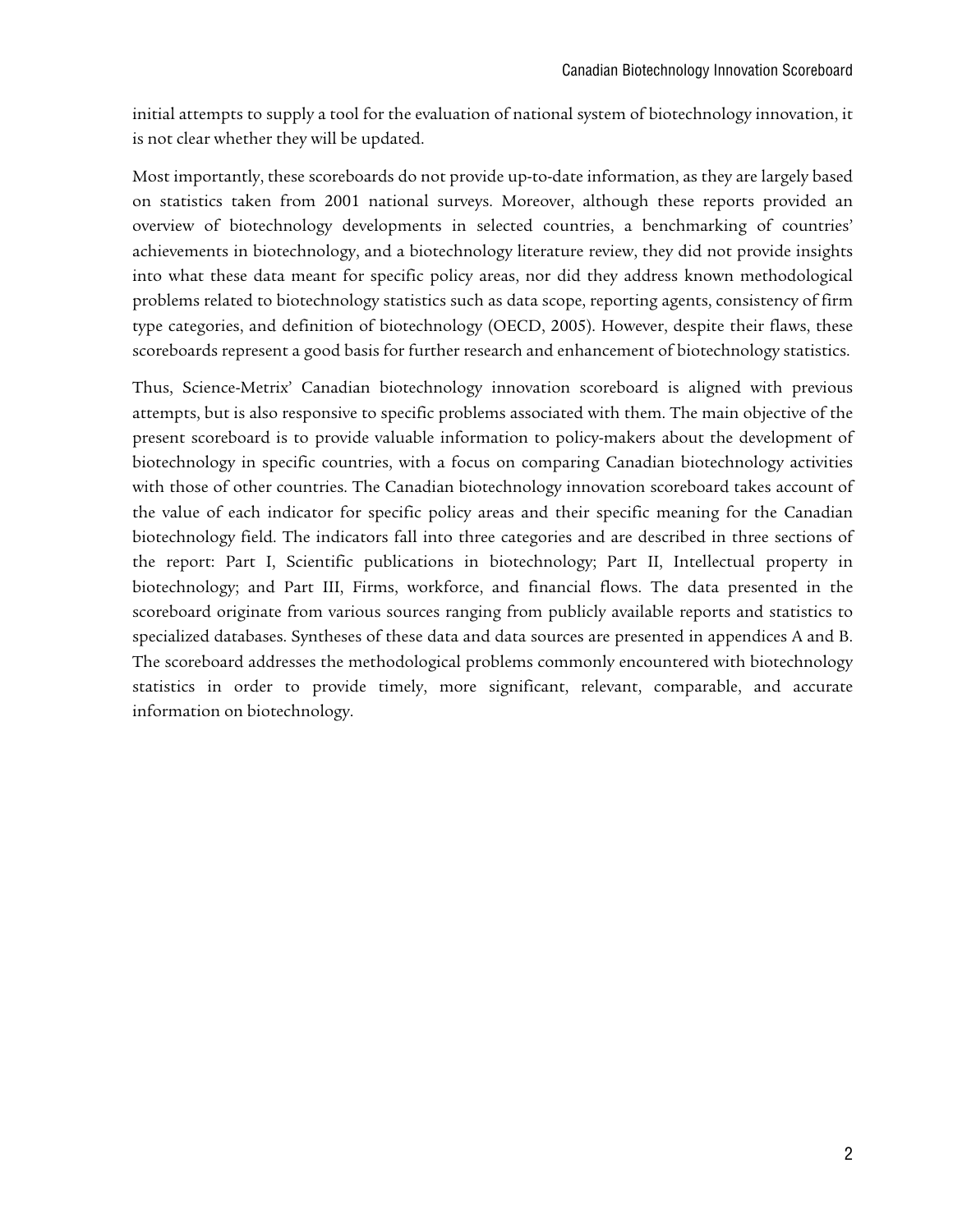initial attempts to supply a tool for the evaluation of national system of biotechnology innovation, it is not clear whether they will be updated.

Most importantly, these scoreboards do not provide up-to-date information, as they are largely based on statistics taken from 2001 national surveys. Moreover, although these reports provided an overview of biotechnology developments in selected countries, a benchmarking of countries' achievements in biotechnology, and a biotechnology literature review, they did not provide insights into what these data meant for specific policy areas, nor did they address known methodological problems related to biotechnology statistics such as data scope, reporting agents, consistency of firm type categories, and definition of biotechnology (OECD, 2005). However, despite their flaws, these scoreboards represent a good basis for further research and enhancement of biotechnology statistics.

Thus, Science-Metrix' Canadian biotechnology innovation scoreboard is aligned with previous attempts, but is also responsive to specific problems associated with them. The main objective of the present scoreboard is to provide valuable information to policy-makers about the development of biotechnology in specific countries, with a focus on comparing Canadian biotechnology activities with those of other countries. The Canadian biotechnology innovation scoreboard takes account of the value of each indicator for specific policy areas and their specific meaning for the Canadian biotechnology field. The indicators fall into three categories and are described in three sections of the report: Part I, Scientific publications in biotechnology; Part II, Intellectual property in biotechnology; and Part III, Firms, workforce, and financial flows. The data presented in the scoreboard originate from various sources ranging from publicly available reports and statistics to specialized databases. Syntheses of these data and data sources are presented in appendices A and B. The scoreboard addresses the methodological problems commonly encountered with biotechnology statistics in order to provide timely, more significant, relevant, comparable, and accurate information on biotechnology.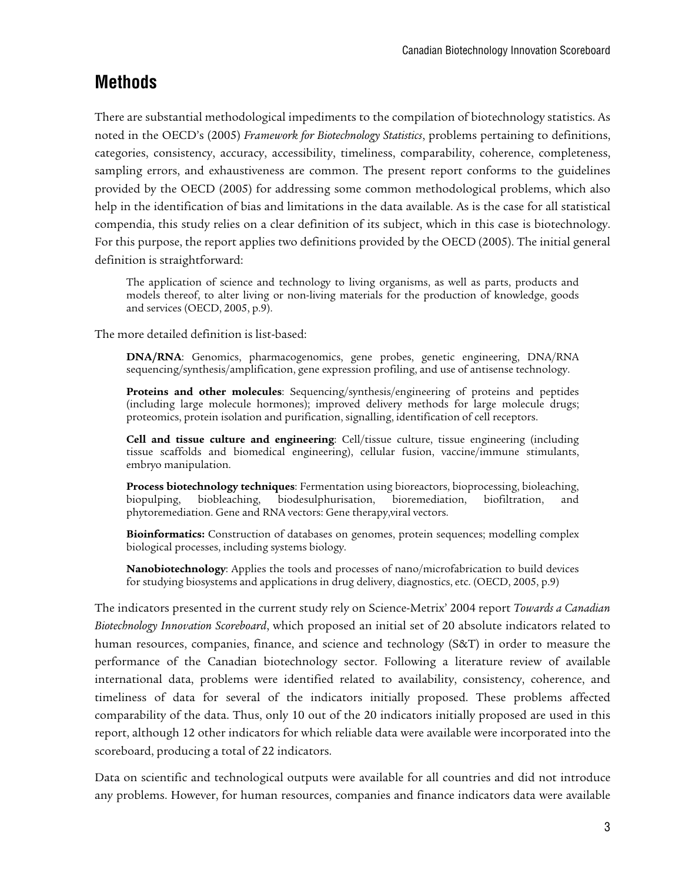## Methods

There are substantial methodological impediments to the compilation of biotechnology statistics. As noted in the OECD's (2005) *Framework for Biotechnology Statistics*, problems pertaining to definitions, categories, consistency, accuracy, accessibility, timeliness, comparability, coherence, completeness, sampling errors, and exhaustiveness are common. The present report conforms to the guidelines provided by the OECD (2005) for addressing some common methodological problems, which also help in the identification of bias and limitations in the data available. As is the case for all statistical compendia, this study relies on a clear definition of its subject, which in this case is biotechnology. For this purpose, the report applies two definitions provided by the OECD (2005). The initial general definition is straightforward:

> The application of science and technology to living organisms, as well as parts, products and models thereof, to alter living or non-living materials for the production of knowledge, goods and services (OECD, 2005, p.9).

The more detailed definition is list-based:

> **DNA/RNA**: Genomics, pharmacogenomics, gene probes, genetic engineering, DNA/RNA sequencing/synthesis/amplification, gene expression profiling, and use of antisense technology.
>
> **Proteins and other molecules**: Sequencing/synthesis/engineering of proteins and peptides (including large molecule hormones); improved delivery methods for large molecule drugs; proteomics, protein isolation and purification, signalling, identification of cell receptors.
>
> **Cell and tissue culture and engineering**: Cell/tissue culture, tissue engineering (including tissue scaffolds and biomedical engineering), cellular fusion, vaccine/immune stimulants, embryo manipulation.
>
> **Process biotechnology techniques**: Fermentation using bioreactors, bioprocessing, bioleaching, biopulping, biobleaching, biodesulphurisation, bioremediation, biofiltration, and phytoremediation. Gene and RNA vectors: Gene therapy,viral vectors.
>
> **Bioinformatics:** Construction of databases on genomes, protein sequences; modelling complex biological processes, including systems biology.
>
> **Nanobiotechnology**: Applies the tools and processes of nano/microfabrication to build devices for studying biosystems and applications in drug delivery, diagnostics, etc. (OECD, 2005, p.9)

The indicators presented in the current study rely on Science-Metrix' 2004 report *Towards a Canadian Biotechnology Innovation Scoreboard*, which proposed an initial set of 20 absolute indicators related to human resources, companies, finance, and science and technology (S&T) in order to measure the performance of the Canadian biotechnology sector. Following a literature review of available international data, problems were identified related to availability, consistency, coherence, and timeliness of data for several of the indicators initially proposed. These problems affected comparability of the data. Thus, only 10 out of the 20 indicators initially proposed are used in this report, although 12 other indicators for which reliable data were available were incorporated into the scoreboard, producing a total of 22 indicators.

Data on scientific and technological outputs were available for all countries and did not introduce any problems. However, for human resources, companies and finance indicators data were available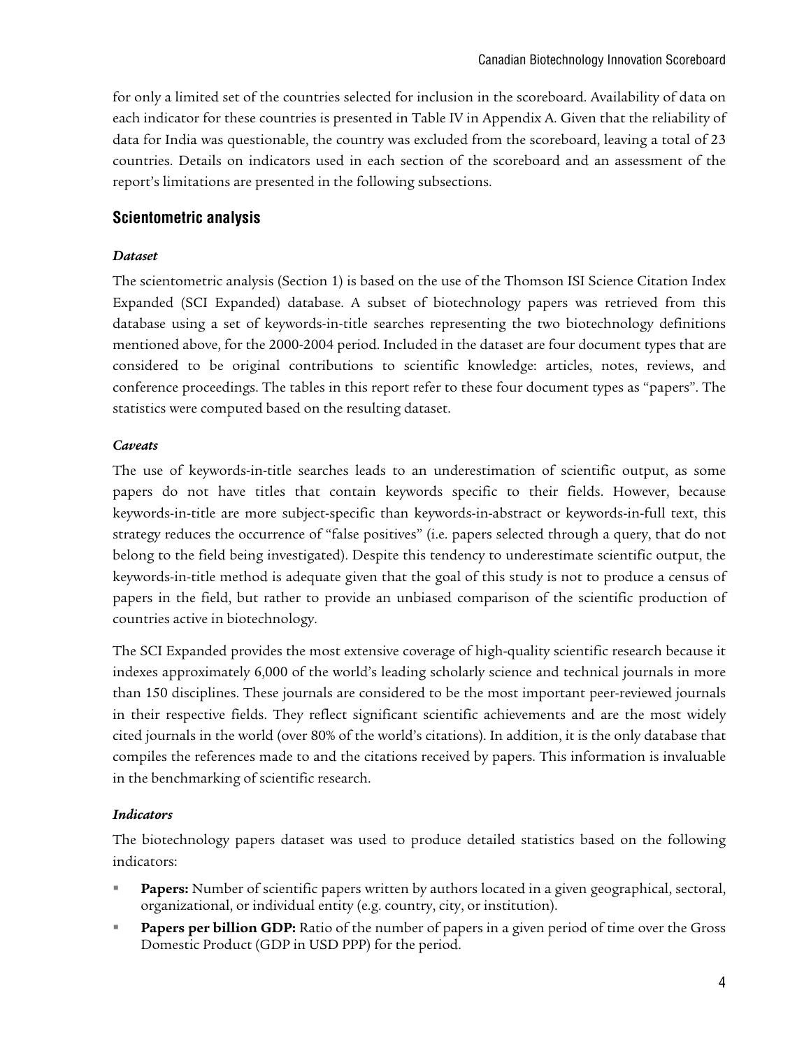for only a limited set of the countries selected for inclusion in the scoreboard. Availability of data on each indicator for these countries is presented in Table IV in Appendix A. Given that the reliability of data for India was questionable, the country was excluded from the scoreboard, leaving a total of 23 countries. Details on indicators used in each section of the scoreboard and an assessment of the report's limitations are presented in the following subsections.

## Scientometric analysis

### *Dataset*

The scientometric analysis (Section 1) is based on the use of the Thomson ISI Science Citation Index Expanded (SCI Expanded) database. A subset of biotechnology papers was retrieved from this database using a set of keywords-in-title searches representing the two biotechnology definitions mentioned above, for the 2000-2004 period. Included in the dataset are four document types that are considered to be original contributions to scientific knowledge: articles, notes, reviews, and conference proceedings. The tables in this report refer to these four document types as "papers". The statistics were computed based on the resulting dataset.

### *Caveats*

The use of keywords-in-title searches leads to an underestimation of scientific output, as some papers do not have titles that contain keywords specific to their fields. However, because keywords-in-title are more subject-specific than keywords-in-abstract or keywords-in-full text, this strategy reduces the occurrence of "false positives" (i.e. papers selected through a query, that do not belong to the field being investigated). Despite this tendency to underestimate scientific output, the keywords-in-title method is adequate given that the goal of this study is not to produce a census of papers in the field, but rather to provide an unbiased comparison of the scientific production of countries active in biotechnology.

The SCI Expanded provides the most extensive coverage of high-quality scientific research because it indexes approximately 6,000 of the world's leading scholarly science and technical journals in more than 150 disciplines. These journals are considered to be the most important peer-reviewed journals in their respective fields. They reflect significant scientific achievements and are the most widely cited journals in the world (over 80% of the world's citations). In addition, it is the only database that compiles the references made to and the citations received by papers. This information is invaluable in the benchmarking of scientific research.

### *Indicators*

The biotechnology papers dataset was used to produce detailed statistics based on the following indicators:

- **Papers:** Number of scientific papers written by authors located in a given geographical, sectoral, organizational, or individual entity (e.g. country, city, or institution).
- **Papers per billion GDP:** Ratio of the number of papers in a given period of time over the Gross Domestic Product (GDP in USD PPP) for the period.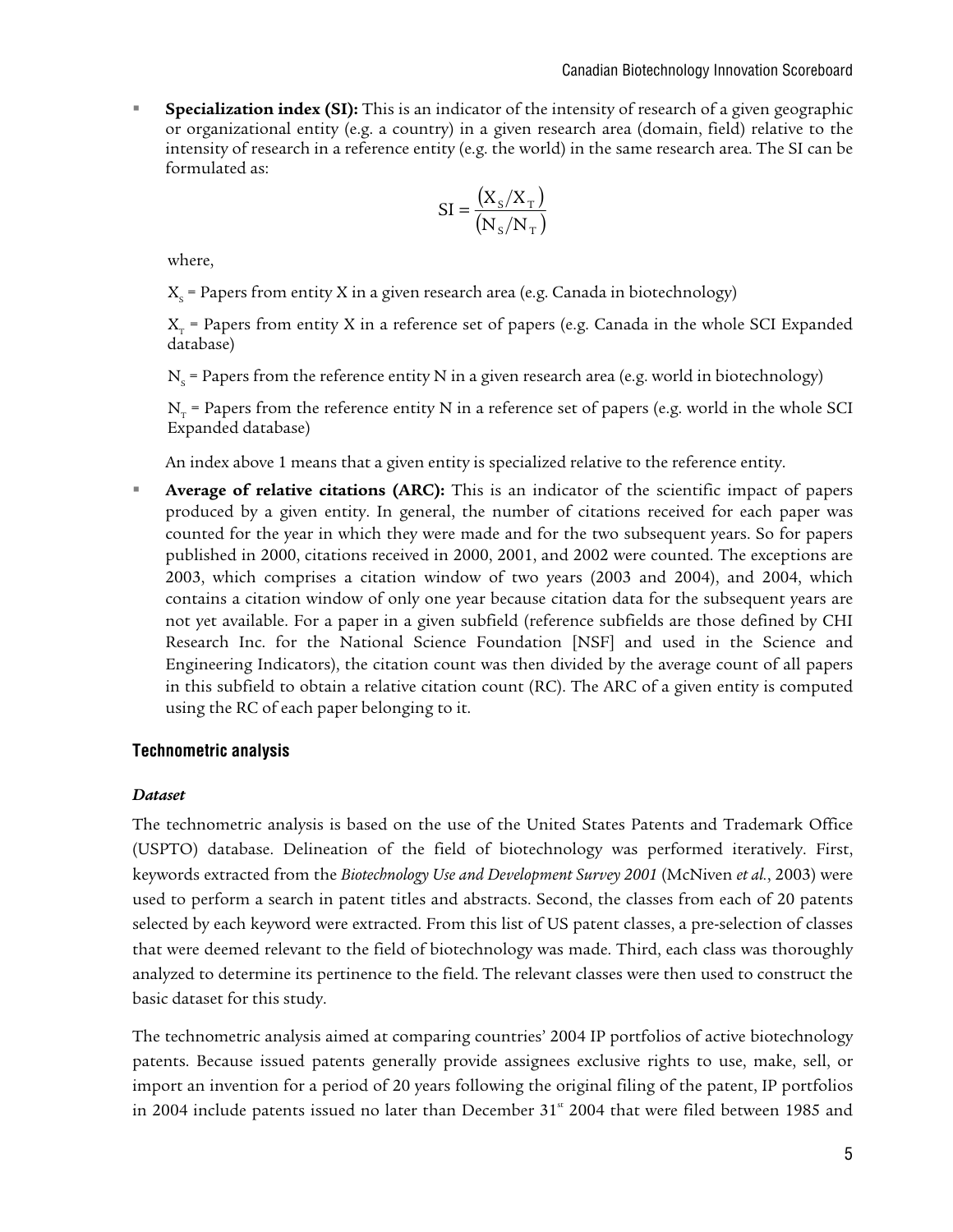- **Specialization index (SI):** This is an indicator of the intensity of research of a given geographic or organizational entity (e.g. a country) in a given research area (domain, field) relative to the intensity of research in a reference entity (e.g. the world) in the same research area. The SI can be formulated as:

$$SI = \frac{(X_S/X_T)}{(N_S/N_T)}$$

  where,

  $X_S$ = Papers from entity X in a given research area (e.g. Canada in biotechnology)

  $X_T$ = Papers from entity X in a reference set of papers (e.g. Canada in the whole SCI Expanded database)

  $N_S$ = Papers from the reference entity N in a given research area (e.g. world in biotechnology)

  $N_T$ = Papers from the reference entity N in a reference set of papers (e.g. world in the whole SCI Expanded database)

  An index above 1 means that a given entity is specialized relative to the reference entity.

- **Average of relative citations (ARC):** This is an indicator of the scientific impact of papers produced by a given entity. In general, the number of citations received for each paper was counted for the year in which they were made and for the two subsequent years. So for papers published in 2000, citations received in 2000, 2001, and 2002 were counted. The exceptions are 2003, which comprises a citation window of two years (2003 and 2004), and 2004, which contains a citation window of only one year because citation data for the subsequent years are not yet available. For a paper in a given subfield (reference subfields are those defined by CHI Research Inc. for the National Science Foundation [NSF] and used in the Science and Engineering Indicators), the citation count was then divided by the average count of all papers in this subfield to obtain a relative citation count (RC). The ARC of a given entity is computed using the RC of each paper belonging to it.

### Technometric analysis

#### *Dataset*

The technometric analysis is based on the use of the United States Patents and Trademark Office (USPTO) database. Delineation of the field of biotechnology was performed iteratively. First, keywords extracted from the *Biotechnology Use and Development Survey 2001* (McNiven *et al.*, 2003) were used to perform a search in patent titles and abstracts. Second, the classes from each of 20 patents selected by each keyword were extracted. From this list of US patent classes, a pre-selection of classes that were deemed relevant to the field of biotechnology was made. Third, each class was thoroughly analyzed to determine its pertinence to the field. The relevant classes were then used to construct the basic dataset for this study.

The technometric analysis aimed at comparing countries' 2004 IP portfolios of active biotechnology patents. Because issued patents generally provide assignees exclusive rights to use, make, sell, or import an invention for a period of 20 years following the original filing of the patent, IP portfolios in 2004 include patents issued no later than December 31st 2004 that were filed between 1985 and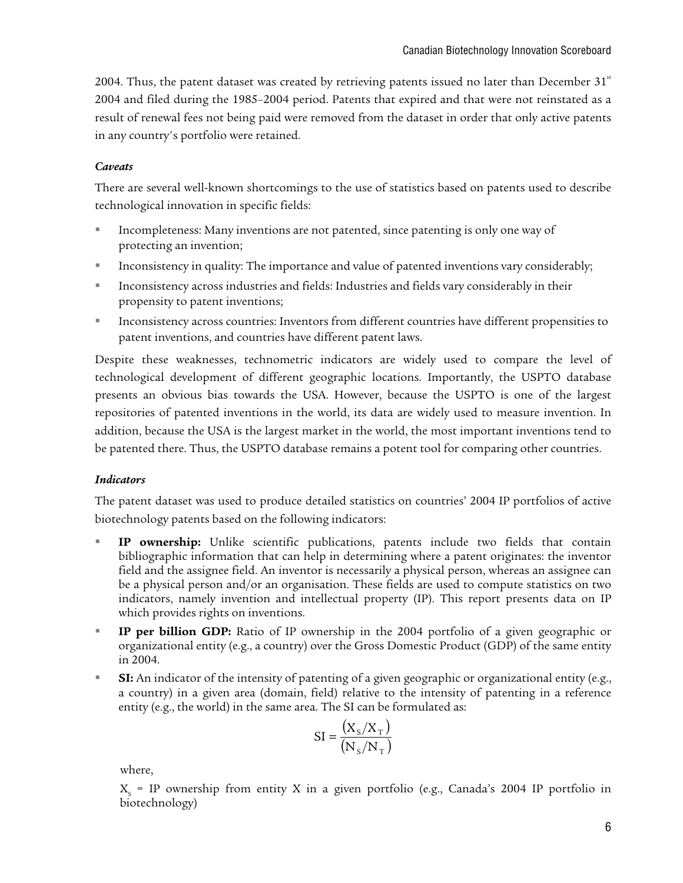2004. Thus, the patent dataset was created by retrieving patents issued no later than December 31[st] 2004 and filed during the 1985–2004 period. Patents that expired and that were not reinstated as a result of renewal fees not being paid were removed from the dataset in order that only active patents in any country's portfolio were retained.

### *Caveats*

There are several well-known shortcomings to the use of statistics based on patents used to describe technological innovation in specific fields:

- Incompleteness: Many inventions are not patented, since patenting is only one way of protecting an invention;
- Inconsistency in quality: The importance and value of patented inventions vary considerably;
- Inconsistency across industries and fields: Industries and fields vary considerably in their propensity to patent inventions;
- Inconsistency across countries: Inventors from different countries have different propensities to patent inventions, and countries have different patent laws.

Despite these weaknesses, technometric indicators are widely used to compare the level of technological development of different geographic locations. Importantly, the USPTO database presents an obvious bias towards the USA. However, because the USPTO is one of the largest repositories of patented inventions in the world, its data are widely used to measure invention. In addition, because the USA is the largest market in the world, the most important inventions tend to be patented there. Thus, the USPTO database remains a potent tool for comparing other countries.

### *Indicators*

The patent dataset was used to produce detailed statistics on countries' 2004 IP portfolios of active biotechnology patents based on the following indicators:

- **IP ownership:** Unlike scientific publications, patents include two fields that contain bibliographic information that can help in determining where a patent originates: the inventor field and the assignee field. An inventor is necessarily a physical person, whereas an assignee can be a physical person and/or an organisation. These fields are used to compute statistics on two indicators, namely invention and intellectual property (IP). This report presents data on IP which provides rights on inventions.
- **IP per billion GDP:** Ratio of IP ownership in the 2004 portfolio of a given geographic or organizational entity (e.g., a country) over the Gross Domestic Product (GDP) of the same entity in 2004.
- **SI:** An indicator of the intensity of patenting of a given geographic or organizational entity (e.g., a country) in a given area (domain, field) relative to the intensity of patenting in a reference entity (e.g., the world) in the same area. The SI can be formulated as:

  $$SI = \frac{(X_S/X_T)}{(N_S/N_T)}$$

  where,

  $X_S$ = IP ownership from entity X in a given portfolio (e.g., Canada's 2004 IP portfolio in biotechnology)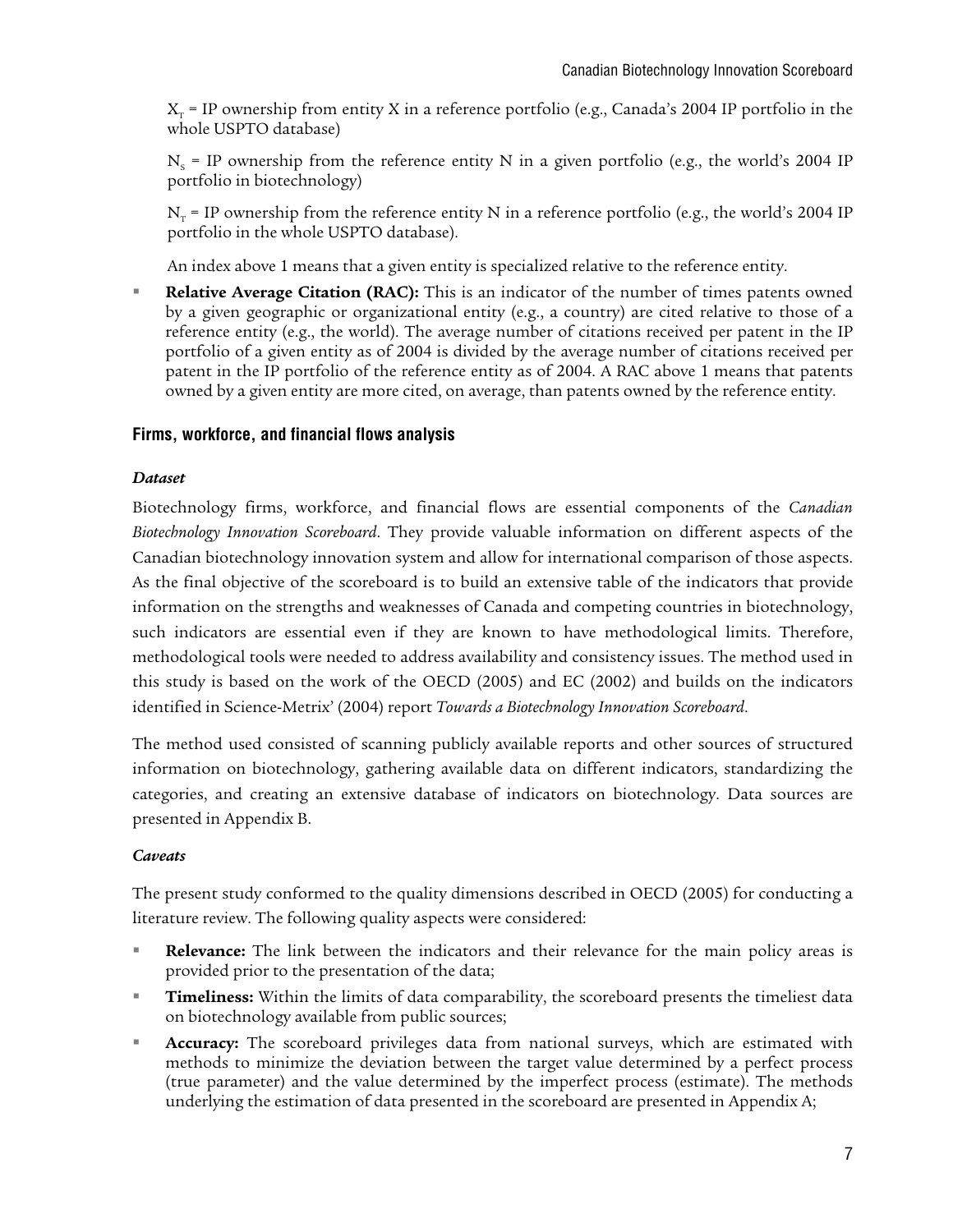$X_T$ = IP ownership from entity X in a reference portfolio (e.g., Canada's 2004 IP portfolio in the whole USPTO database)

$N_S$ = IP ownership from the reference entity N in a given portfolio (e.g., the world's 2004 IP portfolio in biotechnology)

$N_T$ = IP ownership from the reference entity N in a reference portfolio (e.g., the world's 2004 IP portfolio in the whole USPTO database).

An index above 1 means that a given entity is specialized relative to the reference entity.

- **Relative Average Citation (RAC):** This is an indicator of the number of times patents owned by a given geographic or organizational entity (e.g., a country) are cited relative to those of a reference entity (e.g., the world). The average number of citations received per patent in the IP portfolio of a given entity as of 2004 is divided by the average number of citations received per patent in the IP portfolio of the reference entity as of 2004. A RAC above 1 means that patents owned by a given entity are more cited, on average, than patents owned by the reference entity.

### Firms, workforce, and financial flows analysis

#### *Dataset*

Biotechnology firms, workforce, and financial flows are essential components of the *Canadian Biotechnology Innovation Scoreboard*. They provide valuable information on different aspects of the Canadian biotechnology innovation system and allow for international comparison of those aspects. As the final objective of the scoreboard is to build an extensive table of the indicators that provide information on the strengths and weaknesses of Canada and competing countries in biotechnology, such indicators are essential even if they are known to have methodological limits. Therefore, methodological tools were needed to address availability and consistency issues. The method used in this study is based on the work of the OECD (2005) and EC (2002) and builds on the indicators identified in Science-Metrix' (2004) report *Towards a Biotechnology Innovation Scoreboard*.

The method used consisted of scanning publicly available reports and other sources of structured information on biotechnology, gathering available data on different indicators, standardizing the categories, and creating an extensive database of indicators on biotechnology. Data sources are presented in Appendix B.

#### *Caveats*

The present study conformed to the quality dimensions described in OECD (2005) for conducting a literature review. The following quality aspects were considered:

- **Relevance:** The link between the indicators and their relevance for the main policy areas is provided prior to the presentation of the data;
- **Timeliness:** Within the limits of data comparability, the scoreboard presents the timeliest data on biotechnology available from public sources;
- **Accuracy:** The scoreboard privileges data from national surveys, which are estimated with methods to minimize the deviation between the target value determined by a perfect process (true parameter) and the value determined by the imperfect process (estimate). The methods underlying the estimation of data presented in the scoreboard are presented in Appendix A;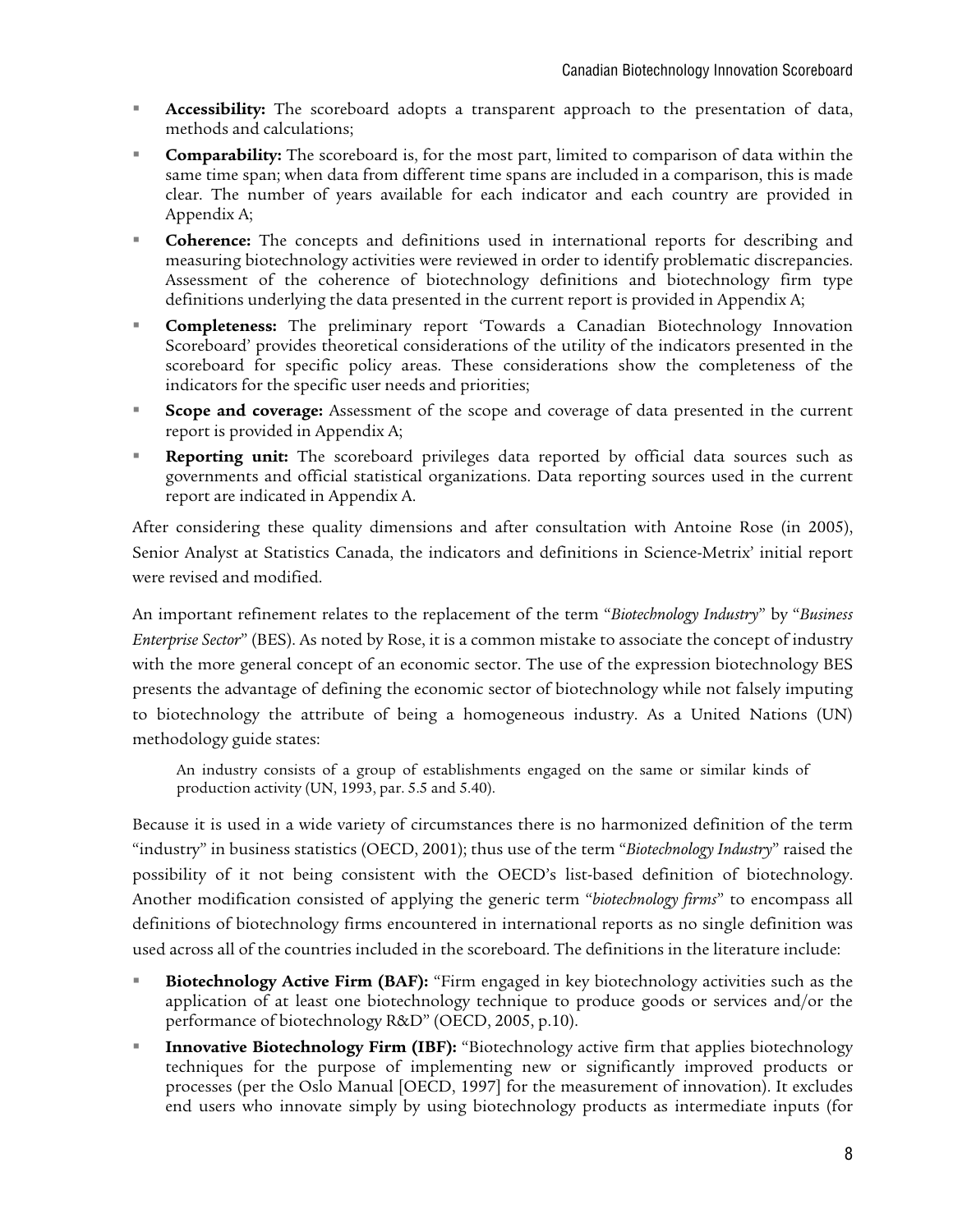- **Accessibility:** The scoreboard adopts a transparent approach to the presentation of data, methods and calculations;
- **Comparability:** The scoreboard is, for the most part, limited to comparison of data within the same time span; when data from different time spans are included in a comparison, this is made clear. The number of years available for each indicator and each country are provided in Appendix A;
- **Coherence:** The concepts and definitions used in international reports for describing and measuring biotechnology activities were reviewed in order to identify problematic discrepancies. Assessment of the coherence of biotechnology definitions and biotechnology firm type definitions underlying the data presented in the current report is provided in Appendix A;
- **Completeness:** The preliminary report 'Towards a Canadian Biotechnology Innovation Scoreboard' provides theoretical considerations of the utility of the indicators presented in the scoreboard for specific policy areas. These considerations show the completeness of the indicators for the specific user needs and priorities;
- **Scope and coverage:** Assessment of the scope and coverage of data presented in the current report is provided in Appendix A;
- **Reporting unit:** The scoreboard privileges data reported by official data sources such as governments and official statistical organizations. Data reporting sources used in the current report are indicated in Appendix A.

After considering these quality dimensions and after consultation with Antoine Rose (in 2005), Senior Analyst at Statistics Canada, the indicators and definitions in Science-Metrix' initial report were revised and modified.

An important refinement relates to the replacement of the term "*Biotechnology Industry*" by "*Business Enterprise Sector*" (BES). As noted by Rose, it is a common mistake to associate the concept of industry with the more general concept of an economic sector. The use of the expression biotechnology BES presents the advantage of defining the economic sector of biotechnology while not falsely imputing to biotechnology the attribute of being a homogeneous industry. As a United Nations (UN) methodology guide states:

> An industry consists of a group of establishments engaged on the same or similar kinds of production activity (UN, 1993, par. 5.5 and 5.40).

Because it is used in a wide variety of circumstances there is no harmonized definition of the term "industry" in business statistics (OECD, 2001); thus use of the term "*Biotechnology Industry*" raised the possibility of it not being consistent with the OECD's list-based definition of biotechnology. Another modification consisted of applying the generic term "*biotechnology firms*" to encompass all definitions of biotechnology firms encountered in international reports as no single definition was used across all of the countries included in the scoreboard. The definitions in the literature include:

- **Biotechnology Active Firm (BAF):** "Firm engaged in key biotechnology activities such as the application of at least one biotechnology technique to produce goods or services and/or the performance of biotechnology R&D" (OECD, 2005, p.10).
- **Innovative Biotechnology Firm (IBF):** "Biotechnology active firm that applies biotechnology techniques for the purpose of implementing new or significantly improved products or processes (per the Oslo Manual [OECD, 1997] for the measurement of innovation). It excludes end users who innovate simply by using biotechnology products as intermediate inputs (for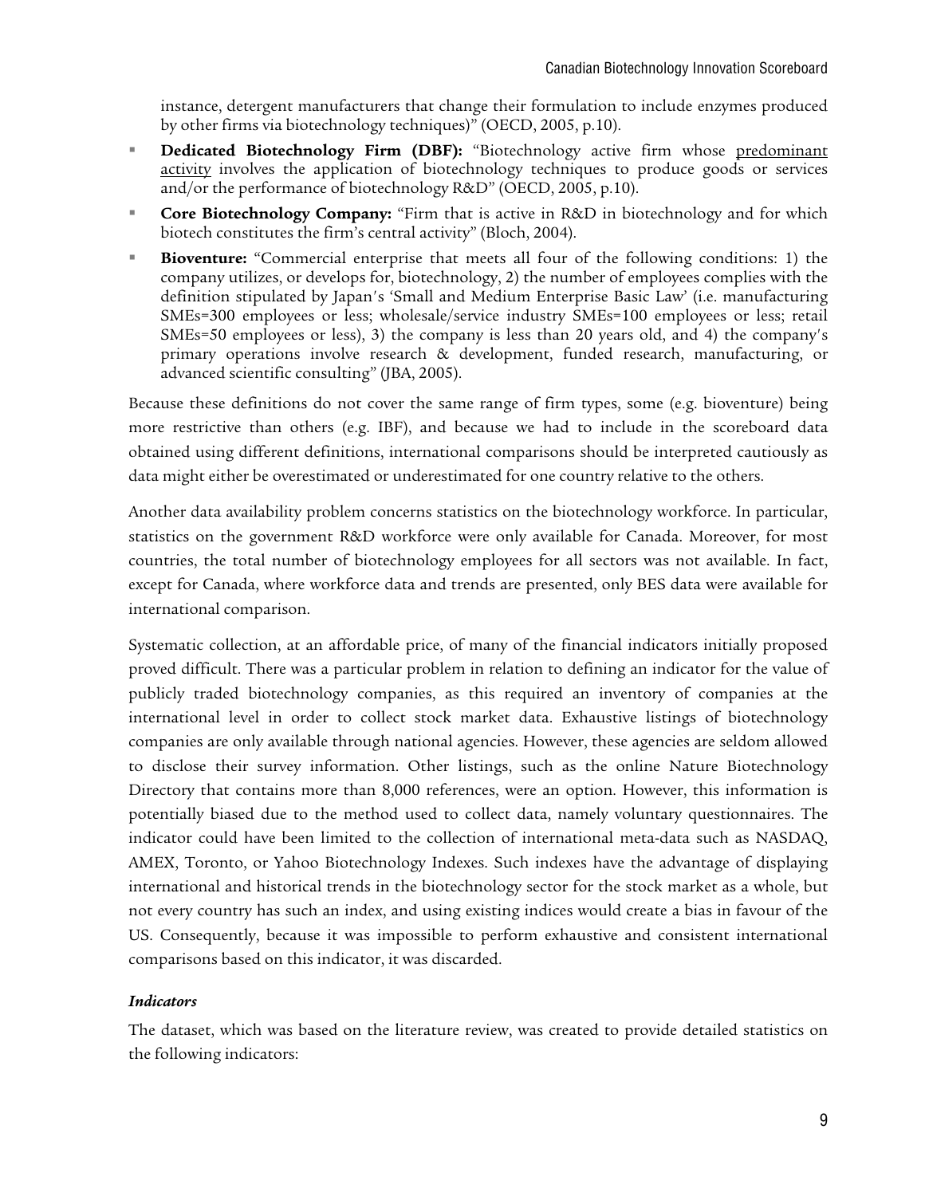instance, detergent manufacturers that change their formulation to include enzymes produced by other firms via biotechnology techniques)" (OECD, 2005, p.10).

- **Dedicated Biotechnology Firm (DBF):** "Biotechnology active firm whose predominant activity involves the application of biotechnology techniques to produce goods or services and/or the performance of biotechnology R&D" (OECD, 2005, p.10).
- **Core Biotechnology Company:** "Firm that is active in R&D in biotechnology and for which biotech constitutes the firm's central activity" (Bloch, 2004).
- **Bioventure:** "Commercial enterprise that meets all four of the following conditions: 1) the company utilizes, or develops for, biotechnology, 2) the number of employees complies with the definition stipulated by Japan's 'Small and Medium Enterprise Basic Law' (i.e. manufacturing SMEs=300 employees or less; wholesale/service industry SMEs=100 employees or less; retail SMEs=50 employees or less), 3) the company is less than 20 years old, and 4) the company's primary operations involve research & development, funded research, manufacturing, or advanced scientific consulting" (JBA, 2005).

Because these definitions do not cover the same range of firm types, some (e.g. bioventure) being more restrictive than others (e.g. IBF), and because we had to include in the scoreboard data obtained using different definitions, international comparisons should be interpreted cautiously as data might either be overestimated or underestimated for one country relative to the others.

Another data availability problem concerns statistics on the biotechnology workforce. In particular, statistics on the government R&D workforce were only available for Canada. Moreover, for most countries, the total number of biotechnology employees for all sectors was not available. In fact, except for Canada, where workforce data and trends are presented, only BES data were available for international comparison.

Systematic collection, at an affordable price, of many of the financial indicators initially proposed proved difficult. There was a particular problem in relation to defining an indicator for the value of publicly traded biotechnology companies, as this required an inventory of companies at the international level in order to collect stock market data. Exhaustive listings of biotechnology companies are only available through national agencies. However, these agencies are seldom allowed to disclose their survey information. Other listings, such as the online Nature Biotechnology Directory that contains more than 8,000 references, were an option. However, this information is potentially biased due to the method used to collect data, namely voluntary questionnaires. The indicator could have been limited to the collection of international meta-data such as NASDAQ, AMEX, Toronto, or Yahoo Biotechnology Indexes. Such indexes have the advantage of displaying international and historical trends in the biotechnology sector for the stock market as a whole, but not every country has such an index, and using existing indices would create a bias in favour of the US. Consequently, because it was impossible to perform exhaustive and consistent international comparisons based on this indicator, it was discarded.

### *Indicators*

The dataset, which was based on the literature review, was created to provide detailed statistics on the following indicators: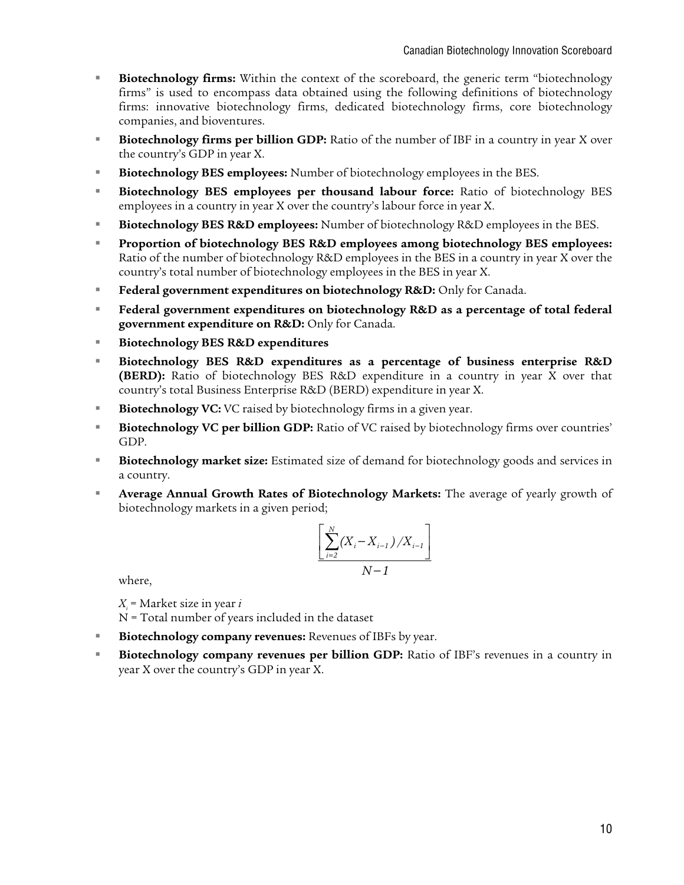- **Biotechnology firms:** Within the context of the scoreboard, the generic term "biotechnology firms" is used to encompass data obtained using the following definitions of biotechnology firms: innovative biotechnology firms, dedicated biotechnology firms, core biotechnology companies, and bioventures.
- **Biotechnology firms per billion GDP:** Ratio of the number of IBF in a country in year X over the country's GDP in year X.
- **Biotechnology BES employees:** Number of biotechnology employees in the BES.
- **Biotechnology BES employees per thousand labour force:** Ratio of biotechnology BES employees in a country in year X over the country's labour force in year X.
- **Biotechnology BES R&D employees:** Number of biotechnology R&D employees in the BES.
- **Proportion of biotechnology BES R&D employees among biotechnology BES employees:** Ratio of the number of biotechnology R&D employees in the BES in a country in year X over the country's total number of biotechnology employees in the BES in year X.
- **Federal government expenditures on biotechnology R&D:** Only for Canada.
- **Federal government expenditures on biotechnology R&D as a percentage of total federal government expenditure on R&D:** Only for Canada.
- **Biotechnology BES R&D expenditures**
- **Biotechnology BES R&D expenditures as a percentage of business enterprise R&D (BERD):** Ratio of biotechnology BES R&D expenditure in a country in year X over that country's total Business Enterprise R&D (BERD) expenditure in year X.
- **Biotechnology VC:** VC raised by biotechnology firms in a given year.
- **Biotechnology VC per billion GDP:** Ratio of VC raised by biotechnology firms over countries' GDP.
- **Biotechnology market size:** Estimated size of demand for biotechnology goods and services in a country.
- **Average Annual Growth Rates of Biotechnology Markets:** The average of yearly growth of biotechnology markets in a given period;

  $$\frac{\left[\sum_{i=2}^{N}(X_i - X_{i-1})/X_{i-1}\right]}{N-1}$$

  where,

  $X_i$ = Market size in year $i$
  N = Total number of years included in the dataset
- **Biotechnology company revenues:** Revenues of IBFs by year.
- **Biotechnology company revenues per billion GDP:** Ratio of IBF's revenues in a country in year X over the country's GDP in year X.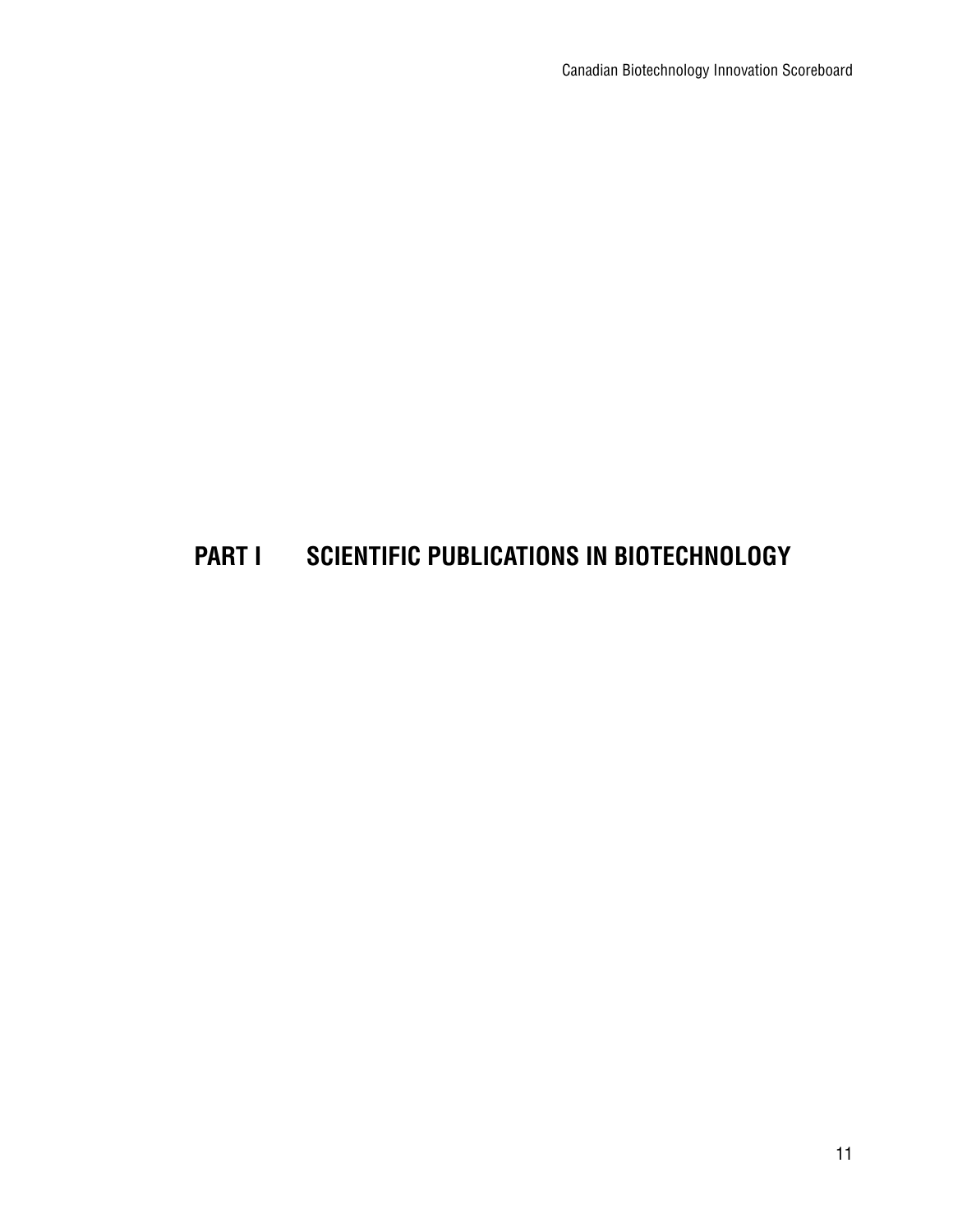# PART I SCIENTIFIC PUBLICATIONS IN BIOTECHNOLOGY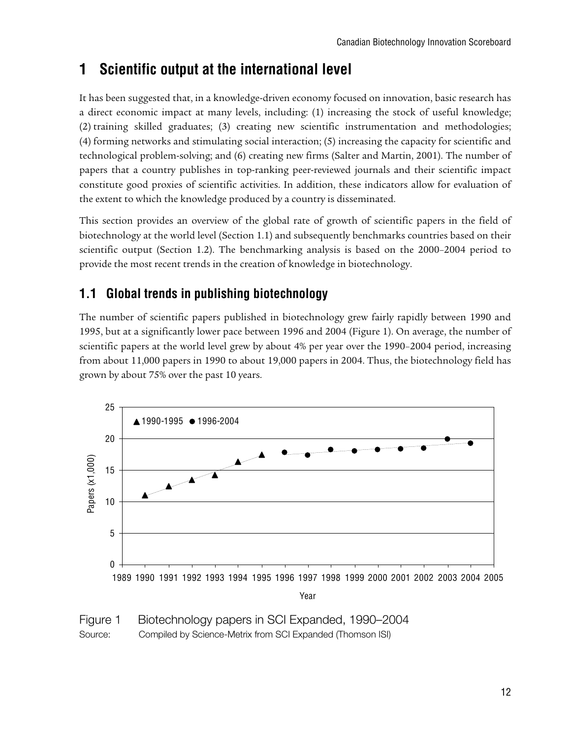# 1 Scientific output at the international level

It has been suggested that, in a knowledge-driven economy focused on innovation, basic research has a direct economic impact at many levels, including: (1) increasing the stock of useful knowledge; (2) training skilled graduates; (3) creating new scientific instrumentation and methodologies; (4) forming networks and stimulating social interaction; (5) increasing the capacity for scientific and technological problem-solving; and (6) creating new firms (Salter and Martin, 2001). The number of papers that a country publishes in top-ranking peer-reviewed journals and their scientific impact constitute good proxies of scientific activities. In addition, these indicators allow for evaluation of the extent to which the knowledge produced by a country is disseminated.

This section provides an overview of the global rate of growth of scientific papers in the field of biotechnology at the world level (Section 1.1) and subsequently benchmarks countries based on their scientific output (Section 1.2). The benchmarking analysis is based on the 2000–2004 period to provide the most recent trends in the creation of knowledge in biotechnology.

## 1.1 Global trends in publishing biotechnology

The number of scientific papers published in biotechnology grew fairly rapidly between 1990 and 1995, but at a significantly lower pace between 1996 and 2004 (Figure 1). On average, the number of scientific papers at the world level grew by about 4% per year over the 1990–2004 period, increasing from about 11,000 papers in 1990 to about 19,000 papers in 2004. Thus, the biotechnology field has grown by about 75% over the past 10 years.

Figure 1 Biotechnology papers in SCI Expanded, 1990–2004

Source: Compiled by Science-Metrix from SCI Expanded (Thomson ISI)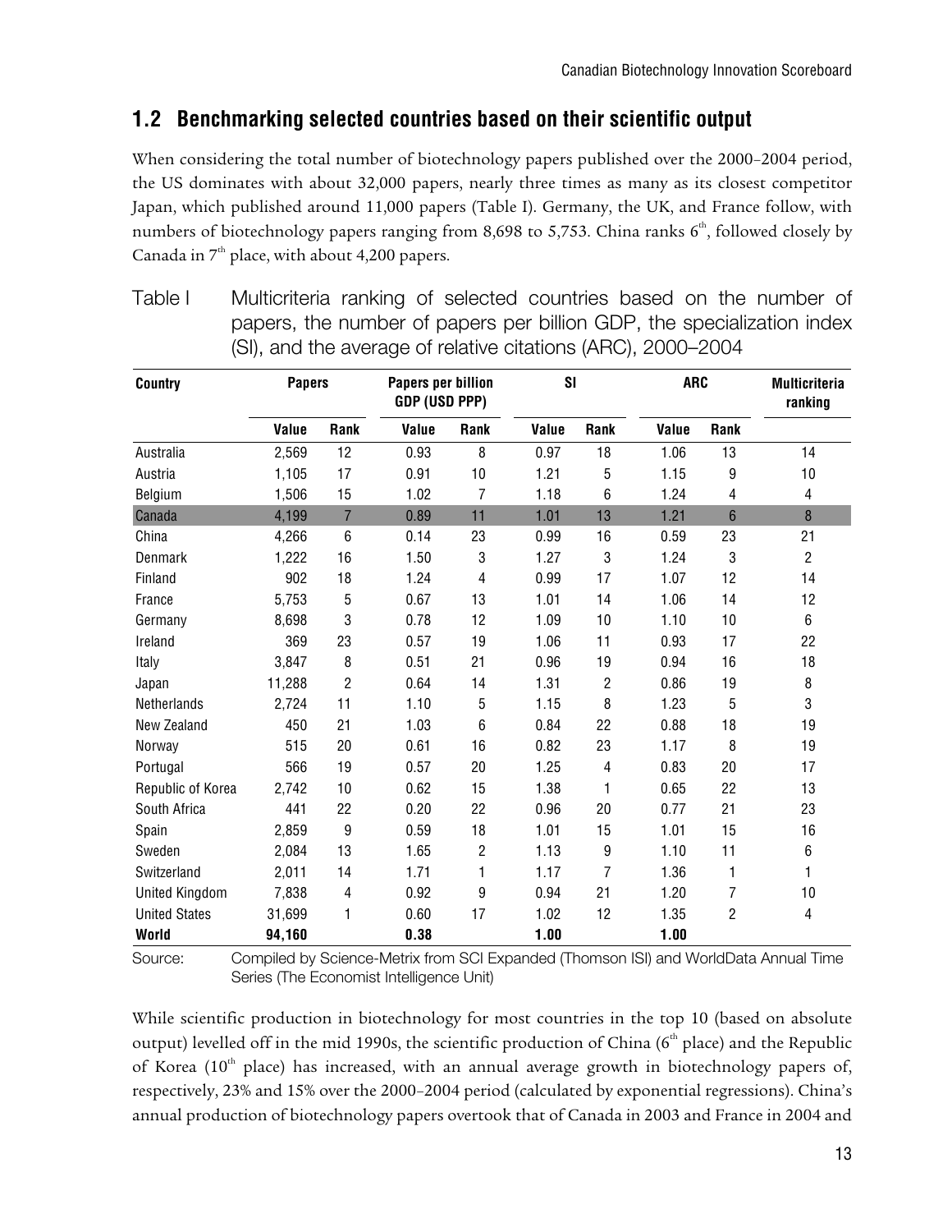## 1.2 Benchmarking selected countries based on their scientific output

When considering the total number of biotechnology papers published over the 2000–2004 period, the US dominates with about 32,000 papers, nearly three times as many as its closest competitor Japan, which published around 11,000 papers (Table I). Germany, the UK, and France follow, with numbers of biotechnology papers ranging from 8,698 to 5,753. China ranks 6th, followed closely by Canada in 7th place, with about 4,200 papers.

Table I Multicriteria ranking of selected countries based on the number of papers, the number of papers per billion GDP, the specialization index (SI), and the average of relative citations (ARC), 2000–2004

| Country | Papers | | Papers per billion GDP (USD PPP) | | SI | | ARC | | Multicriteria ranking |
|---|---|---|---|---|---|---|---|---|---|
| | Value | Rank | Value | Rank | Value | Rank | Value | Rank | |
| Australia | 2,569 | 12 | 0.93 | 8 | 0.97 | 18 | 1.06 | 13 | 14 |
| Austria | 1,105 | 17 | 0.91 | 10 | 1.21 | 5 | 1.15 | 9 | 10 |
| Belgium | 1,506 | 15 | 1.02 | 7 | 1.18 | 6 | 1.24 | 4 | 4 |
| Canada | 4,199 | 7 | 0.89 | 11 | 1.01 | 13 | 1.21 | 6 | 8 |
| China | 4,266 | 6 | 0.14 | 23 | 0.99 | 16 | 0.59 | 23 | 21 |
| Denmark | 1,222 | 16 | 1.50 | 3 | 1.27 | 3 | 1.24 | 3 | 2 |
| Finland | 902 | 18 | 1.24 | 4 | 0.99 | 17 | 1.07 | 12 | 14 |
| France | 5,753 | 5 | 0.67 | 13 | 1.01 | 14 | 1.06 | 14 | 12 |
| Germany | 8,698 | 3 | 0.78 | 12 | 1.09 | 10 | 1.10 | 10 | 6 |
| Ireland | 369 | 23 | 0.57 | 19 | 1.06 | 11 | 0.93 | 17 | 22 |
| Italy | 3,847 | 8 | 0.51 | 21 | 0.96 | 19 | 0.94 | 16 | 18 |
| Japan | 11,288 | 2 | 0.64 | 14 | 1.31 | 2 | 0.86 | 19 | 8 |
| Netherlands | 2,724 | 11 | 1.10 | 5 | 1.15 | 8 | 1.23 | 5 | 3 |
| New Zealand | 450 | 21 | 1.03 | 6 | 0.84 | 22 | 0.88 | 18 | 19 |
| Norway | 515 | 20 | 0.61 | 16 | 0.82 | 23 | 1.17 | 8 | 19 |
| Portugal | 566 | 19 | 0.57 | 20 | 1.25 | 4 | 0.83 | 20 | 17 |
| Republic of Korea | 2,742 | 10 | 0.62 | 15 | 1.38 | 1 | 0.65 | 22 | 13 |
| South Africa | 441 | 22 | 0.20 | 22 | 0.96 | 20 | 0.77 | 21 | 23 |
| Spain | 2,859 | 9 | 0.59 | 18 | 1.01 | 15 | 1.01 | 15 | 16 |
| Sweden | 2,084 | 13 | 1.65 | 2 | 1.13 | 9 | 1.10 | 11 | 6 |
| Switzerland | 2,011 | 14 | 1.71 | 1 | 1.17 | 7 | 1.36 | 1 | 1 |
| United Kingdom | 7,838 | 4 | 0.92 | 9 | 0.94 | 21 | 1.20 | 7 | 10 |
| United States | 31,699 | 1 | 0.60 | 17 | 1.02 | 12 | 1.35 | 2 | 4 |
| **World** | **94,160** | | **0.38** | | **1.00** | | **1.00** | | |

Source: Compiled by Science-Metrix from SCI Expanded (Thomson ISI) and WorldData Annual Time Series (The Economist Intelligence Unit)

While scientific production in biotechnology for most countries in the top 10 (based on absolute output) levelled off in the mid 1990s, the scientific production of China (6th place) and the Republic of Korea (10th place) has increased, with an annual average growth in biotechnology papers of, respectively, 23% and 15% over the 2000–2004 period (calculated by exponential regressions). China's annual production of biotechnology papers overtook that of Canada in 2003 and France in 2004 and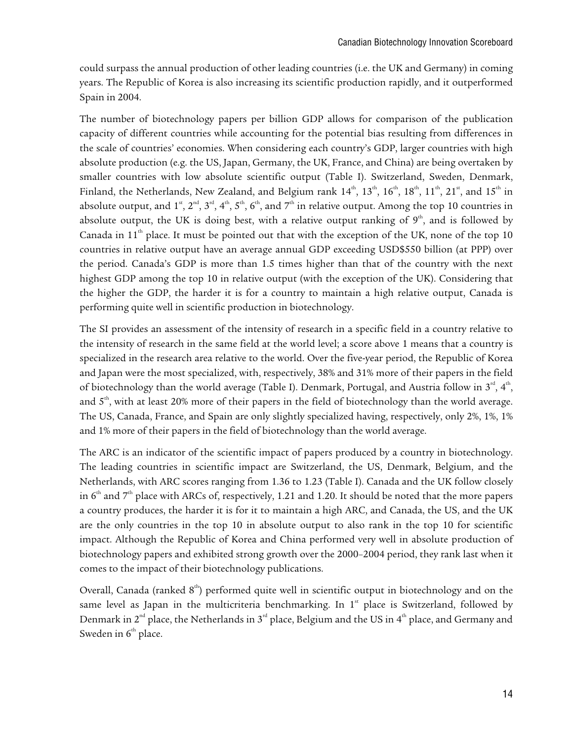could surpass the annual production of other leading countries (i.e. the UK and Germany) in coming years. The Republic of Korea is also increasing its scientific production rapidly, and it outperformed Spain in 2004.

The number of biotechnology papers per billion GDP allows for comparison of the publication capacity of different countries while accounting for the potential bias resulting from differences in the scale of countries' economies. When considering each country's GDP, larger countries with high absolute production (e.g. the US, Japan, Germany, the UK, France, and China) are being overtaken by smaller countries with low absolute scientific output (Table I). Switzerland, Sweden, Denmark, Finland, the Netherlands, New Zealand, and Belgium rank 14th, 13th, 16th, 18th, 11th, 21st, and 15th in absolute output, and 1st, 2nd, 3rd, 4th, 5th, 6th, and 7th in relative output. Among the top 10 countries in absolute output, the UK is doing best, with a relative output ranking of 9th, and is followed by Canada in 11th place. It must be pointed out that with the exception of the UK, none of the top 10 countries in relative output have an average annual GDP exceeding USD$550 billion (at PPP) over the period. Canada's GDP is more than 1.5 times higher than that of the country with the next highest GDP among the top 10 in relative output (with the exception of the UK). Considering that the higher the GDP, the harder it is for a country to maintain a high relative output, Canada is performing quite well in scientific production in biotechnology.

The SI provides an assessment of the intensity of research in a specific field in a country relative to the intensity of research in the same field at the world level; a score above 1 means that a country is specialized in the research area relative to the world. Over the five-year period, the Republic of Korea and Japan were the most specialized, with, respectively, 38% and 31% more of their papers in the field of biotechnology than the world average (Table I). Denmark, Portugal, and Austria follow in 3rd, 4th, and 5th, with at least 20% more of their papers in the field of biotechnology than the world average. The US, Canada, France, and Spain are only slightly specialized having, respectively, only 2%, 1%, 1% and 1% more of their papers in the field of biotechnology than the world average.

The ARC is an indicator of the scientific impact of papers produced by a country in biotechnology. The leading countries in scientific impact are Switzerland, the US, Denmark, Belgium, and the Netherlands, with ARC scores ranging from 1.36 to 1.23 (Table I). Canada and the UK follow closely in 6th and 7th place with ARCs of, respectively, 1.21 and 1.20. It should be noted that the more papers a country produces, the harder it is for it to maintain a high ARC, and Canada, the US, and the UK are the only countries in the top 10 in absolute output to also rank in the top 10 for scientific impact. Although the Republic of Korea and China performed very well in absolute production of biotechnology papers and exhibited strong growth over the 2000–2004 period, they rank last when it comes to the impact of their biotechnology publications.

Overall, Canada (ranked 8th) performed quite well in scientific output in biotechnology and on the same level as Japan in the multicriteria benchmarking. In 1st place is Switzerland, followed by Denmark in 2nd place, the Netherlands in 3rd place, Belgium and the US in 4th place, and Germany and Sweden in 6th place.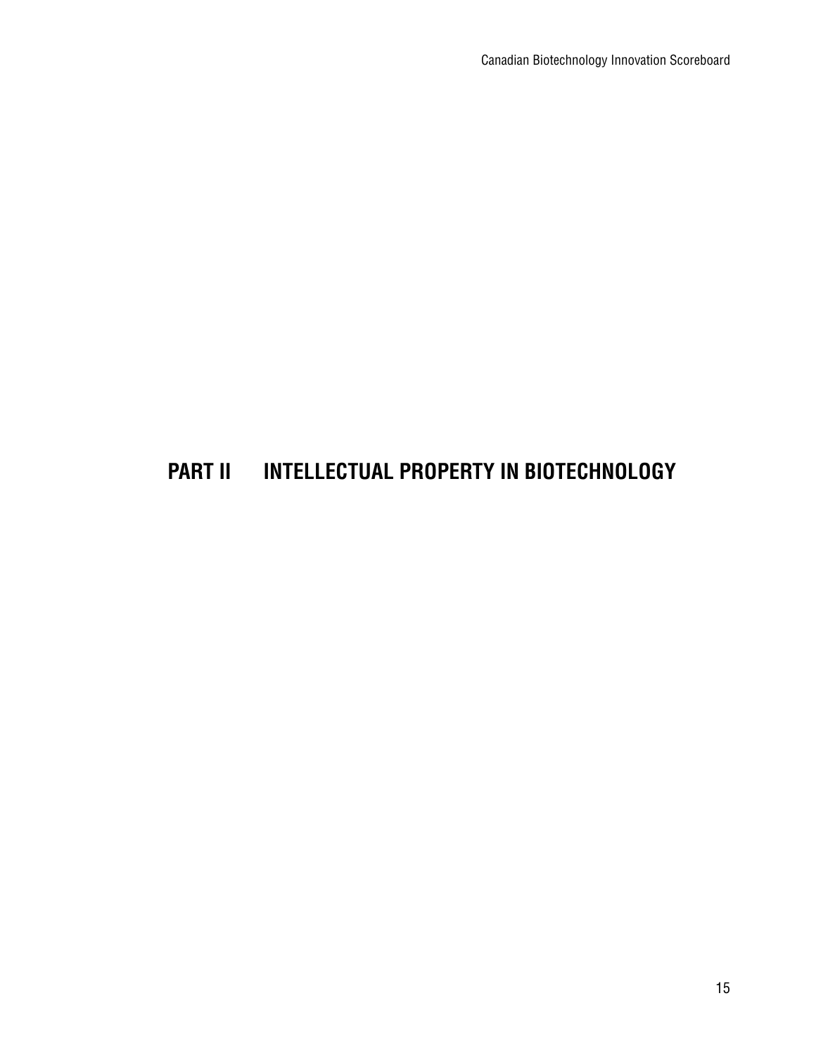# PART II INTELLECTUAL PROPERTY IN BIOTECHNOLOGY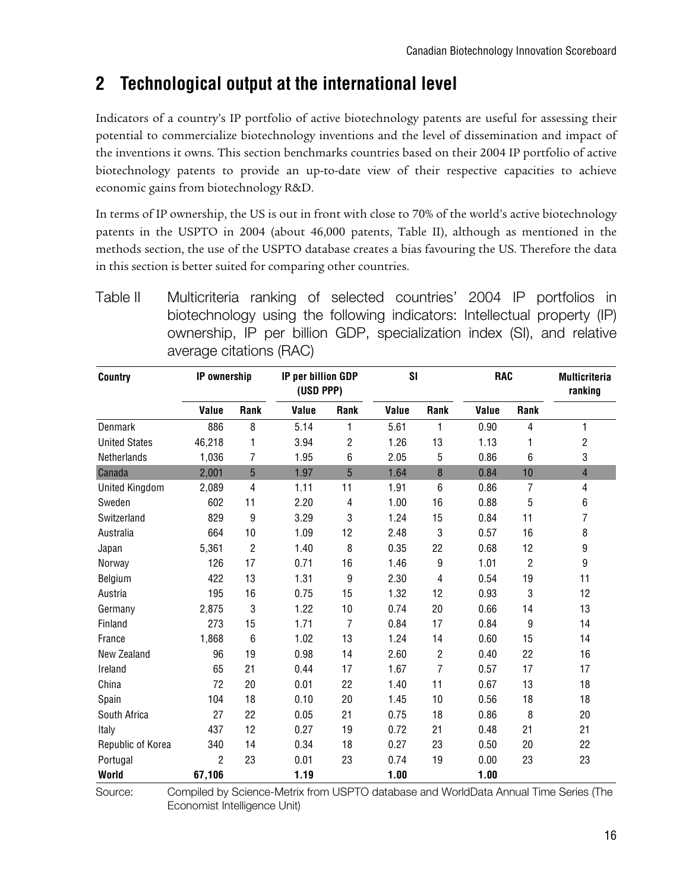## 2 Technological output at the international level

Indicators of a country's IP portfolio of active biotechnology patents are useful for assessing their potential to commercialize biotechnology inventions and the level of dissemination and impact of the inventions it owns. This section benchmarks countries based on their 2004 IP portfolio of active biotechnology patents to provide an up-to-date view of their respective capacities to achieve economic gains from biotechnology R&D.

In terms of IP ownership, the US is out in front with close to 70% of the world's active biotechnology patents in the USPTO in 2004 (about 46,000 patents, Table II), although as mentioned in the methods section, the use of the USPTO database creates a bias favouring the US. Therefore the data in this section is better suited for comparing other countries.

Table II Multicriteria ranking of selected countries' 2004 IP portfolios in biotechnology using the following indicators: Intellectual property (IP) ownership, IP per billion GDP, specialization index (SI), and relative average citations (RAC)

| **Country** | **IP ownership** | | **IP per billion GDP (USD PPP)** | | **SI** | | **RAC** | | **Multicriteria ranking** |
|---|---|---|---|---|---|---|---|---|---|
| | **Value** | **Rank** | **Value** | **Rank** | **Value** | **Rank** | **Value** | **Rank** | |
| Denmark | 886 | 8 | 5.14 | 1 | 5.61 | 1 | 0.90 | 4 | 1 |
| United States | 46,218 | 1 | 3.94 | 2 | 1.26 | 13 | 1.13 | 1 | 2 |
| Netherlands | 1,036 | 7 | 1.95 | 6 | 2.05 | 5 | 0.86 | 6 | 3 |
| Canada | 2,001 | 5 | 1.97 | 5 | 1.64 | 8 | 0.84 | 10 | 4 |
| United Kingdom | 2,089 | 4 | 1.11 | 11 | 1.91 | 6 | 0.86 | 7 | 4 |
| Sweden | 602 | 11 | 2.20 | 4 | 1.00 | 16 | 0.88 | 5 | 6 |
| Switzerland | 829 | 9 | 3.29 | 3 | 1.24 | 15 | 0.84 | 11 | 7 |
| Australia | 664 | 10 | 1.09 | 12 | 2.48 | 3 | 0.57 | 16 | 8 |
| Japan | 5,361 | 2 | 1.40 | 8 | 0.35 | 22 | 0.68 | 12 | 9 |
| Norway | 126 | 17 | 0.71 | 16 | 1.46 | 9 | 1.01 | 2 | 9 |
| Belgium | 422 | 13 | 1.31 | 9 | 2.30 | 4 | 0.54 | 19 | 11 |
| Austria | 195 | 16 | 0.75 | 15 | 1.32 | 12 | 0.93 | 3 | 12 |
| Germany | 2,875 | 3 | 1.22 | 10 | 0.74 | 20 | 0.66 | 14 | 13 |
| Finland | 273 | 15 | 1.71 | 7 | 0.84 | 17 | 0.84 | 9 | 14 |
| France | 1,868 | 6 | 1.02 | 13 | 1.24 | 14 | 0.60 | 15 | 14 |
| New Zealand | 96 | 19 | 0.98 | 14 | 2.60 | 2 | 0.40 | 22 | 16 |
| Ireland | 65 | 21 | 0.44 | 17 | 1.67 | 7 | 0.57 | 17 | 17 |
| China | 72 | 20 | 0.01 | 22 | 1.40 | 11 | 0.67 | 13 | 18 |
| Spain | 104 | 18 | 0.10 | 20 | 1.45 | 10 | 0.56 | 18 | 18 |
| South Africa | 27 | 22 | 0.05 | 21 | 0.75 | 18 | 0.86 | 8 | 20 |
| Italy | 437 | 12 | 0.27 | 19 | 0.72 | 21 | 0.48 | 21 | 21 |
| Republic of Korea | 340 | 14 | 0.34 | 18 | 0.27 | 23 | 0.50 | 20 | 22 |
| Portugal | 2 | 23 | 0.01 | 23 | 0.74 | 19 | 0.00 | 23 | 23 |
| **World** | **67,106** | | **1.19** | | **1.00** | | **1.00** | | |

Source: Compiled by Science-Metrix from USPTO database and WorldData Annual Time Series (The Economist Intelligence Unit)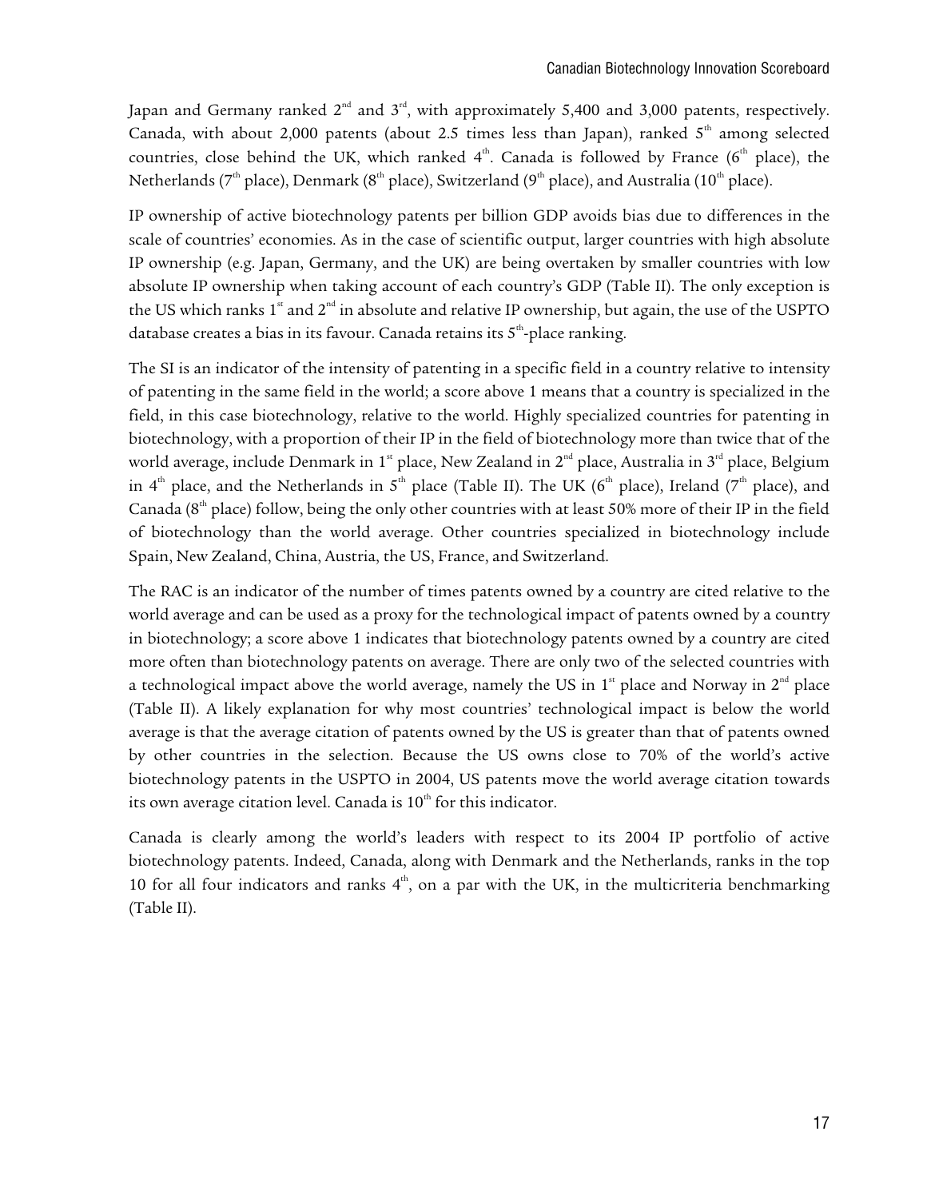Japan and Germany ranked 2nd and 3rd, with approximately 5,400 and 3,000 patents, respectively. Canada, with about 2,000 patents (about 2.5 times less than Japan), ranked 5th among selected countries, close behind the UK, which ranked 4th. Canada is followed by France (6th place), the Netherlands (7th place), Denmark (8th place), Switzerland (9th place), and Australia (10th place).

IP ownership of active biotechnology patents per billion GDP avoids bias due to differences in the scale of countries' economies. As in the case of scientific output, larger countries with high absolute IP ownership (e.g. Japan, Germany, and the UK) are being overtaken by smaller countries with low absolute IP ownership when taking account of each country's GDP (Table II). The only exception is the US which ranks 1st and 2nd in absolute and relative IP ownership, but again, the use of the USPTO database creates a bias in its favour. Canada retains its 5th-place ranking.

The SI is an indicator of the intensity of patenting in a specific field in a country relative to intensity of patenting in the same field in the world; a score above 1 means that a country is specialized in the field, in this case biotechnology, relative to the world. Highly specialized countries for patenting in biotechnology, with a proportion of their IP in the field of biotechnology more than twice that of the world average, include Denmark in 1st place, New Zealand in 2nd place, Australia in 3rd place, Belgium in 4th place, and the Netherlands in 5th place (Table II). The UK (6th place), Ireland (7th place), and Canada (8th place) follow, being the only other countries with at least 50% more of their IP in the field of biotechnology than the world average. Other countries specialized in biotechnology include Spain, New Zealand, China, Austria, the US, France, and Switzerland.

The RAC is an indicator of the number of times patents owned by a country are cited relative to the world average and can be used as a proxy for the technological impact of patents owned by a country in biotechnology; a score above 1 indicates that biotechnology patents owned by a country are cited more often than biotechnology patents on average. There are only two of the selected countries with a technological impact above the world average, namely the US in 1st place and Norway in 2nd place (Table II). A likely explanation for why most countries' technological impact is below the world average is that the average citation of patents owned by the US is greater than that of patents owned by other countries in the selection. Because the US owns close to 70% of the world's active biotechnology patents in the USPTO in 2004, US patents move the world average citation towards its own average citation level. Canada is 10th for this indicator.

Canada is clearly among the world's leaders with respect to its 2004 IP portfolio of active biotechnology patents. Indeed, Canada, along with Denmark and the Netherlands, ranks in the top 10 for all four indicators and ranks 4th, on a par with the UK, in the multicriteria benchmarking (Table II).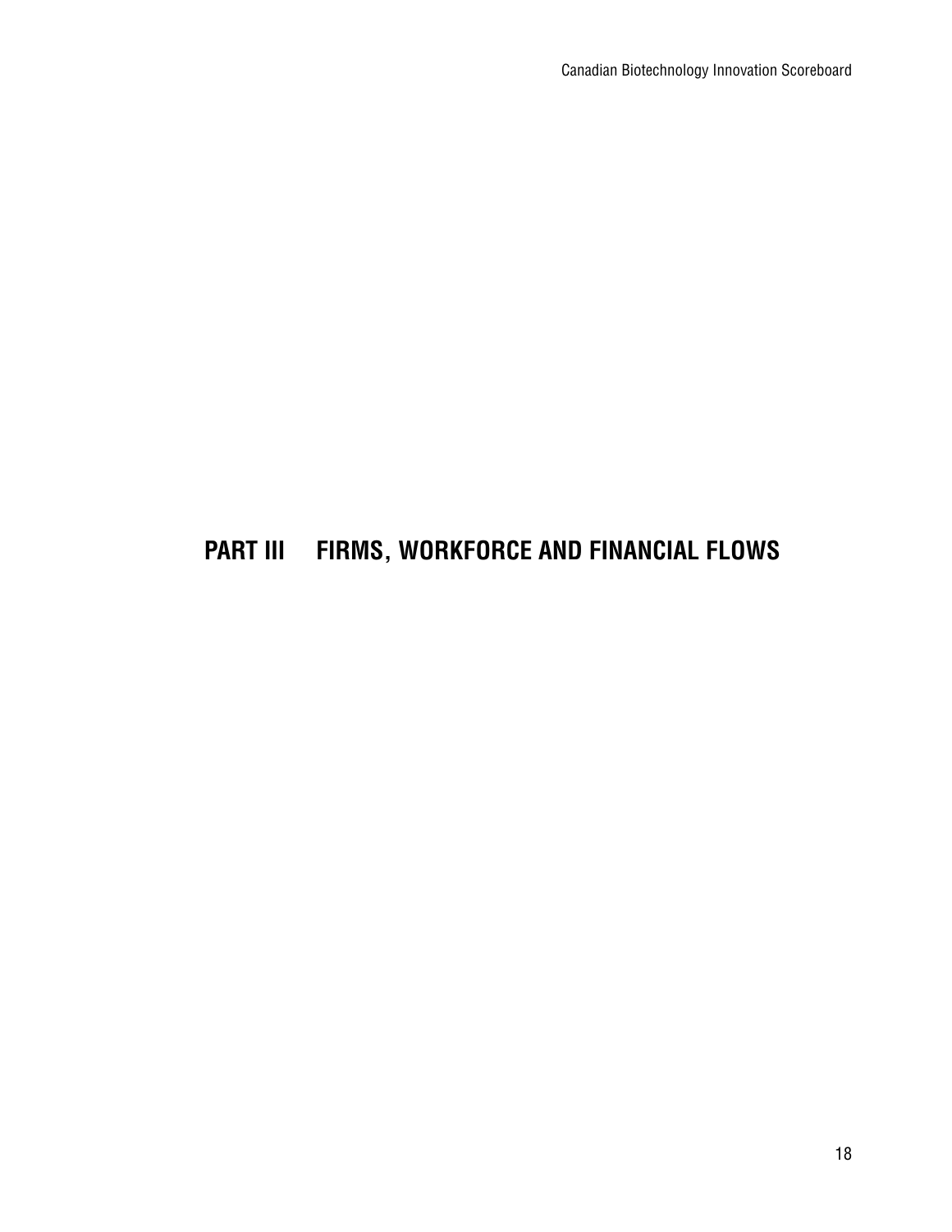# PART III FIRMS, WORKFORCE AND FINANCIAL FLOWS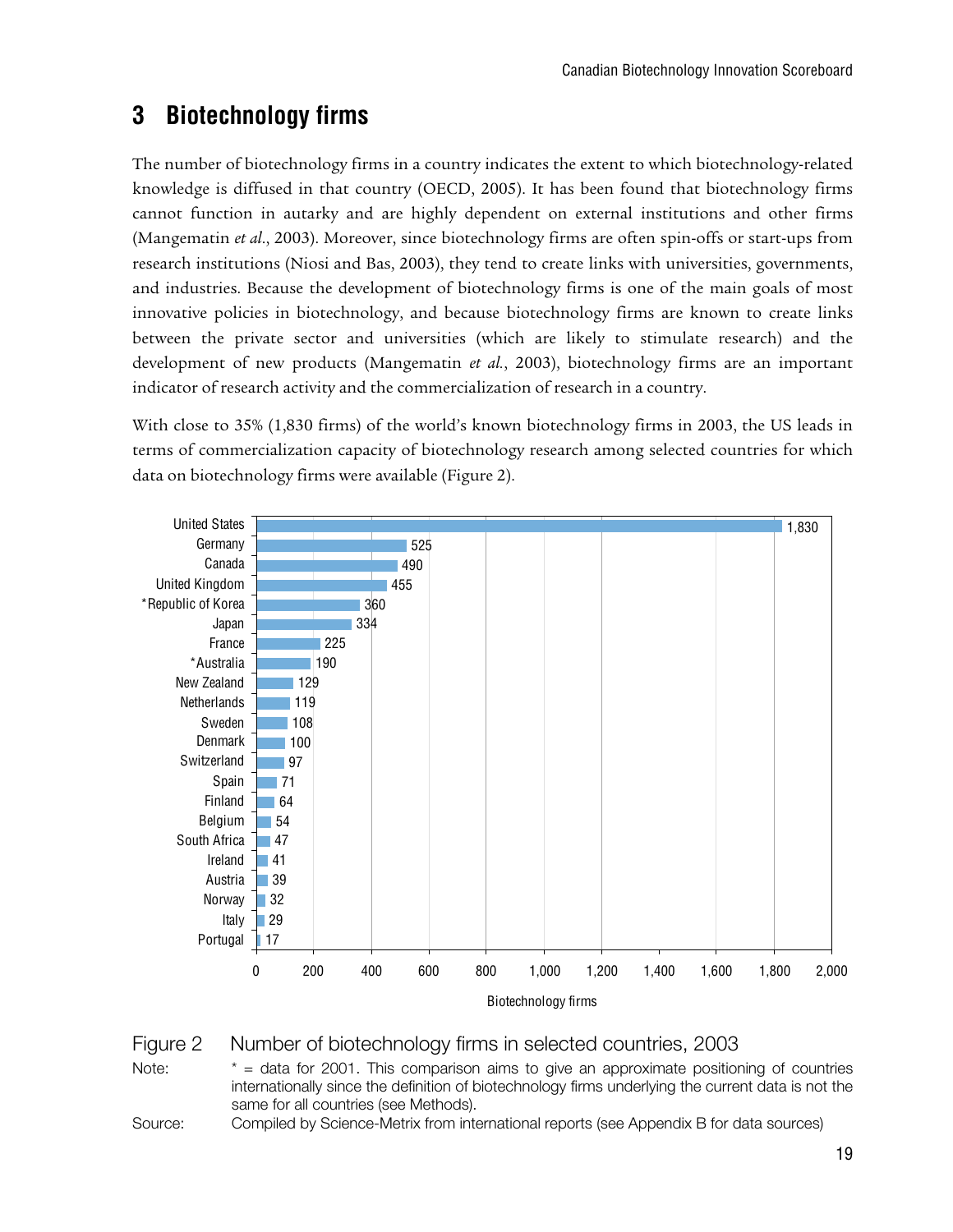# 3 Biotechnology firms

The number of biotechnology firms in a country indicates the extent to which biotechnology-related knowledge is diffused in that country (OECD, 2005). It has been found that biotechnology firms cannot function in autarky and are highly dependent on external institutions and other firms (Mangematin *et al*., 2003). Moreover, since biotechnology firms are often spin-offs or start-ups from research institutions (Niosi and Bas, 2003), they tend to create links with universities, governments, and industries. Because the development of biotechnology firms is one of the main goals of most innovative policies in biotechnology, and because biotechnology firms are known to create links between the private sector and universities (which are likely to stimulate research) and the development of new products (Mangematin *et al.*, 2003), biotechnology firms are an important indicator of research activity and the commercialization of research in a country.

With close to 35% (1,830 firms) of the world's known biotechnology firms in 2003, the US leads in terms of commercialization capacity of biotechnology research among selected countries for which data on biotechnology firms were available (Figure 2).

| Country | Biotechnology firms |
| --- | --- |
| United States | 1,830 |
| Germany | 525 |
| Canada | 490 |
| United Kingdom | 455 |
| *Republic of Korea | 360 |
| Japan | 334 |
| France | 225 |
| *Australia | 190 |
| New Zealand | 129 |
| Netherlands | 119 |
| Sweden | 108 |
| Denmark | 100 |
| Switzerland | 97 |
| Spain | 71 |
| Finland | 64 |
| Belgium | 54 |
| South Africa | 47 |
| Ireland | 41 |
| Austria | 39 |
| Norway | 32 |
| Italy | 29 |
| Portugal | 17 |

Figure 2 Number of biotechnology firms in selected countries, 2003

Note: * = data for 2001. This comparison aims to give an approximate positioning of countries internationally since the definition of biotechnology firms underlying the current data is not the same for all countries (see Methods).

Source: Compiled by Science-Metrix from international reports (see Appendix B for data sources)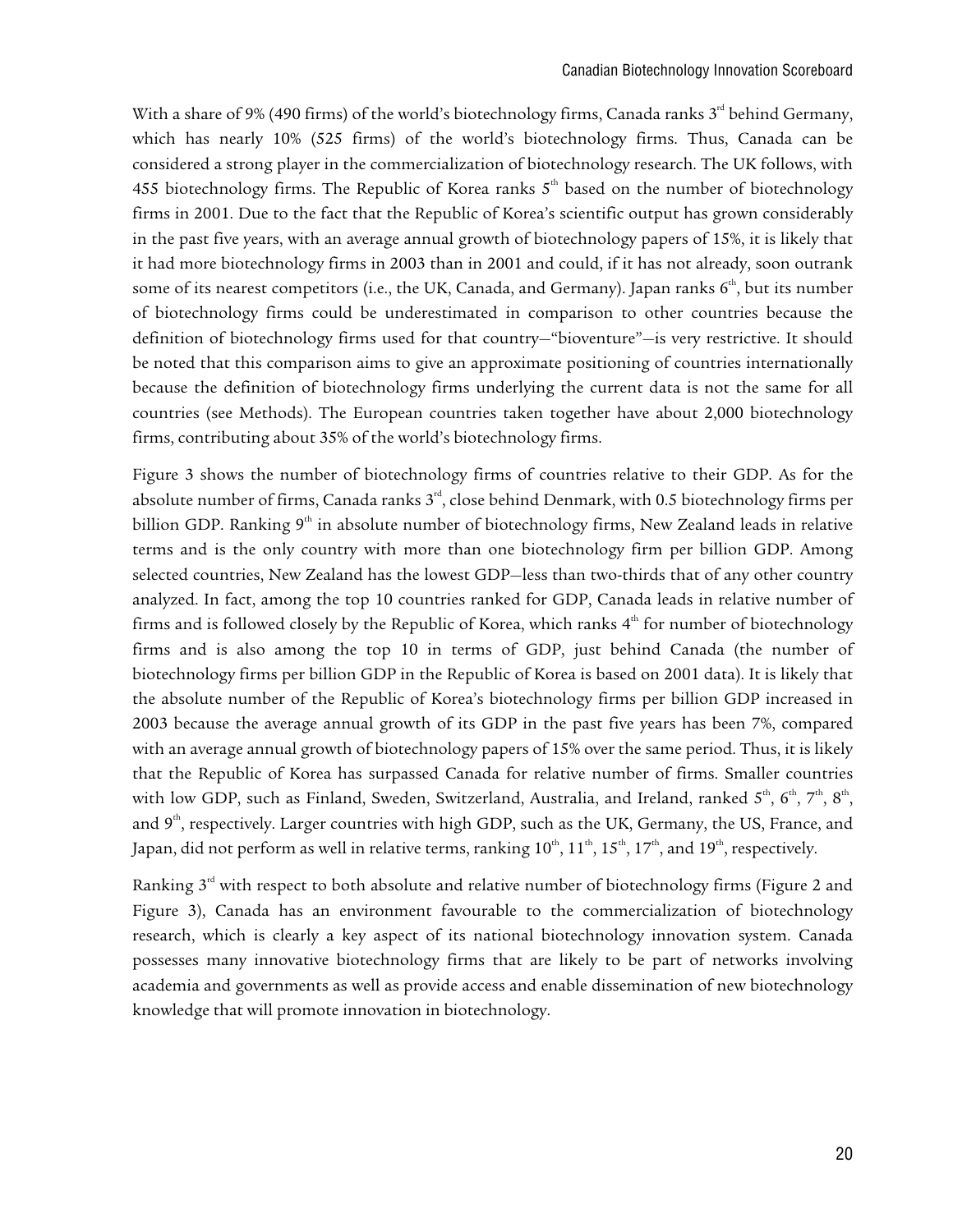With a share of 9% (490 firms) of the world's biotechnology firms, Canada ranks 3rd behind Germany, which has nearly 10% (525 firms) of the world's biotechnology firms. Thus, Canada can be considered a strong player in the commercialization of biotechnology research. The UK follows, with 455 biotechnology firms. The Republic of Korea ranks 5th based on the number of biotechnology firms in 2001. Due to the fact that the Republic of Korea's scientific output has grown considerably in the past five years, with an average annual growth of biotechnology papers of 15%, it is likely that it had more biotechnology firms in 2003 than in 2001 and could, if it has not already, soon outrank some of its nearest competitors (i.e., the UK, Canada, and Germany). Japan ranks 6th, but its number of biotechnology firms could be underestimated in comparison to other countries because the definition of biotechnology firms used for that country—"bioventure"—is very restrictive. It should be noted that this comparison aims to give an approximate positioning of countries internationally because the definition of biotechnology firms underlying the current data is not the same for all countries (see Methods). The European countries taken together have about 2,000 biotechnology firms, contributing about 35% of the world's biotechnology firms.

Figure 3 shows the number of biotechnology firms of countries relative to their GDP. As for the absolute number of firms, Canada ranks 3rd, close behind Denmark, with 0.5 biotechnology firms per billion GDP. Ranking 9th in absolute number of biotechnology firms, New Zealand leads in relative terms and is the only country with more than one biotechnology firm per billion GDP. Among selected countries, New Zealand has the lowest GDP—less than two-thirds that of any other country analyzed. In fact, among the top 10 countries ranked for GDP, Canada leads in relative number of firms and is followed closely by the Republic of Korea, which ranks 4th for number of biotechnology firms and is also among the top 10 in terms of GDP, just behind Canada (the number of biotechnology firms per billion GDP in the Republic of Korea is based on 2001 data). It is likely that the absolute number of the Republic of Korea's biotechnology firms per billion GDP increased in 2003 because the average annual growth of its GDP in the past five years has been 7%, compared with an average annual growth of biotechnology papers of 15% over the same period. Thus, it is likely that the Republic of Korea has surpassed Canada for relative number of firms. Smaller countries with low GDP, such as Finland, Sweden, Switzerland, Australia, and Ireland, ranked 5th, 6th, 7th, 8th, and 9th, respectively. Larger countries with high GDP, such as the UK, Germany, the US, France, and Japan, did not perform as well in relative terms, ranking 10th, 11th, 15th, 17th, and 19th, respectively.

Ranking 3rd with respect to both absolute and relative number of biotechnology firms (Figure 2 and Figure 3), Canada has an environment favourable to the commercialization of biotechnology research, which is clearly a key aspect of its national biotechnology innovation system. Canada possesses many innovative biotechnology firms that are likely to be part of networks involving academia and governments as well as provide access and enable dissemination of new biotechnology knowledge that will promote innovation in biotechnology.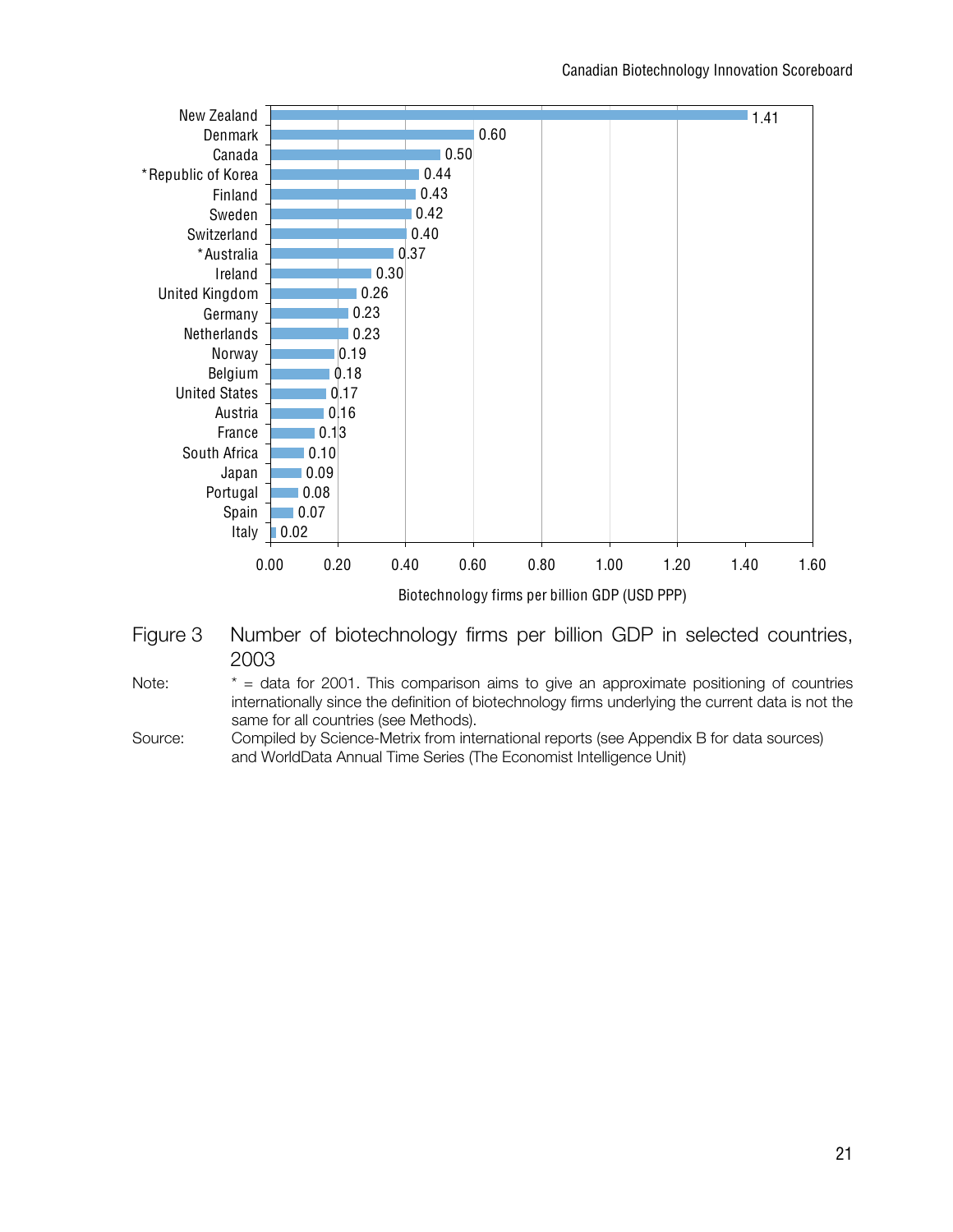| Country | Biotechnology firms per billion GDP (USD PPP) |
|---|---|
| New Zealand | 1.41 |
| Denmark | 0.60 |
| Canada | 0.50 |
| *Republic of Korea | 0.44 |
| Finland | 0.43 |
| Sweden | 0.42 |
| Switzerland | 0.40 |
| *Australia | 0.37 |
| Ireland | 0.30 |
| United Kingdom | 0.26 |
| Germany | 0.23 |
| Netherlands | 0.23 |
| Norway | 0.19 |
| Belgium | 0.18 |
| United States | 0.17 |
| Austria | 0.16 |
| France | 0.13 |
| South Africa | 0.10 |
| Japan | 0.09 |
| Portugal | 0.08 |
| Spain | 0.07 |
| Italy | 0.02 |

Figure 3 Number of biotechnology firms per billion GDP in selected countries, 2003

Note: * = data for 2001. This comparison aims to give an approximate positioning of countries internationally since the definition of biotechnology firms underlying the current data is not the same for all countries (see Methods).

Source: Compiled by Science-Metrix from international reports (see Appendix B for data sources) and WorldData Annual Time Series (The Economist Intelligence Unit)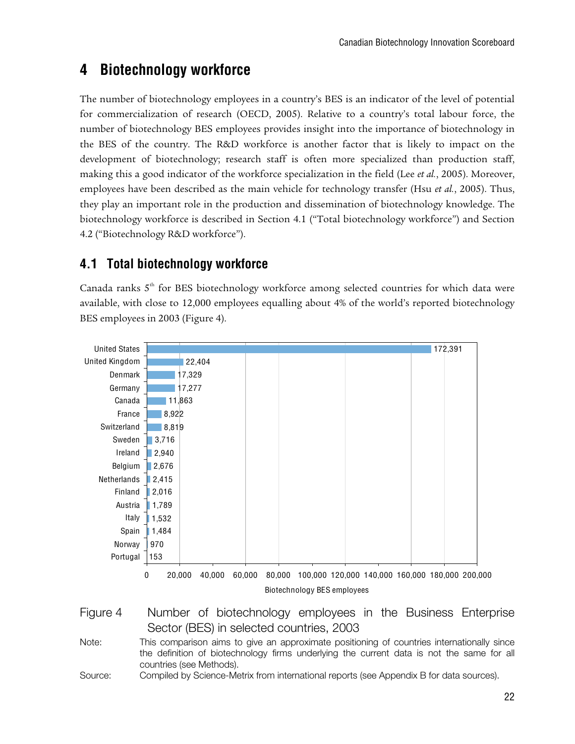# 4 Biotechnology workforce

The number of biotechnology employees in a country's BES is an indicator of the level of potential for commercialization of research (OECD, 2005). Relative to a country's total labour force, the number of biotechnology BES employees provides insight into the importance of biotechnology in the BES of the country. The R&D workforce is another factor that is likely to impact on the development of biotechnology; research staff is often more specialized than production staff, making this a good indicator of the workforce specialization in the field (Lee *et al.*, 2005). Moreover, employees have been described as the main vehicle for technology transfer (Hsu *et al.*, 2005). Thus, they play an important role in the production and dissemination of biotechnology knowledge. The biotechnology workforce is described in Section 4.1 ("Total biotechnology workforce") and Section 4.2 ("Biotechnology R&D workforce").

## 4.1 Total biotechnology workforce

Canada ranks 5th for BES biotechnology workforce among selected countries for which data were available, with close to 12,000 employees equalling about 4% of the world's reported biotechnology BES employees in 2003 (Figure 4).

| Country | Biotechnology BES employees |
|---|---|
| United States | 172,391 |
| United Kingdom | 22,404 |
| Denmark | 17,329 |
| Germany | 17,277 |
| Canada | 11,863 |
| France | 8,922 |
| Switzerland | 8,819 |
| Sweden | 3,716 |
| Ireland | 2,940 |
| Belgium | 2,676 |
| Netherlands | 2,415 |
| Finland | 2,016 |
| Austria | 1,789 |
| Italy | 1,532 |
| Spain | 1,484 |
| Norway | 970 |
| Portugal | 153 |

Figure 4 Number of biotechnology employees in the Business Enterprise Sector (BES) in selected countries, 2003

Note: This comparison aims to give an approximate positioning of countries internationally since the definition of biotechnology firms underlying the current data is not the same for all countries (see Methods).

Source: Compiled by Science-Metrix from international reports (see Appendix B for data sources).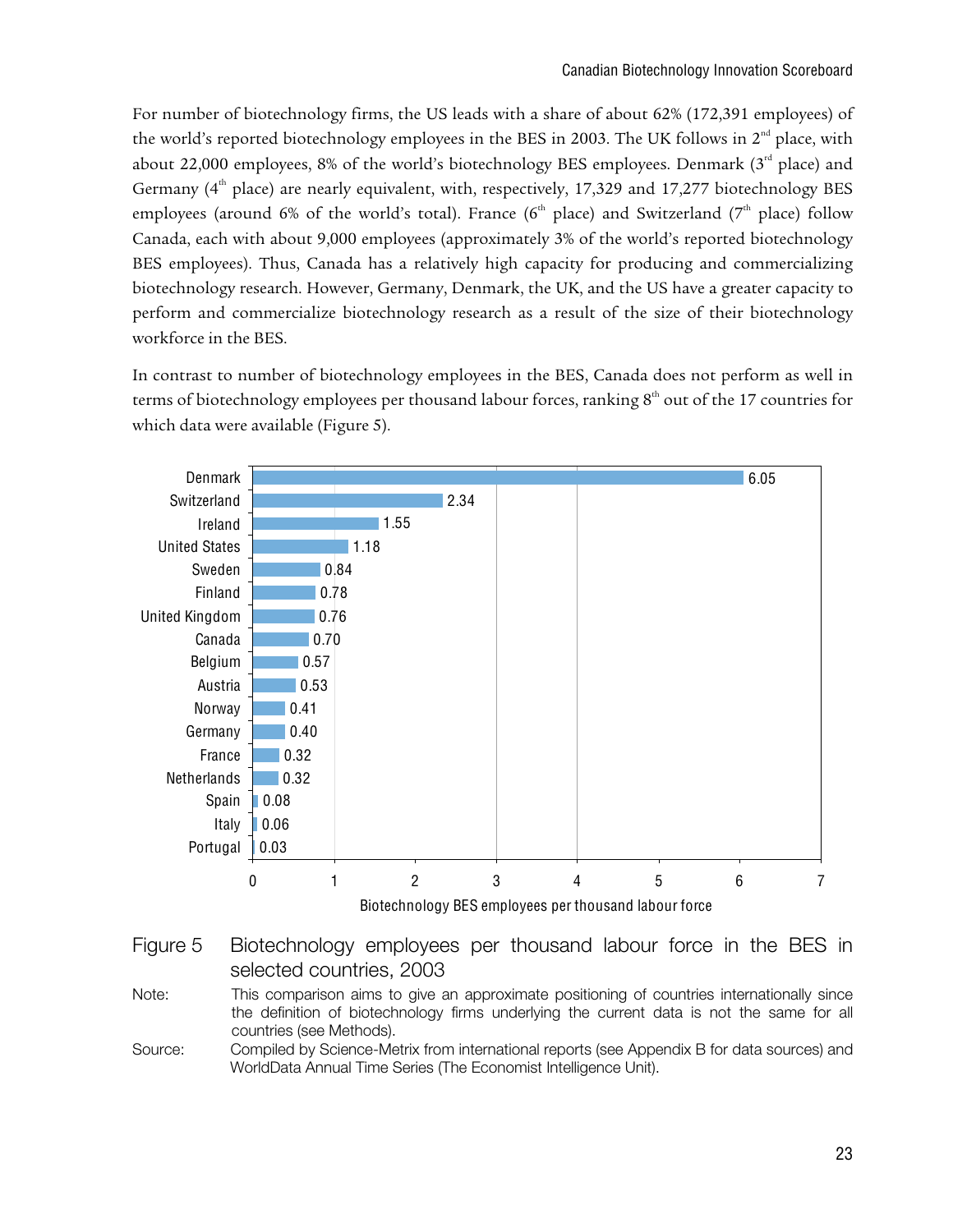For number of biotechnology firms, the US leads with a share of about 62% (172,391 employees) of the world's reported biotechnology employees in the BES in 2003. The UK follows in 2[nd] place, with about 22,000 employees, 8% of the world's biotechnology BES employees. Denmark (3[rd] place) and Germany (4[th] place) are nearly equivalent, with, respectively, 17,329 and 17,277 biotechnology BES employees (around 6% of the world's total). France (6[th] place) and Switzerland (7[th] place) follow Canada, each with about 9,000 employees (approximately 3% of the world's reported biotechnology BES employees). Thus, Canada has a relatively high capacity for producing and commercializing biotechnology research. However, Germany, Denmark, the UK, and the US have a greater capacity to perform and commercialize biotechnology research as a result of the size of their biotechnology workforce in the BES.

In contrast to number of biotechnology employees in the BES, Canada does not perform as well in terms of biotechnology employees per thousand labour forces, ranking 8[th] out of the 17 countries for which data were available (Figure 5).

| Country | Biotechnology BES employees per thousand labour force |
|---|---|
| Denmark | 6.05 |
| Switzerland | 2.34 |
| Ireland | 1.55 |
| United States | 1.18 |
| Sweden | 0.84 |
| Finland | 0.78 |
| United Kingdom | 0.76 |
| Canada | 0.70 |
| Belgium | 0.57 |
| Austria | 0.53 |
| Norway | 0.41 |
| Germany | 0.40 |
| France | 0.32 |
| Netherlands | 0.32 |
| Spain | 0.08 |
| Italy | 0.06 |
| Portugal | 0.03 |

Figure 5 Biotechnology employees per thousand labour force in the BES in selected countries, 2003

Note: This comparison aims to give an approximate positioning of countries internationally since the definition of biotechnology firms underlying the current data is not the same for all countries (see Methods).

Source: Compiled by Science-Metrix from international reports (see Appendix B for data sources) and WorldData Annual Time Series (The Economist Intelligence Unit).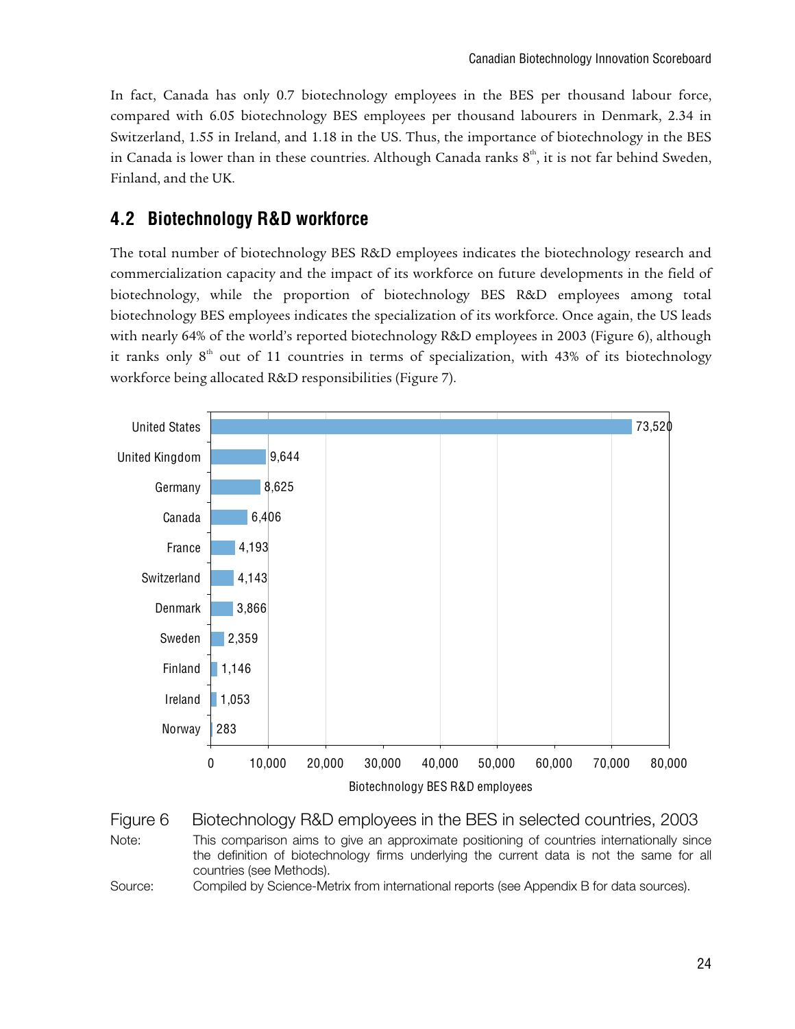In fact, Canada has only 0.7 biotechnology employees in the BES per thousand labour force, compared with 6.05 biotechnology BES employees per thousand labourers in Denmark, 2.34 in Switzerland, 1.55 in Ireland, and 1.18 in the US. Thus, the importance of biotechnology in the BES in Canada is lower than in these countries. Although Canada ranks 8th, it is not far behind Sweden, Finland, and the UK.

## 4.2 Biotechnology R&D workforce

The total number of biotechnology BES R&D employees indicates the biotechnology research and commercialization capacity and the impact of its workforce on future developments in the field of biotechnology, while the proportion of biotechnology BES R&D employees among total biotechnology BES employees indicates the specialization of its workforce. Once again, the US leads with nearly 64% of the world's reported biotechnology R&D employees in 2003 (Figure 6), although it ranks only 8th out of 11 countries in terms of specialization, with 43% of its biotechnology workforce being allocated R&D responsibilities (Figure 7).

| Country | Biotechnology BES R&D employees |
|---|---|
| United States | 73,520 |
| United Kingdom | 9,644 |
| Germany | 8,625 |
| Canada | 6,406 |
| France | 4,193 |
| Switzerland | 4,143 |
| Denmark | 3,866 |
| Sweden | 2,359 |
| Finland | 1,146 |
| Ireland | 1,053 |
| Norway | 283 |

Figure 6 Biotechnology R&D employees in the BES in selected countries, 2003

Note: This comparison aims to give an approximate positioning of countries internationally since the definition of biotechnology firms underlying the current data is not the same for all countries (see Methods).

Source: Compiled by Science-Metrix from international reports (see Appendix B for data sources).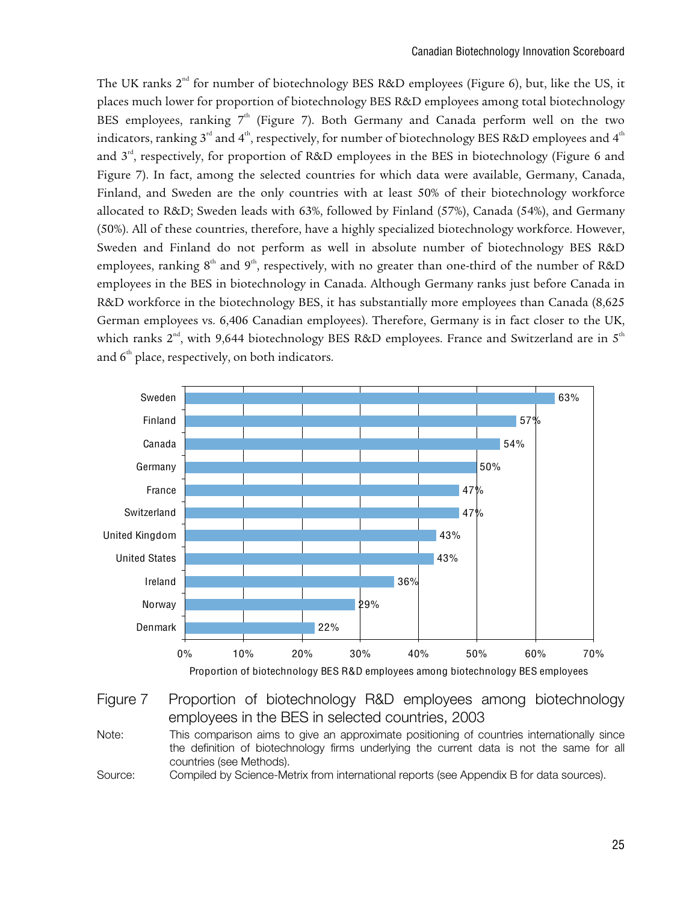The UK ranks 2nd for number of biotechnology BES R&D employees (Figure 6), but, like the US, it places much lower for proportion of biotechnology BES R&D employees among total biotechnology BES employees, ranking 7th (Figure 7). Both Germany and Canada perform well on the two indicators, ranking 3rd and 4th, respectively, for number of biotechnology BES R&D employees and 4th and 3rd, respectively, for proportion of R&D employees in the BES in biotechnology (Figure 6 and Figure 7). In fact, among the selected countries for which data were available, Germany, Canada, Finland, and Sweden are the only countries with at least 50% of their biotechnology workforce allocated to R&D; Sweden leads with 63%, followed by Finland (57%), Canada (54%), and Germany (50%). All of these countries, therefore, have a highly specialized biotechnology workforce. However, Sweden and Finland do not perform as well in absolute number of biotechnology BES R&D employees, ranking 8th and 9th, respectively, with no greater than one-third of the number of R&D employees in the BES in biotechnology in Canada. Although Germany ranks just before Canada in R&D workforce in the biotechnology BES, it has substantially more employees than Canada (8,625 German employees vs. 6,406 Canadian employees). Therefore, Germany is in fact closer to the UK, which ranks 2nd, with 9,644 biotechnology BES R&D employees. France and Switzerland are in 5th and 6th place, respectively, on both indicators.

| Country | Proportion of biotechnology BES R&D employees among biotechnology BES employees |
|---|---|
| Sweden | 63% |
| Finland | 57% |
| Canada | 54% |
| Germany | 50% |
| France | 47% |
| Switzerland | 47% |
| United Kingdom | 43% |
| United States | 43% |
| Ireland | 36% |
| Norway | 29% |
| Denmark | 22% |

Figure 7 Proportion of biotechnology R&D employees among biotechnology employees in the BES in selected countries, 2003

Note: This comparison aims to give an approximate positioning of countries internationally since the definition of biotechnology firms underlying the current data is not the same for all countries (see Methods).

Source: Compiled by Science-Metrix from international reports (see Appendix B for data sources).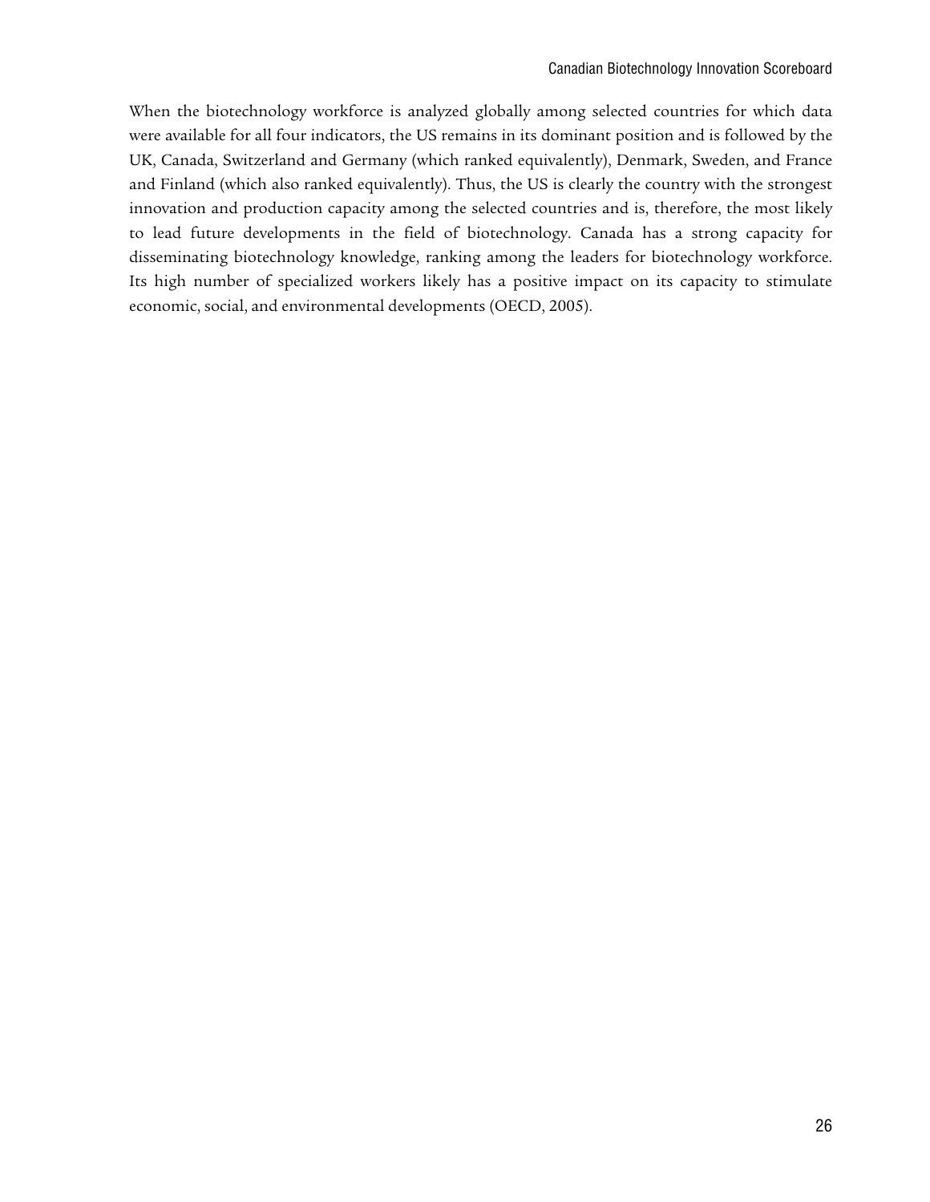When the biotechnology workforce is analyzed globally among selected countries for which data were available for all four indicators, the US remains in its dominant position and is followed by the UK, Canada, Switzerland and Germany (which ranked equivalently), Denmark, Sweden, and France and Finland (which also ranked equivalently). Thus, the US is clearly the country with the strongest innovation and production capacity among the selected countries and is, therefore, the most likely to lead future developments in the field of biotechnology. Canada has a strong capacity for disseminating biotechnology knowledge, ranking among the leaders for biotechnology workforce. Its high number of specialized workers likely has a positive impact on its capacity to stimulate economic, social, and environmental developments (OECD, 2005).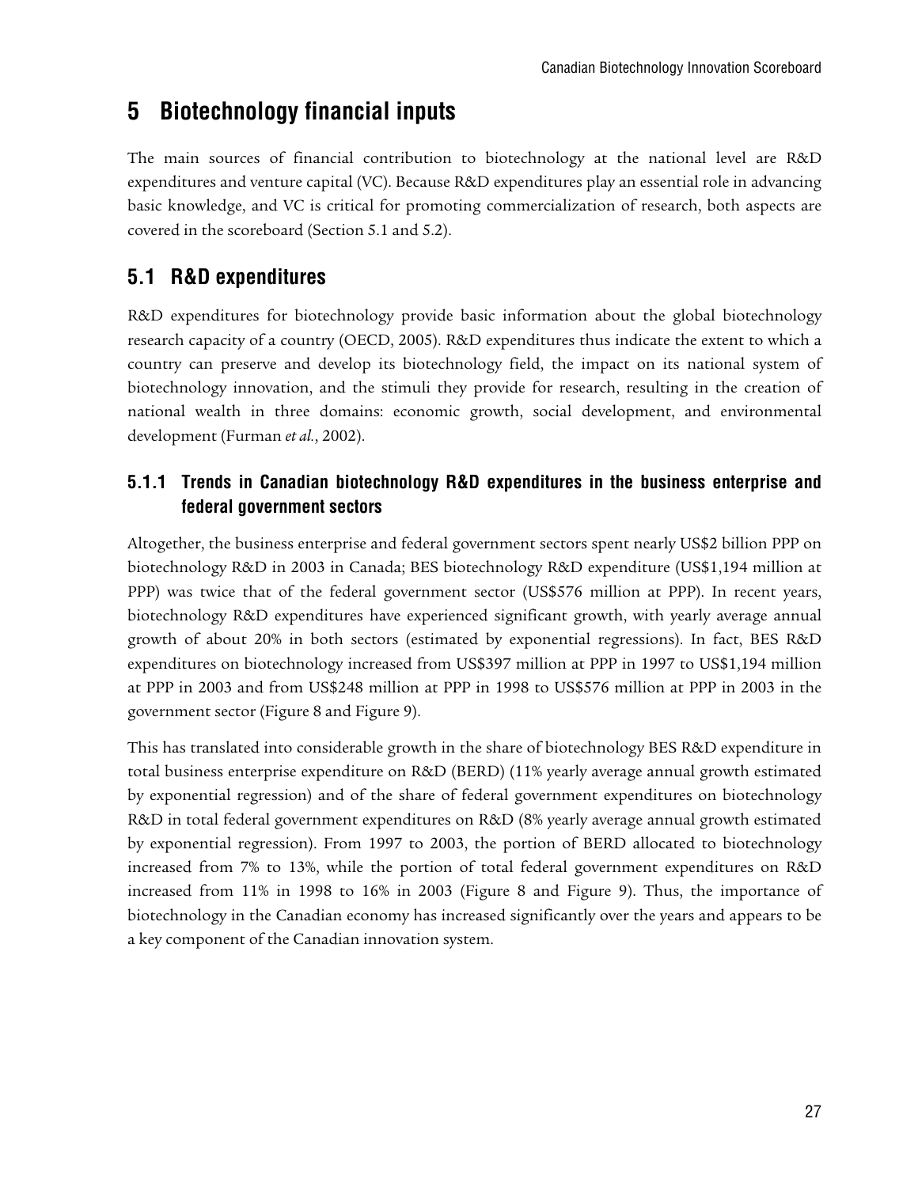# 5 Biotechnology financial inputs

The main sources of financial contribution to biotechnology at the national level are R&D expenditures and venture capital (VC). Because R&D expenditures play an essential role in advancing basic knowledge, and VC is critical for promoting commercialization of research, both aspects are covered in the scoreboard (Section 5.1 and 5.2).

## 5.1 R&D expenditures

R&D expenditures for biotechnology provide basic information about the global biotechnology research capacity of a country (OECD, 2005). R&D expenditures thus indicate the extent to which a country can preserve and develop its biotechnology field, the impact on its national system of biotechnology innovation, and the stimuli they provide for research, resulting in the creation of national wealth in three domains: economic growth, social development, and environmental development (Furman *et al.*, 2002).

### 5.1.1 Trends in Canadian biotechnology R&D expenditures in the business enterprise and federal government sectors

Altogether, the business enterprise and federal government sectors spent nearly US$2 billion PPP on biotechnology R&D in 2003 in Canada; BES biotechnology R&D expenditure (US$1,194 million at PPP) was twice that of the federal government sector (US$576 million at PPP). In recent years, biotechnology R&D expenditures have experienced significant growth, with yearly average annual growth of about 20% in both sectors (estimated by exponential regressions). In fact, BES R&D expenditures on biotechnology increased from US$397 million at PPP in 1997 to US$1,194 million at PPP in 2003 and from US$248 million at PPP in 1998 to US$576 million at PPP in 2003 in the government sector (Figure 8 and Figure 9).

This has translated into considerable growth in the share of biotechnology BES R&D expenditure in total business enterprise expenditure on R&D (BERD) (11% yearly average annual growth estimated by exponential regression) and of the share of federal government expenditures on biotechnology R&D in total federal government expenditures on R&D (8% yearly average annual growth estimated by exponential regression). From 1997 to 2003, the portion of BERD allocated to biotechnology increased from 7% to 13%, while the portion of total federal government expenditures on R&D increased from 11% in 1998 to 16% in 2003 (Figure 8 and Figure 9). Thus, the importance of biotechnology in the Canadian economy has increased significantly over the years and appears to be a key component of the Canadian innovation system.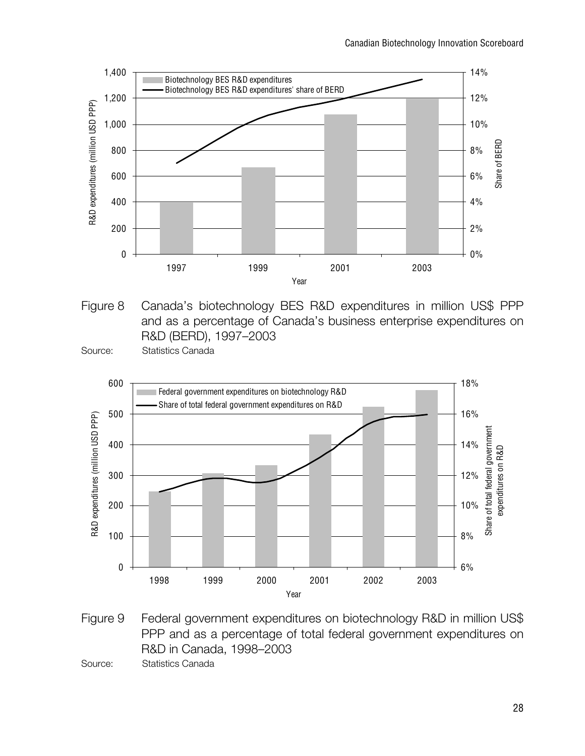Figure 8 Canada's biotechnology BES R&D expenditures in million US$ PPP and as a percentage of Canada's business enterprise expenditures on R&D (BERD), 1997–2003

Source: Statistics Canada

Figure 9 Federal government expenditures on biotechnology R&D in million US$ PPP and as a percentage of total federal government expenditures on R&D in Canada, 1998–2003

Source: Statistics Canada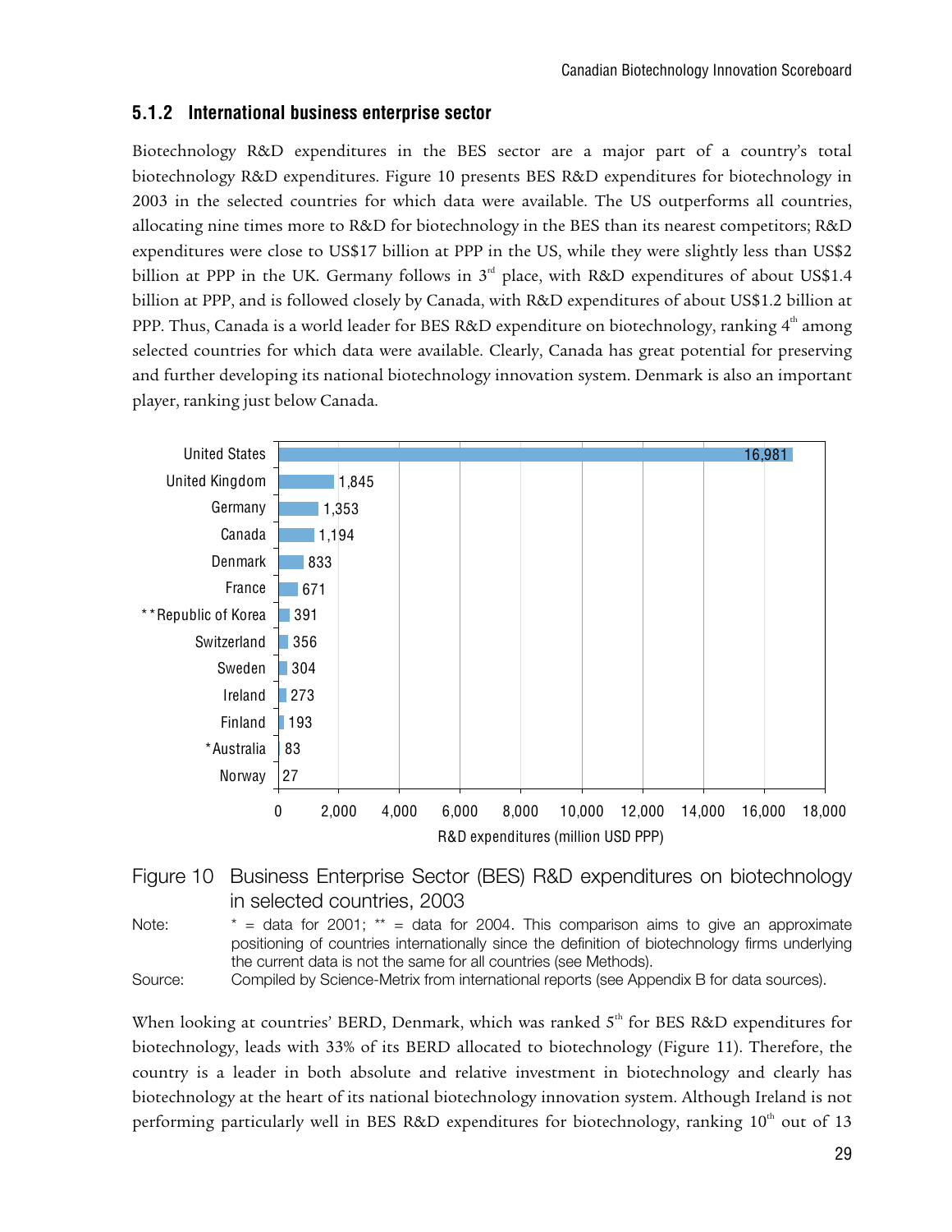### 5.1.2 International business enterprise sector

Biotechnology R&D expenditures in the BES sector are a major part of a country's total biotechnology R&D expenditures. Figure 10 presents BES R&D expenditures for biotechnology in 2003 in the selected countries for which data were available. The US outperforms all countries, allocating nine times more to R&D for biotechnology in the BES than its nearest competitors; R&D expenditures were close to US$17 billion at PPP in the US, while they were slightly less than US$2 billion at PPP in the UK. Germany follows in 3rd place, with R&D expenditures of about US$1.4 billion at PPP, and is followed closely by Canada, with R&D expenditures of about US$1.2 billion at PPP. Thus, Canada is a world leader for BES R&D expenditure on biotechnology, ranking 4th among selected countries for which data were available. Clearly, Canada has great potential for preserving and further developing its national biotechnology innovation system. Denmark is also an important player, ranking just below Canada.

| Country | R&D expenditures (million USD PPP) |
|---|---|
| United States | 16,981 |
| United Kingdom | 1,845 |
| Germany | 1,353 |
| Canada | 1,194 |
| Denmark | 833 |
| France | 671 |
| **Republic of Korea | 391 |
| Switzerland | 356 |
| Sweden | 304 |
| Ireland | 273 |
| Finland | 193 |
| *Australia | 83 |
| Norway | 27 |

Figure 10 Business Enterprise Sector (BES) R&D expenditures on biotechnology in selected countries, 2003

Note: * = data for 2001; ** = data for 2004. This comparison aims to give an approximate positioning of countries internationally since the definition of biotechnology firms underlying the current data is not the same for all countries (see Methods).

Source: Compiled by Science-Metrix from international reports (see Appendix B for data sources).

When looking at countries' BERD, Denmark, which was ranked 5th for BES R&D expenditures for biotechnology, leads with 33% of its BERD allocated to biotechnology (Figure 11). Therefore, the country is a leader in both absolute and relative investment in biotechnology and clearly has biotechnology at the heart of its national biotechnology innovation system. Although Ireland is not performing particularly well in BES R&D expenditures for biotechnology, ranking 10th out of 13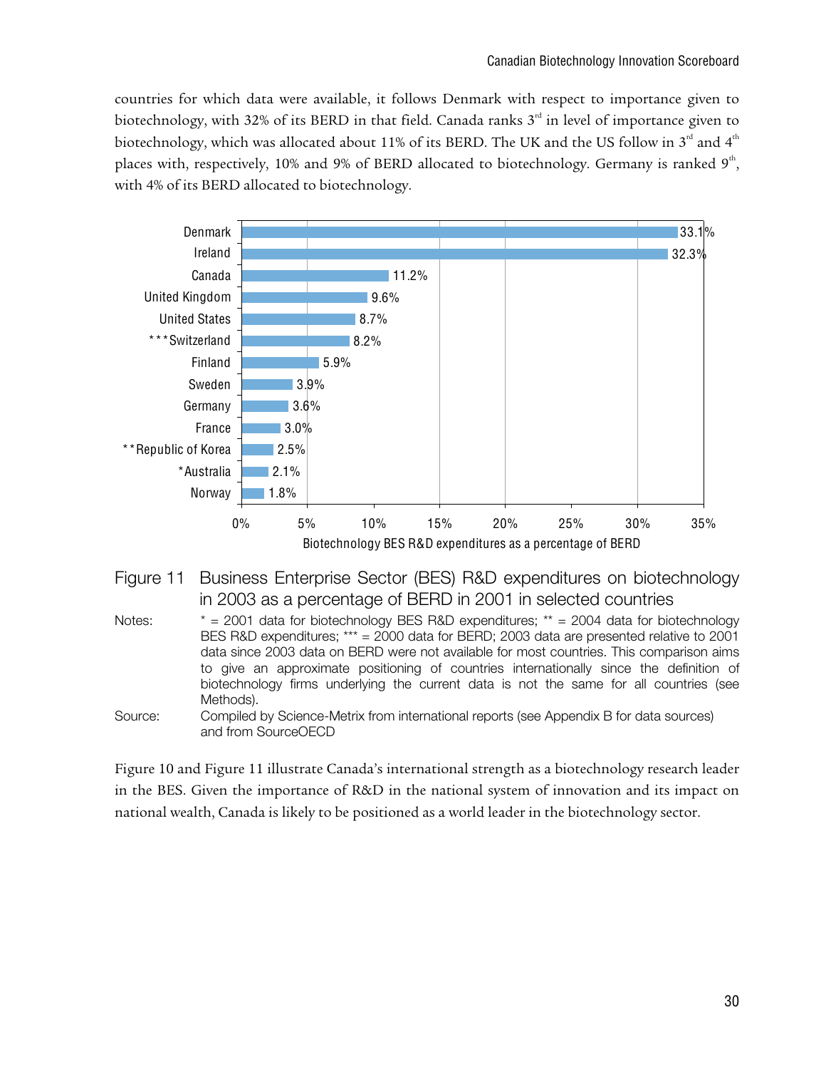countries for which data were available, it follows Denmark with respect to importance given to biotechnology, with 32% of its BERD in that field. Canada ranks 3rd in level of importance given to biotechnology, which was allocated about 11% of its BERD. The UK and the US follow in 3rd and 4th places with, respectively, 10% and 9% of BERD allocated to biotechnology. Germany is ranked 9th, with 4% of its BERD allocated to biotechnology.

| Country | Biotechnology BES R&D expenditures as a percentage of BERD |
|---|---|
| Denmark | 33.1% |
| Ireland | 32.3% |
| Canada | 11.2% |
| United Kingdom | 9.6% |
| United States | 8.7% |
| ***Switzerland | 8.2% |
| Finland | 5.9% |
| Sweden | 3.9% |
| Germany | 3.6% |
| France | 3.0% |
| **Republic of Korea | 2.5% |
| *Australia | 2.1% |
| Norway | 1.8% |

Figure 11 Business Enterprise Sector (BES) R&D expenditures on biotechnology in 2003 as a percentage of BERD in 2001 in selected countries

Notes: * = 2001 data for biotechnology BES R&D expenditures; ** = 2004 data for biotechnology BES R&D expenditures; *** = 2000 data for BERD; 2003 data are presented relative to 2001 data since 2003 data on BERD were not available for most countries. This comparison aims to give an approximate positioning of countries internationally since the definition of biotechnology firms underlying the current data is not the same for all countries (see Methods).

Source: Compiled by Science-Metrix from international reports (see Appendix B for data sources) and from SourceOECD

Figure 10 and Figure 11 illustrate Canada's international strength as a biotechnology research leader in the BES. Given the importance of R&D in the national system of innovation and its impact on national wealth, Canada is likely to be positioned as a world leader in the biotechnology sector.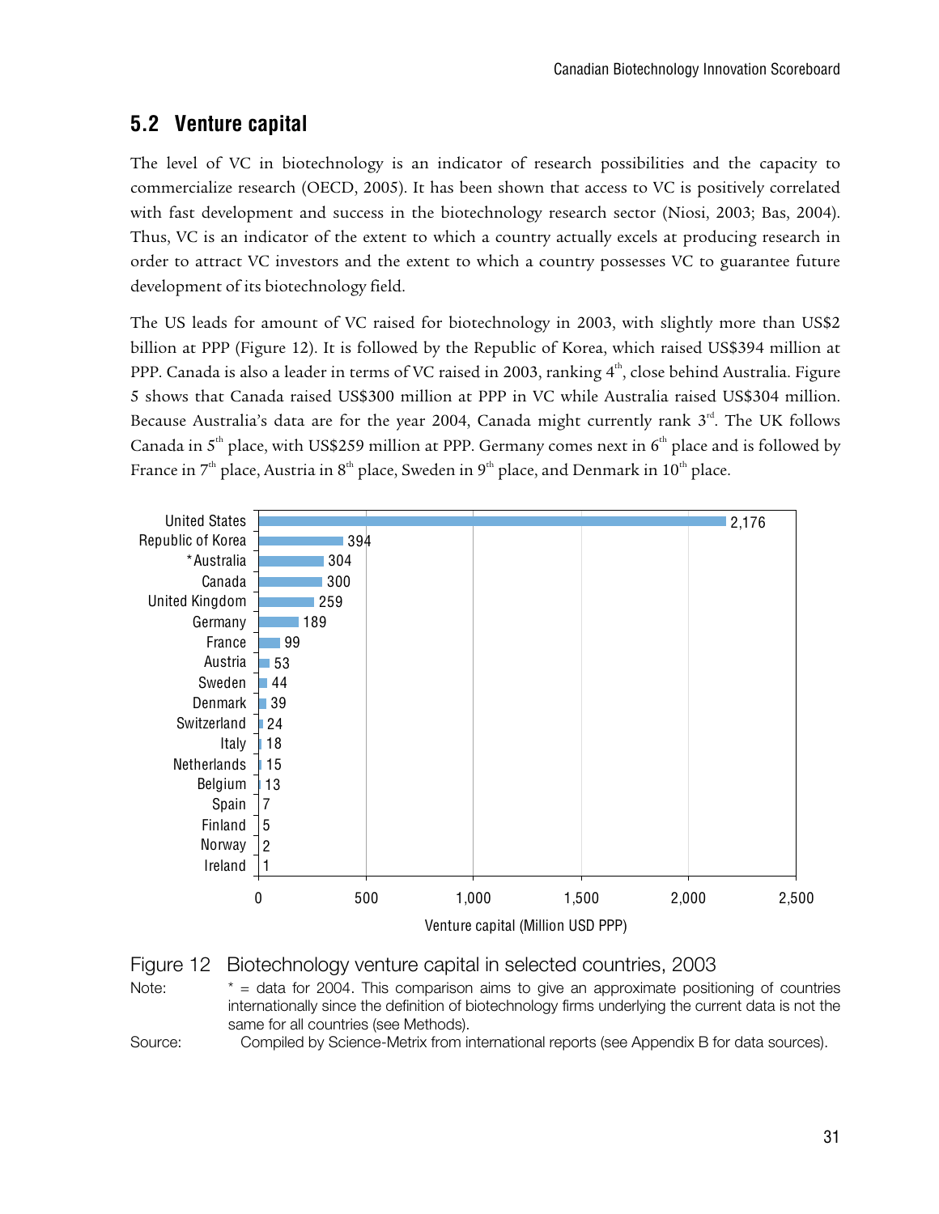## 5.2 Venture capital

The level of VC in biotechnology is an indicator of research possibilities and the capacity to commercialize research (OECD, 2005). It has been shown that access to VC is positively correlated with fast development and success in the biotechnology research sector (Niosi, 2003; Bas, 2004). Thus, VC is an indicator of the extent to which a country actually excels at producing research in order to attract VC investors and the extent to which a country possesses VC to guarantee future development of its biotechnology field.

The US leads for amount of VC raised for biotechnology in 2003, with slightly more than US$2 billion at PPP (Figure 12). It is followed by the Republic of Korea, which raised US$394 million at PPP. Canada is also a leader in terms of VC raised in 2003, ranking 4th, close behind Australia. Figure 5 shows that Canada raised US$300 million at PPP in VC while Australia raised US$304 million. Because Australia's data are for the year 2004, Canada might currently rank 3rd. The UK follows Canada in 5th place, with US$259 million at PPP. Germany comes next in 6th place and is followed by France in 7th place, Austria in 8th place, Sweden in 9th place, and Denmark in 10th place.

| Country | Venture capital (Million USD PPP) |
| --- | --- |
| United States | 2,176 |
| Republic of Korea | 394 |
| *Australia | 304 |
| Canada | 300 |
| United Kingdom | 259 |
| Germany | 189 |
| France | 99 |
| Austria | 53 |
| Sweden | 44 |
| Denmark | 39 |
| Switzerland | 24 |
| Italy | 18 |
| Netherlands | 15 |
| Belgium | 13 |
| Spain | 7 |
| Finland | 5 |
| Norway | 2 |
| Ireland | 1 |

Figure 12 Biotechnology venture capital in selected countries, 2003

Note: * = data for 2004. This comparison aims to give an approximate positioning of countries internationally since the definition of biotechnology firms underlying the current data is not the same for all countries (see Methods).

Source: Compiled by Science-Metrix from international reports (see Appendix B for data sources).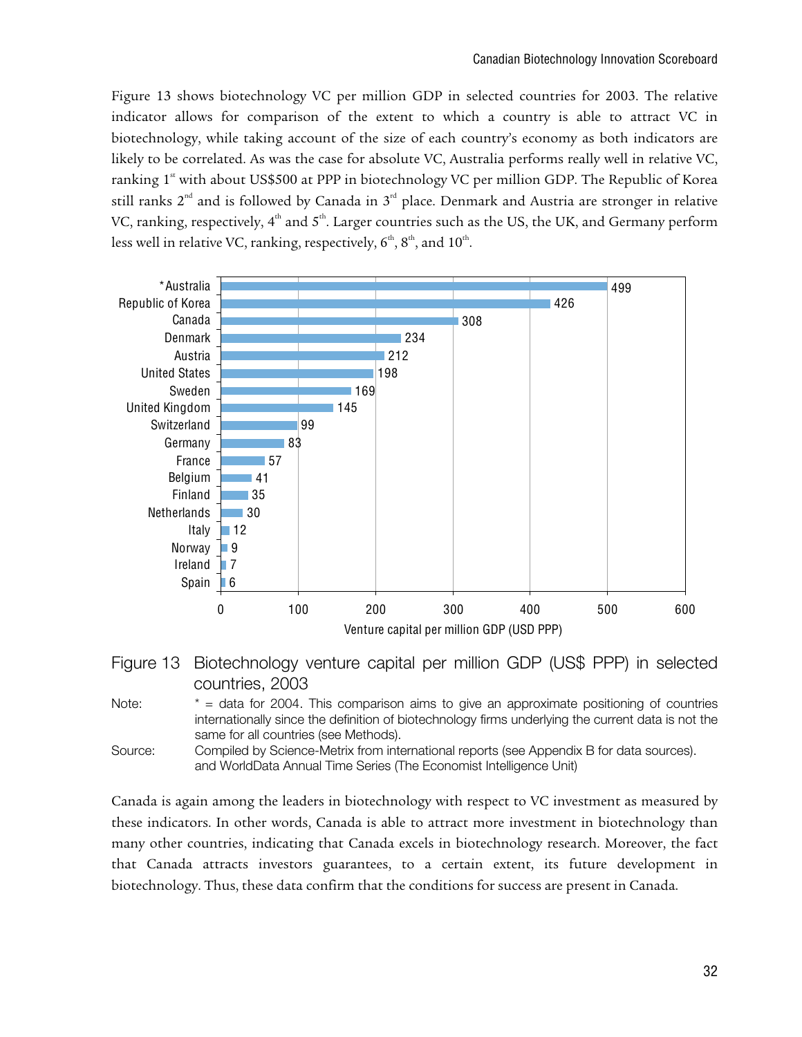Figure 13 shows biotechnology VC per million GDP in selected countries for 2003. The relative indicator allows for comparison of the extent to which a country is able to attract VC in biotechnology, while taking account of the size of each country's economy as both indicators are likely to be correlated. As was the case for absolute VC, Australia performs really well in relative VC, ranking 1st with about US$500 at PPP in biotechnology VC per million GDP. The Republic of Korea still ranks 2nd and is followed by Canada in 3rd place. Denmark and Austria are stronger in relative VC, ranking, respectively, 4th and 5th. Larger countries such as the US, the UK, and Germany perform less well in relative VC, ranking, respectively, 6th, 8th, and 10th.

| Country | Venture capital per million GDP (USD PPP) |
|---|---|
| *Australia | 499 |
| Republic of Korea | 426 |
| Canada | 308 |
| Denmark | 234 |
| Austria | 212 |
| United States | 198 |
| Sweden | 169 |
| United Kingdom | 145 |
| Switzerland | 99 |
| Germany | 83 |
| France | 57 |
| Belgium | 41 |
| Finland | 35 |
| Netherlands | 30 |
| Italy | 12 |
| Norway | 9 |
| Ireland | 7 |
| Spain | 6 |

Figure 13 Biotechnology venture capital per million GDP (US$ PPP) in selected countries, 2003

Note: * = data for 2004. This comparison aims to give an approximate positioning of countries internationally since the definition of biotechnology firms underlying the current data is not the same for all countries (see Methods).

Source: Compiled by Science-Metrix from international reports (see Appendix B for data sources). and WorldData Annual Time Series (The Economist Intelligence Unit)

Canada is again among the leaders in biotechnology with respect to VC investment as measured by these indicators. In other words, Canada is able to attract more investment in biotechnology than many other countries, indicating that Canada excels in biotechnology research. Moreover, the fact that Canada attracts investors guarantees, to a certain extent, its future development in biotechnology. Thus, these data confirm that the conditions for success are present in Canada.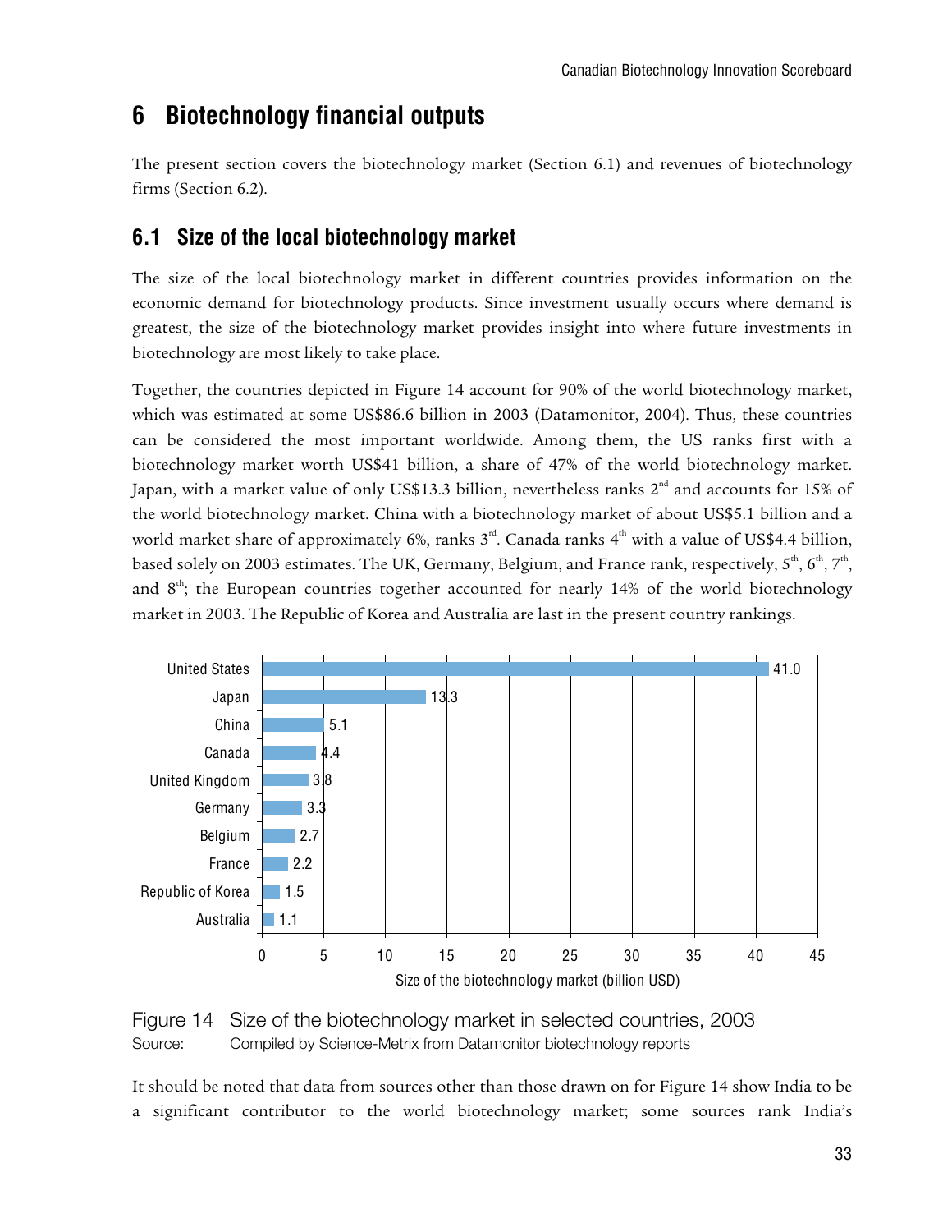# 6 Biotechnology financial outputs

The present section covers the biotechnology market (Section 6.1) and revenues of biotechnology firms (Section 6.2).

## 6.1 Size of the local biotechnology market

The size of the local biotechnology market in different countries provides information on the economic demand for biotechnology products. Since investment usually occurs where demand is greatest, the size of the biotechnology market provides insight into where future investments in biotechnology are most likely to take place.

Together, the countries depicted in Figure 14 account for 90% of the world biotechnology market, which was estimated at some US$86.6 billion in 2003 (Datamonitor, 2004). Thus, these countries can be considered the most important worldwide. Among them, the US ranks first with a biotechnology market worth US$41 billion, a share of 47% of the world biotechnology market. Japan, with a market value of only US$13.3 billion, nevertheless ranks 2nd and accounts for 15% of the world biotechnology market. China with a biotechnology market of about US$5.1 billion and a world market share of approximately 6%, ranks 3rd. Canada ranks 4th with a value of US$4.4 billion, based solely on 2003 estimates. The UK, Germany, Belgium, and France rank, respectively, 5th, 6th, 7th, and 8th; the European countries together accounted for nearly 14% of the world biotechnology market in 2003. The Republic of Korea and Australia are last in the present country rankings.

| Country | Size of the biotechnology market (billion USD) |
|---|---|
| United States | 41.0 |
| Japan | 13.3 |
| China | 5.1 |
| Canada | 4.4 |
| United Kingdom | 3.8 |
| Germany | 3.3 |
| Belgium | 2.7 |
| France | 2.2 |
| Republic of Korea | 1.5 |
| Australia | 1.1 |

Figure 14 Size of the biotechnology market in selected countries, 2003
Source: Compiled by Science-Metrix from Datamonitor biotechnology reports

It should be noted that data from sources other than those drawn on for Figure 14 show India to be a significant contributor to the world biotechnology market; some sources rank India's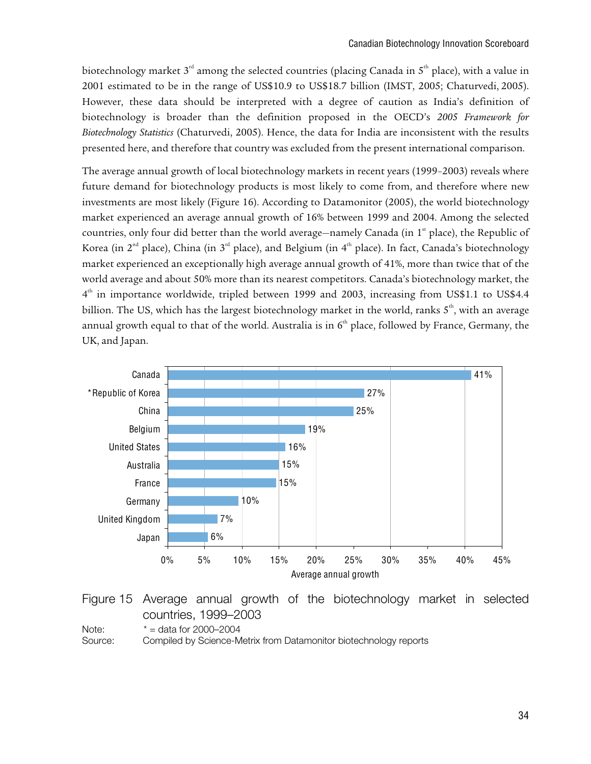biotechnology market 3rd among the selected countries (placing Canada in 5th place), with a value in 2001 estimated to be in the range of US$10.9 to US$18.7 billion (IMST, 2005; Chaturvedi, 2005). However, these data should be interpreted with a degree of caution as India's definition of biotechnology is broader than the definition proposed in the OECD's *2005 Framework for Biotechnology Statistics* (Chaturvedi, 2005). Hence, the data for India are inconsistent with the results presented here, and therefore that country was excluded from the present international comparison.

The average annual growth of local biotechnology markets in recent years (1999–2003) reveals where future demand for biotechnology products is most likely to come from, and therefore where new investments are most likely (Figure 16). According to Datamonitor (2005), the world biotechnology market experienced an average annual growth of 16% between 1999 and 2004. Among the selected countries, only four did better than the world average—namely Canada (in 1st place), the Republic of Korea (in 2nd place), China (in 3rd place), and Belgium (in 4th place). In fact, Canada's biotechnology market experienced an exceptionally high average annual growth of 41%, more than twice that of the world average and about 50% more than its nearest competitors. Canada's biotechnology market, the 4th in importance worldwide, tripled between 1999 and 2003, increasing from US$1.1 to US$4.4 billion. The US, which has the largest biotechnology market in the world, ranks 5th, with an average annual growth equal to that of the world. Australia is in 6th place, followed by France, Germany, the UK, and Japan.

| Country | Average annual growth |
|---|---|
| Canada | 41% |
| *Republic of Korea | 27% |
| China | 25% |
| Belgium | 19% |
| United States | 16% |
| Australia | 15% |
| France | 15% |
| Germany | 10% |
| United Kingdom | 7% |
| Japan | 6% |

Figure 15 Average annual growth of the biotechnology market in selected countries, 1999–2003

Note: * = data for 2000–2004

Source: Compiled by Science-Metrix from Datamonitor biotechnology reports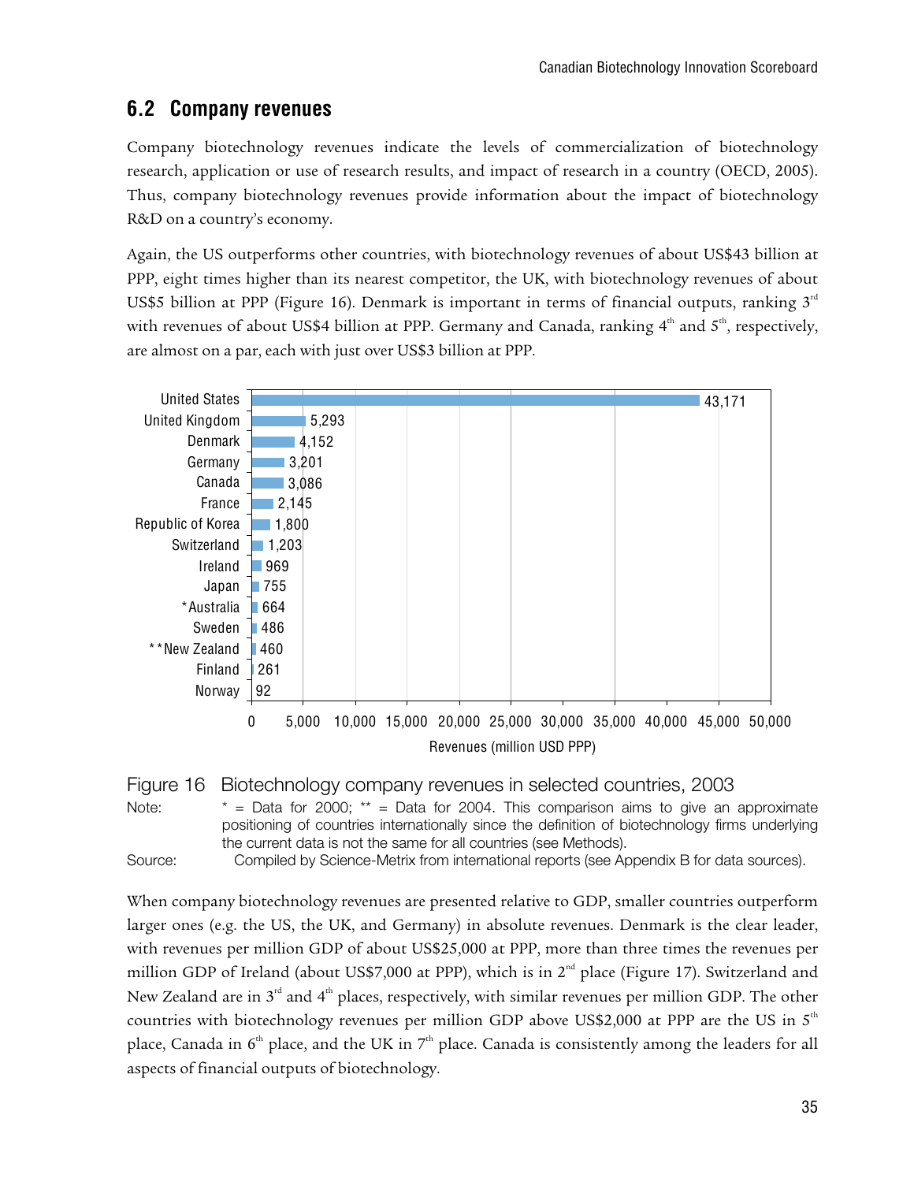## 6.2 Company revenues

Company biotechnology revenues indicate the levels of commercialization of biotechnology research, application or use of research results, and impact of research in a country (OECD, 2005). Thus, company biotechnology revenues provide information about the impact of biotechnology R&D on a country's economy.

Again, the US outperforms other countries, with biotechnology revenues of about US$43 billion at PPP, eight times higher than its nearest competitor, the UK, with biotechnology revenues of about US$5 billion at PPP (Figure 16). Denmark is important in terms of financial outputs, ranking 3rd with revenues of about US$4 billion at PPP. Germany and Canada, ranking 4th and 5th, respectively, are almost on a par, each with just over US$3 billion at PPP.

| Country | Revenues (million USD PPP) |
|---|---|
| United States | 43,171 |
| United Kingdom | 5,293 |
| Denmark | 4,152 |
| Germany | 3,201 |
| Canada | 3,086 |
| France | 2,145 |
| Republic of Korea | 1,800 |
| Switzerland | 1,203 |
| Ireland | 969 |
| Japan | 755 |
| *Australia | 664 |
| Sweden | 486 |
| **New Zealand | 460 |
| Finland | 261 |
| Norway | 92 |

Figure 16 Biotechnology company revenues in selected countries, 2003

Note: * = Data for 2000; ** = Data for 2004. This comparison aims to give an approximate positioning of countries internationally since the definition of biotechnology firms underlying the current data is not the same for all countries (see Methods).

Source: Compiled by Science-Metrix from international reports (see Appendix B for data sources).

When company biotechnology revenues are presented relative to GDP, smaller countries outperform larger ones (e.g. the US, the UK, and Germany) in absolute revenues. Denmark is the clear leader, with revenues per million GDP of about US$25,000 at PPP, more than three times the revenues per million GDP of Ireland (about US$7,000 at PPP), which is in 2nd place (Figure 17). Switzerland and New Zealand are in 3rd and 4th places, respectively, with similar revenues per million GDP. The other countries with biotechnology revenues per million GDP above US$2,000 at PPP are the US in 5th place, Canada in 6th place, and the UK in 7th place. Canada is consistently among the leaders for all aspects of financial outputs of biotechnology.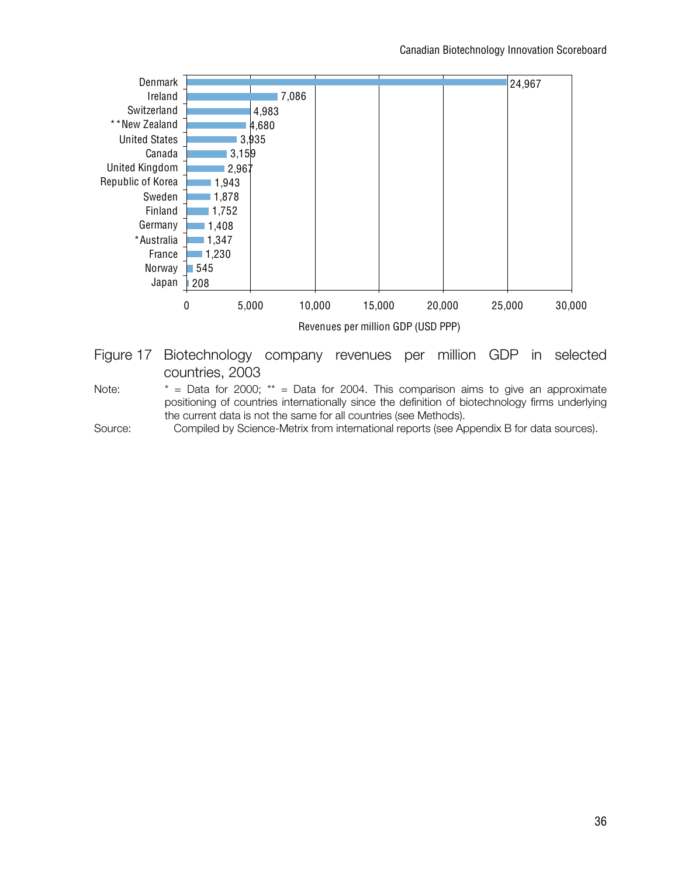| Country | Revenues per million GDP (USD PPP) |
| --- | --- |
| Denmark | 24,967 |
| Ireland | 7,086 |
| Switzerland | 4,983 |
| **New Zealand | 4,680 |
| United States | 3,935 |
| Canada | 3,159 |
| United Kingdom | 2,967 |
| Republic of Korea | 1,943 |
| Sweden | 1,878 |
| Finland | 1,752 |
| Germany | 1,408 |
| *Australia | 1,347 |
| France | 1,230 |
| Norway | 545 |
| Japan | 208 |

Figure 17 Biotechnology company revenues per million GDP in selected countries, 2003

Note: * = Data for 2000; ** = Data for 2004. This comparison aims to give an approximate positioning of countries internationally since the definition of biotechnology firms underlying the current data is not the same for all countries (see Methods).

Source: Compiled by Science-Metrix from international reports (see Appendix B for data sources).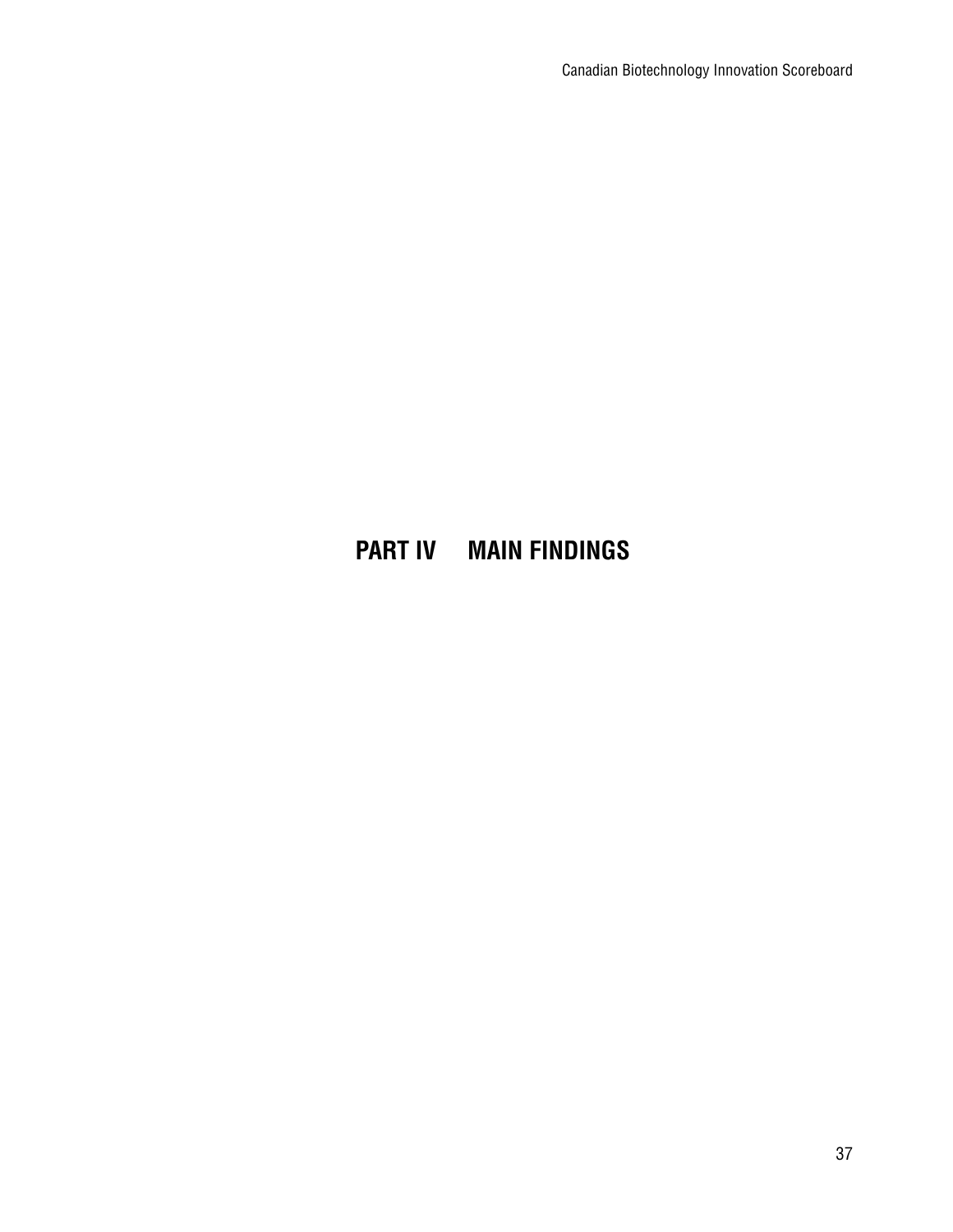# PART IV MAIN FINDINGS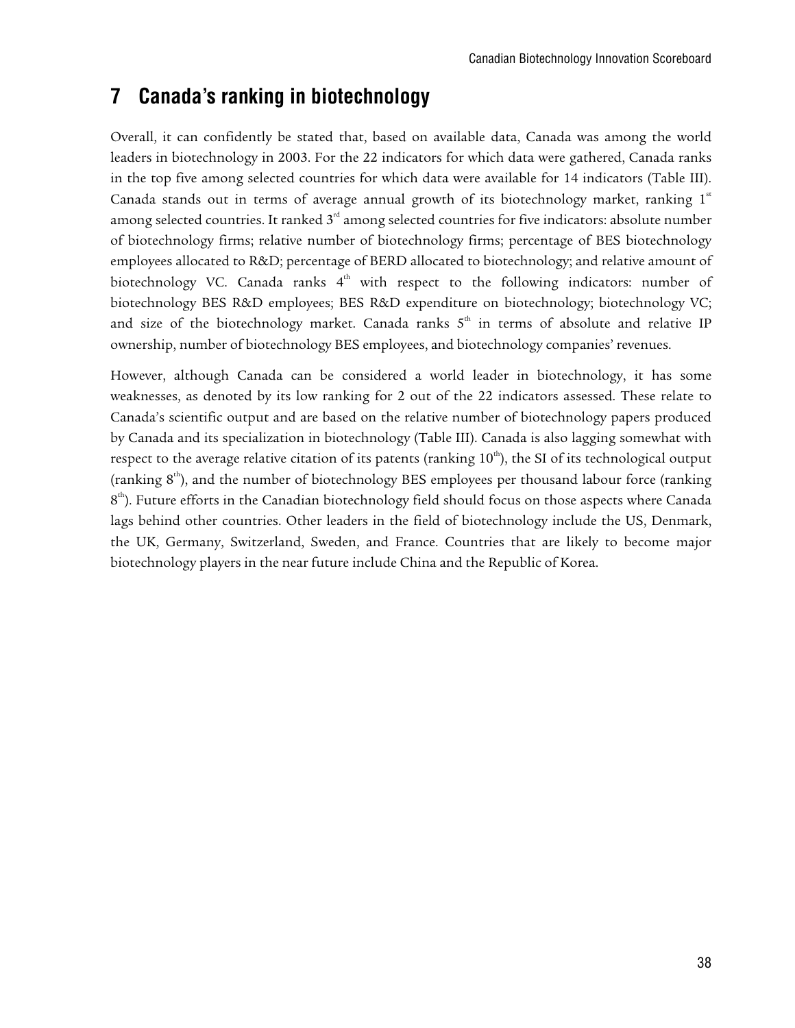# 7 Canada's ranking in biotechnology

Overall, it can confidently be stated that, based on available data, Canada was among the world leaders in biotechnology in 2003. For the 22 indicators for which data were gathered, Canada ranks in the top five among selected countries for which data were available for 14 indicators (Table III). Canada stands out in terms of average annual growth of its biotechnology market, ranking 1st among selected countries. It ranked 3rd among selected countries for five indicators: absolute number of biotechnology firms; relative number of biotechnology firms; percentage of BES biotechnology employees allocated to R&D; percentage of BERD allocated to biotechnology; and relative amount of biotechnology VC. Canada ranks 4th with respect to the following indicators: number of biotechnology BES R&D employees; BES R&D expenditure on biotechnology; biotechnology VC; and size of the biotechnology market. Canada ranks 5th in terms of absolute and relative IP ownership, number of biotechnology BES employees, and biotechnology companies' revenues.

However, although Canada can be considered a world leader in biotechnology, it has some weaknesses, as denoted by its low ranking for 2 out of the 22 indicators assessed. These relate to Canada's scientific output and are based on the relative number of biotechnology papers produced by Canada and its specialization in biotechnology (Table III). Canada is also lagging somewhat with respect to the average relative citation of its patents (ranking 10th), the SI of its technological output (ranking 8th), and the number of biotechnology BES employees per thousand labour force (ranking 8th). Future efforts in the Canadian biotechnology field should focus on those aspects where Canada lags behind other countries. Other leaders in the field of biotechnology include the US, Denmark, the UK, Germany, Switzerland, Sweden, and France. Countries that are likely to become major biotechnology players in the near future include China and the Republic of Korea.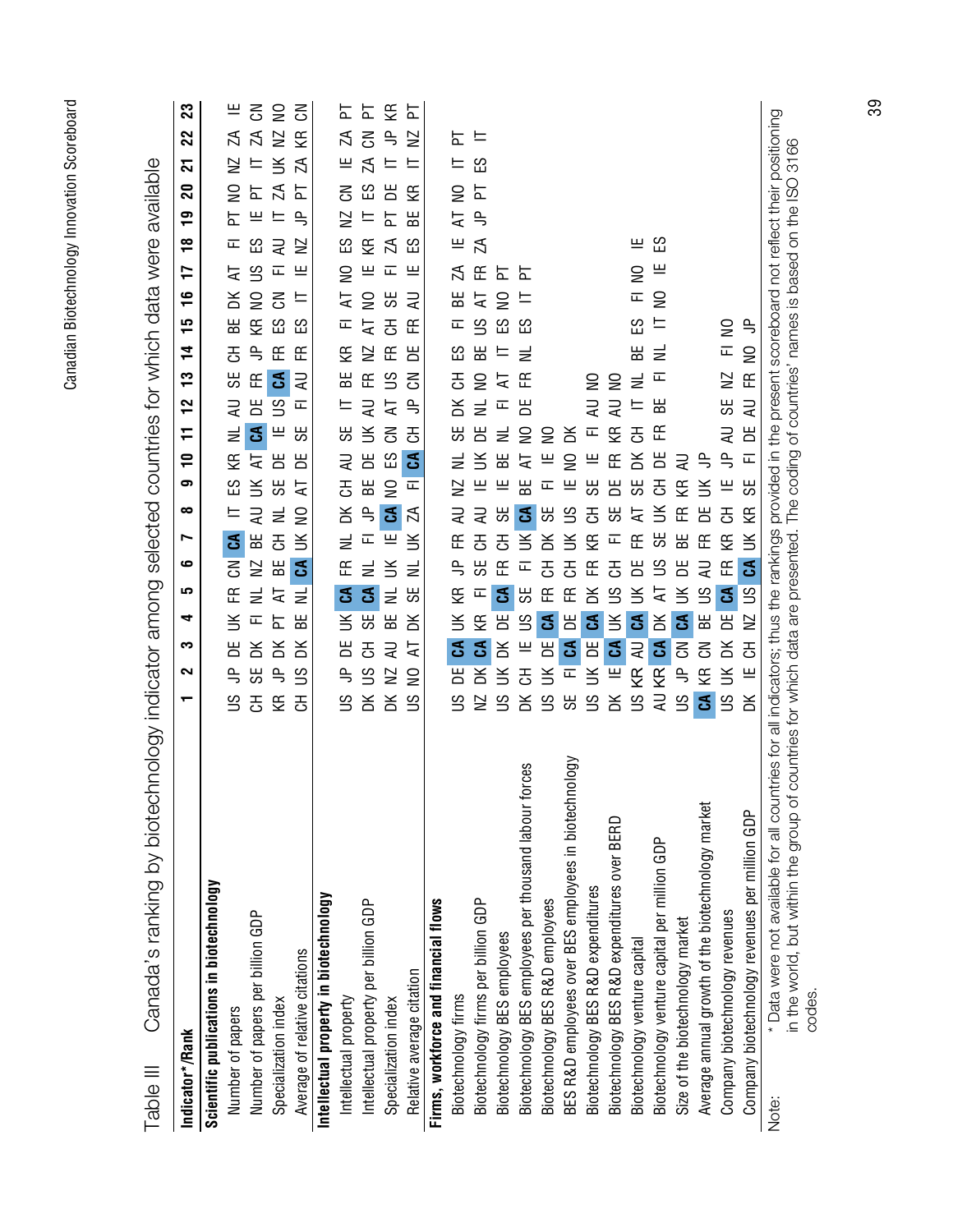## Table III Canada's ranking by biotechnology indicator among selected countries for which data were available

| Indicator*/Rank | 1 | 2 | 3 | 4 | 5 | 6 | 7 | 8 | 9 | 10 | 11 | 12 | 13 | 14 | 15 | 16 | 17 | 18 | 19 | 20 | 21 | 22 | 23 |
|---|---|---|---|---|---|---|---|---|---|---|---|---|---|---|---|---|---|---|---|---|---|---|---|
| **Scientific publications in biotechnology** | | | | | | | | | | | | | | | | | | | | | | | |
| Number of papers | US | JP | DE | UK | FR | CN | **CA** | IT | ES | KR | NL | AU | SE | CH | BE | DK | AT | FI | PT | NO | NZ | ZA | IE |
| Number of papers per billion GDP | CH | SE | DK | FI | NL | NZ | BE | AU | UK | AT | **CA** | DE | FR | JP | KR | NO | US | ES | IE | PT | IT | ZA | CN |
| Specialization index | KR | JP | DK | PT | AT | BE | CH | NL | SE | DE | IE | US | **CA** | FR | ES | CN | FI | AU | IT | ZA | UK | NZ | NO |
| Average of relative citations | CH | US | DK | BE | NL | **CA** | UK | NO | AT | DE | SE | FI | AU | FR | ES | IT | IE | NZ | JP | PT | ZA | KR | CN |
| **Intellectual property in biotechnology** | | | | | | | | | | | | | | | | | | | | | | | |
| Intellectual property | US | JP | DE | UK | **CA** | FR | NL | DK | CH | AU | SE | IT | BE | KR | FI | AT | NO | ES | NZ | CN | IE | ZA | PT |
| Intellectual property per billion GDP | DK | US | CH | SE | **CA** | NL | FI | JP | BE | DE | UK | AU | FR | NZ | AT | NO | IE | KR | IT | ES | ZA | CN | PT |
| Specialization index | DK | NZ | AU | BE | NL | UK | IE | **CA** | NO | ES | CN | AT | US | FR | CH | SE | FI | ZA | PT | DE | IT | JP | KR |
| Relative average citation | US | NO | AT | DK | SE | NL | UK | ZA | FI | **CA** | CH | JP | CN | DE | FR | AU | IE | ES | BE | KR | IT | NZ | PT |
| **Firms, workforce and financial flows** | | | | | | | | | | | | | | | | | | | | | | | |
| Biotechnology firms | US | DE | **CA** | UK | KR | JP | FR | AU | NZ | NL | SE | DK | CH | ES | FI | BE | ZA | IE | AT | NO | IT | PT | |
| Biotechnology firms per billion GDP | NZ | DK | **CA** | KR | FI | SE | CH | AU | IE | UK | DE | NL | NO | BE | US | AT | FR | ZA | JP | PT | ES | IT | |
| Biotechnology BES employees | US | UK | DK | DE | **CA** | FR | CH | SE | IE | BE | NL | FI | AT | IT | ES | NO | PT | | | | | | |
| Biotechnology BES employees per thousand labour forces | DK | CH | IE | US | SE | FI | UK | **CA** | BE | AT | NO | DE | FR | NL | ES | IT | PT | | | | | | |
| Biotechnology BES R&D employees | US | UK | DE | **CA** | FR | CH | DK | SE | FI | IE | NO | | | | | | | | | | | | |
| BES R&D employees over BES employees in biotechnology | SE | FI | **CA** | DE | FR | CH | UK | US | IE | NO | DK | | | | | | | | | | | | |
| Biotechnology BES R&D expenditures | US | UK | DE | **CA** | DK | FR | KR | CH | SE | IE | FI | AU | NO | | | | | | | | | | |
| Biotechnology BES R&D expenditures over BERD | DK | IE | **CA** | UK | US | CH | FI | SE | DE | FR | KR | AU | NO | | | | | | | | | | |
| Biotechnology venture capital | US | KR | AU | **CA** | UK | DE | FR | AT | SE | DK | CH | IT | NL | BE | ES | FI | NO | IE | | | | | |
| Biotechnology venture capital per million GDP | AU | KR | **CA** | DK | AT | US | SE | UK | CH | DE | FR | BE | FI | NL | IT | NO | IE | ES | | | | | |
| Size of the biotechnology market | US | JP | CN | **CA** | UK | DE | BE | FR | KR | AU | | | | | | | | | | | | | |
| Average annual growth of the biotechnology market | **CA** | KR | CN | BE | US | AU | FR | DE | UK | JP | | | | | | | | | | | | | |
| Company biotechnology revenues | US | UK | DK | DE | **CA** | FR | KR | CH | IE | JP | AU | SE | NZ | FI | NO | | | | | | | | |
| Company biotechnology revenues per million GDP | DK | IE | CH | NZ | US | **CA** | UK | KR | SE | FI | DE | AU | FR | NO | JP | | | | | | | | |

Note: * Data were not available for all countries for all indicators; thus the rankings provided in the present scoreboard not reflect their positioning in the world, but within the group of countries for which data are presented. The coding of countries' names is based on the ISO 3166 codes.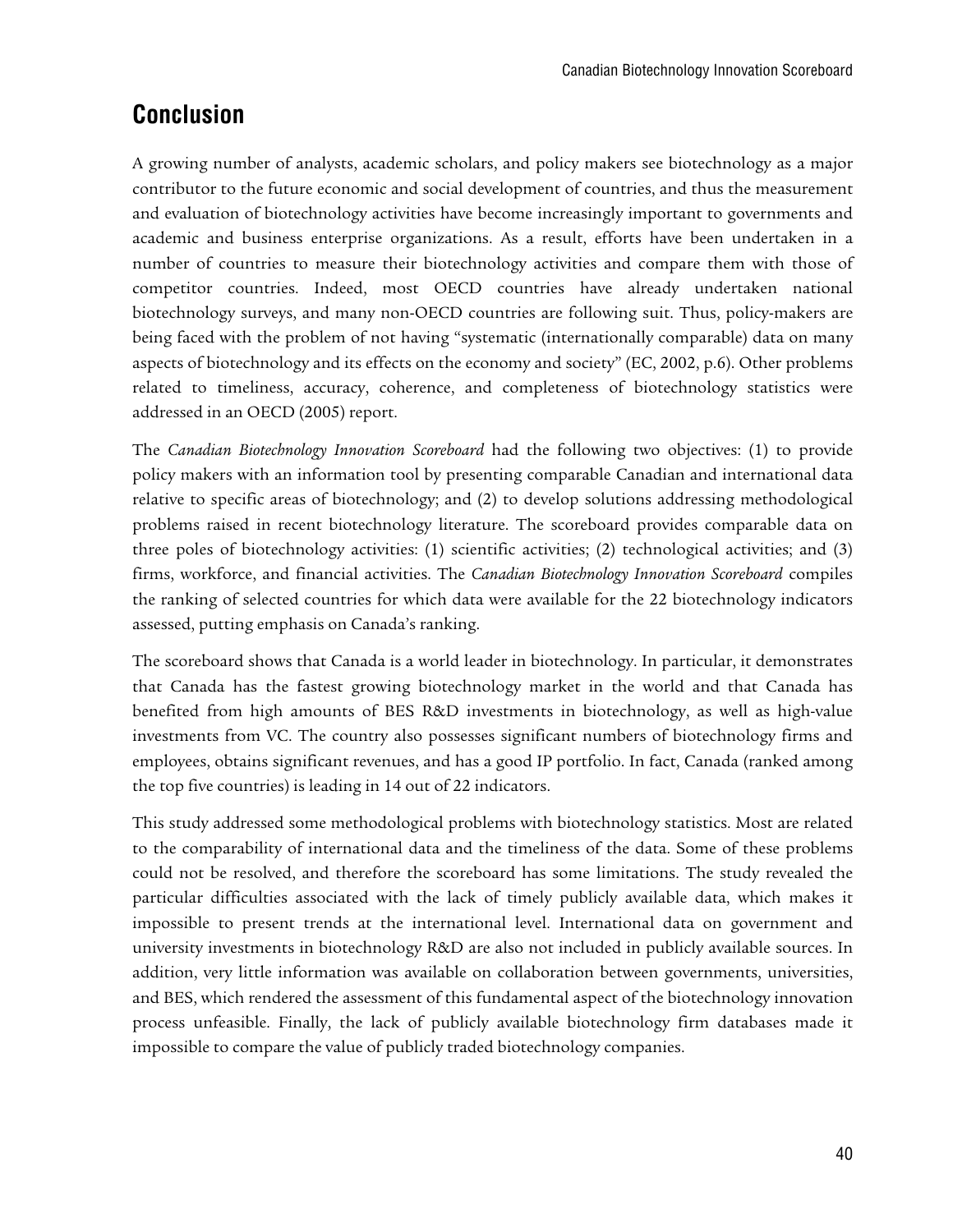## Conclusion

A growing number of analysts, academic scholars, and policy makers see biotechnology as a major contributor to the future economic and social development of countries, and thus the measurement and evaluation of biotechnology activities have become increasingly important to governments and academic and business enterprise organizations. As a result, efforts have been undertaken in a number of countries to measure their biotechnology activities and compare them with those of competitor countries. Indeed, most OECD countries have already undertaken national biotechnology surveys, and many non-OECD countries are following suit. Thus, policy-makers are being faced with the problem of not having "systematic (internationally comparable) data on many aspects of biotechnology and its effects on the economy and society" (EC, 2002, p.6). Other problems related to timeliness, accuracy, coherence, and completeness of biotechnology statistics were addressed in an OECD (2005) report.

The *Canadian Biotechnology Innovation Scoreboard* had the following two objectives: (1) to provide policy makers with an information tool by presenting comparable Canadian and international data relative to specific areas of biotechnology; and (2) to develop solutions addressing methodological problems raised in recent biotechnology literature. The scoreboard provides comparable data on three poles of biotechnology activities: (1) scientific activities; (2) technological activities; and (3) firms, workforce, and financial activities. The *Canadian Biotechnology Innovation Scoreboard* compiles the ranking of selected countries for which data were available for the 22 biotechnology indicators assessed, putting emphasis on Canada's ranking.

The scoreboard shows that Canada is a world leader in biotechnology. In particular, it demonstrates that Canada has the fastest growing biotechnology market in the world and that Canada has benefited from high amounts of BES R&D investments in biotechnology, as well as high-value investments from VC. The country also possesses significant numbers of biotechnology firms and employees, obtains significant revenues, and has a good IP portfolio. In fact, Canada (ranked among the top five countries) is leading in 14 out of 22 indicators.

This study addressed some methodological problems with biotechnology statistics. Most are related to the comparability of international data and the timeliness of the data. Some of these problems could not be resolved, and therefore the scoreboard has some limitations. The study revealed the particular difficulties associated with the lack of timely publicly available data, which makes it impossible to present trends at the international level. International data on government and university investments in biotechnology R&D are also not included in publicly available sources. In addition, very little information was available on collaboration between governments, universities, and BES, which rendered the assessment of this fundamental aspect of the biotechnology innovation process unfeasible. Finally, the lack of publicly available biotechnology firm databases made it impossible to compare the value of publicly traded biotechnology companies.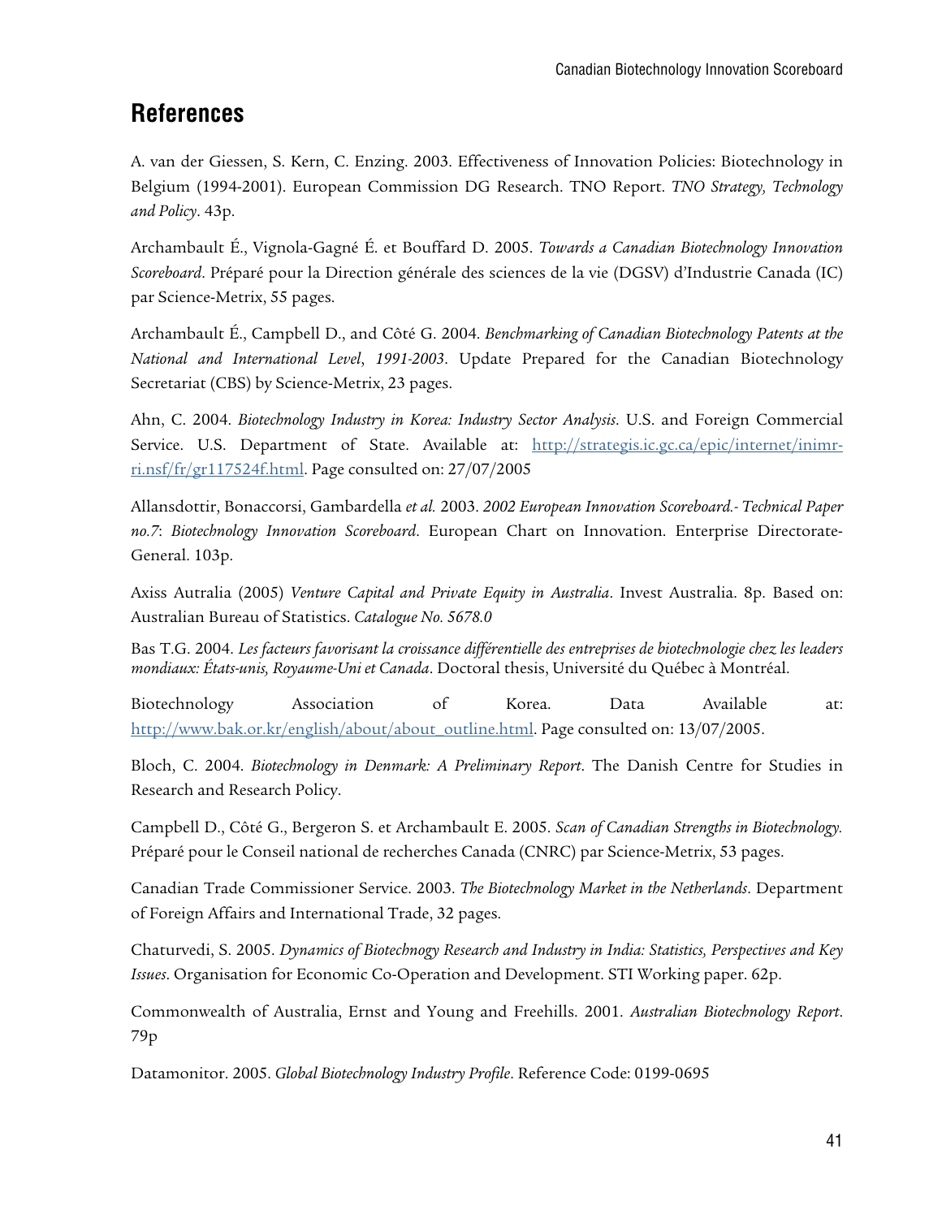## References

A. van der Giessen, S. Kern, C. Enzing. 2003. Effectiveness of Innovation Policies: Biotechnology in Belgium (1994-2001). European Commission DG Research. TNO Report. *TNO Strategy, Technology and Policy*. 43p.

Archambault É., Vignola-Gagné É. et Bouffard D. 2005. *Towards a Canadian Biotechnology Innovation Scoreboard*. Préparé pour la Direction générale des sciences de la vie (DGSV) d'Industrie Canada (IC) par Science-Metrix, 55 pages.

Archambault É., Campbell D., and Côté G. 2004. *Benchmarking of Canadian Biotechnology Patents at the National and International Level, 1991-2003*. Update Prepared for the Canadian Biotechnology Secretariat (CBS) by Science-Metrix, 23 pages.

Ahn, C. 2004. *Biotechnology Industry in Korea: Industry Sector Analysis*. U.S. and Foreign Commercial Service. U.S. Department of State. Available at: http://strategis.ic.gc.ca/epic/internet/inimr-ri.nsf/fr/gr117524f.html. Page consulted on: 27/07/2005

Allansdottir, Bonaccorsi, Gambardella *et al.* 2003. *2002 European Innovation Scoreboard.- Technical Paper no.7*: *Biotechnology Innovation Scoreboard*. European Chart on Innovation. Enterprise Directorate-General. 103p.

Axiss Autralia (2005) *Venture Capital and Private Equity in Australia*. Invest Australia. 8p. Based on: Australian Bureau of Statistics. *Catalogue No. 5678.0*

Bas T.G. 2004. *Les facteurs favorisant la croissance différentielle des entreprises de biotechnologie chez les leaders mondiaux: États-unis, Royaume-Uni et Canada*. Doctoral thesis, Université du Québec à Montréal.

Biotechnology Association of Korea. Data Available at: http://www.bak.or.kr/english/about/about_outline.html. Page consulted on: 13/07/2005.

Bloch, C. 2004. *Biotechnology in Denmark: A Preliminary Report*. The Danish Centre for Studies in Research and Research Policy.

Campbell D., Côté G., Bergeron S. et Archambault E. 2005. *Scan of Canadian Strengths in Biotechnology.* Préparé pour le Conseil national de recherches Canada (CNRC) par Science-Metrix, 53 pages.

Canadian Trade Commissioner Service. 2003. *The Biotechnology Market in the Netherlands*. Department of Foreign Affairs and International Trade, 32 pages.

Chaturvedi, S. 2005. *Dynamics of Biotechnogy Research and Industry in India: Statistics, Perspectives and Key Issues*. Organisation for Economic Co-Operation and Development. STI Working paper. 62p.

Commonwealth of Australia, Ernst and Young and Freehills. 2001. *Australian Biotechnology Report*. 79p

Datamonitor. 2005. *Global Biotechnology Industry Profile*. Reference Code: 0199-0695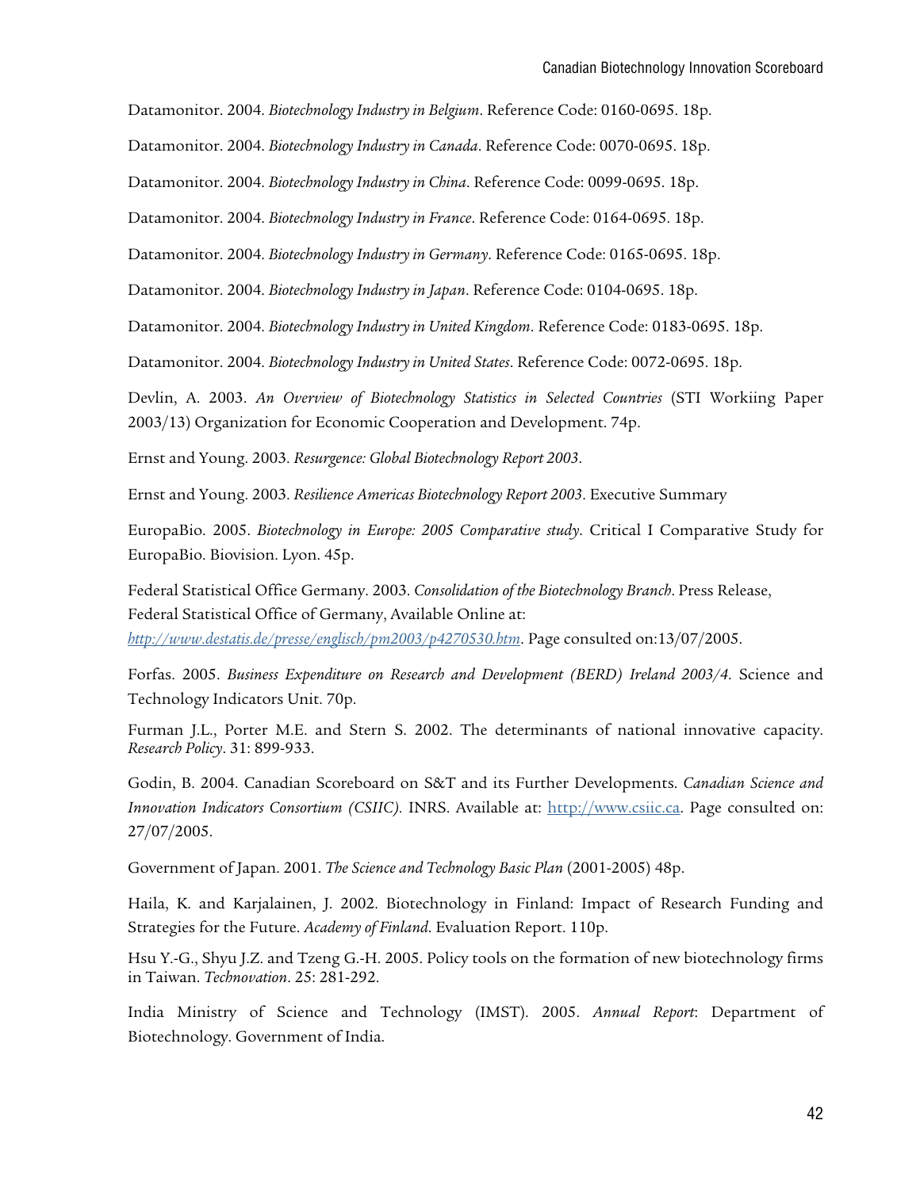Datamonitor. 2004. *Biotechnology Industry in Belgium*. Reference Code: 0160-0695. 18p.

Datamonitor. 2004. *Biotechnology Industry in Canada*. Reference Code: 0070-0695. 18p.

Datamonitor. 2004. *Biotechnology Industry in China*. Reference Code: 0099-0695. 18p.

Datamonitor. 2004. *Biotechnology Industry in France*. Reference Code: 0164-0695. 18p.

Datamonitor. 2004. *Biotechnology Industry in Germany*. Reference Code: 0165-0695. 18p.

Datamonitor. 2004. *Biotechnology Industry in Japan*. Reference Code: 0104-0695. 18p.

Datamonitor. 2004. *Biotechnology Industry in United Kingdom*. Reference Code: 0183-0695. 18p.

Datamonitor. 2004. *Biotechnology Industry in United States*. Reference Code: 0072-0695. 18p.

Devlin, A. 2003. *An Overview of Biotechnology Statistics in Selected Countries* (STI Workiing Paper 2003/13) Organization for Economic Cooperation and Development. 74p.

Ernst and Young. 2003. *Resurgence: Global Biotechnology Report 2003*.

Ernst and Young. 2003. *Resilience Americas Biotechnology Report 2003*. Executive Summary

EuropaBio. 2005. *Biotechnology in Europe: 2005 Comparative study*. Critical I Comparative Study for EuropaBio. Biovision. Lyon. 45p.

Federal Statistical Office Germany. 2003. *Consolidation of the Biotechnology Branch*. Press Release, Federal Statistical Office of Germany, Available Online at: *http://www.destatis.de/presse/englisch/pm2003/p4270530.htm*. Page consulted on:13/07/2005.

Forfas. 2005. *Business Expenditure on Research and Development (BERD) Ireland 2003/4*. Science and Technology Indicators Unit. 70p.

Furman J.L., Porter M.E. and Stern S. 2002. The determinants of national innovative capacity. *Research Policy*. 31: 899-933.

Godin, B. 2004. Canadian Scoreboard on S&T and its Further Developments. *Canadian Science and Innovation Indicators Consortium (CSIIC)*. INRS. Available at: http://www.csiic.ca. Page consulted on: 27/07/2005.

Government of Japan. 2001. *The Science and Technology Basic Plan* (2001-2005) 48p.

Haila, K. and Karjalainen, J. 2002. Biotechnology in Finland: Impact of Research Funding and Strategies for the Future. *Academy of Finland*. Evaluation Report. 110p.

Hsu Y.-G., Shyu J.Z. and Tzeng G.-H. 2005. Policy tools on the formation of new biotechnology firms in Taiwan. *Technovation*. 25: 281-292.

India Ministry of Science and Technology (IMST). 2005. *Annual Report*: Department of Biotechnology. Government of India.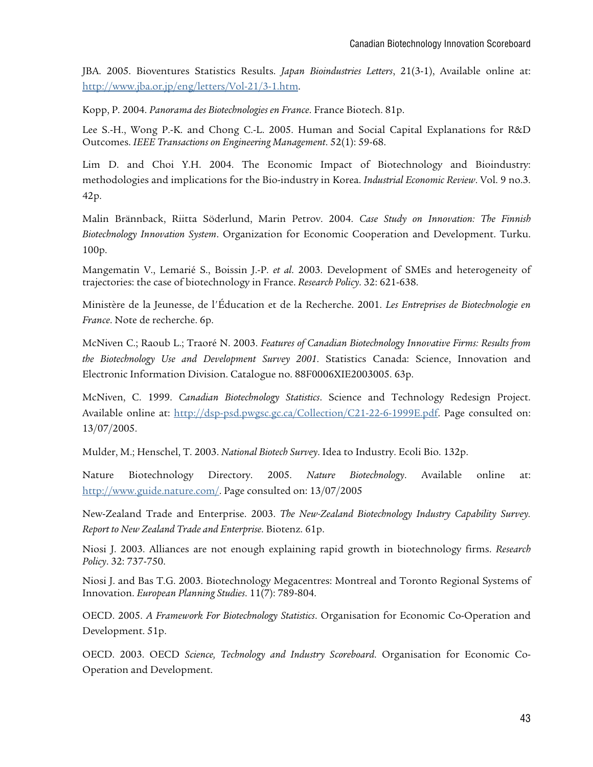JBA. 2005. Bioventures Statistics Results. *Japan Bioindustries Letters*, 21(3-1), Available online at: http://www.jba.or.jp/eng/letters/Vol-21/3-1.htm.

Kopp, P. 2004. *Panorama des Biotechnologies en France*. France Biotech. 81p.

Lee S.-H., Wong P.-K. and Chong C.-L. 2005. Human and Social Capital Explanations for R&D Outcomes. *IEEE Transactions on Engineering Management*. 52(1): 59-68.

Lim D. and Choi Y.H. 2004. The Economic Impact of Biotechnology and Bioindustry: methodologies and implications for the Bio-industry in Korea. *Industrial Economic Review*. Vol. 9 no.3. 42p.

Malin Brännback, Riitta Söderlund, Marin Petrov. 2004. *Case Study on Innovation: The Finnish Biotechnology Innovation System*. Organization for Economic Cooperation and Development. Turku. 100p.

Mangematin V., Lemarié S., Boissin J.-P. *et al*. 2003. Development of SMEs and heterogeneity of trajectories: the case of biotechnology in France. *Research Policy*. 32: 621-638.

Ministère de la Jeunesse, de l'Éducation et de la Recherche. 2001. *Les Entreprises de Biotechnologie en France*. Note de recherche. 6p.

McNiven C.; Raoub L.; Traoré N. 2003. *Features of Canadian Biotechnology Innovative Firms: Results from the Biotechnology Use and Development Survey 2001*. Statistics Canada: Science, Innovation and Electronic Information Division. Catalogue no. 88F0006XIE2003005. 63p.

McNiven, C. 1999. *Canadian Biotechnology Statistics*. Science and Technology Redesign Project. Available online at: http://dsp-psd.pwgsc.gc.ca/Collection/C21-22-6-1999E.pdf. Page consulted on: 13/07/2005.

Mulder, M.; Henschel, T. 2003. *National Biotech Survey*. Idea to Industry. Ecoli Bio. 132p.

Nature Biotechnology Directory. 2005. *Nature Biotechnology*. Available online at: http://www.guide.nature.com/. Page consulted on: 13/07/2005

New-Zealand Trade and Enterprise. 2003. *The New-Zealand Biotechnology Industry Capability Survey. Report to New Zealand Trade and Enterprise*. Biotenz. 61p.

Niosi J. 2003. Alliances are not enough explaining rapid growth in biotechnology firms. *Research Policy*. 32: 737-750.

Niosi J. and Bas T.G. 2003. Biotechnology Megacentres: Montreal and Toronto Regional Systems of Innovation. *European Planning Studies*. 11(7): 789-804.

OECD. 2005. *A Framework For Biotechnology Statistics*. Organisation for Economic Co-Operation and Development. 51p.

OECD. 2003. OECD *Science, Technology and Industry Scoreboard*. Organisation for Economic Co-Operation and Development.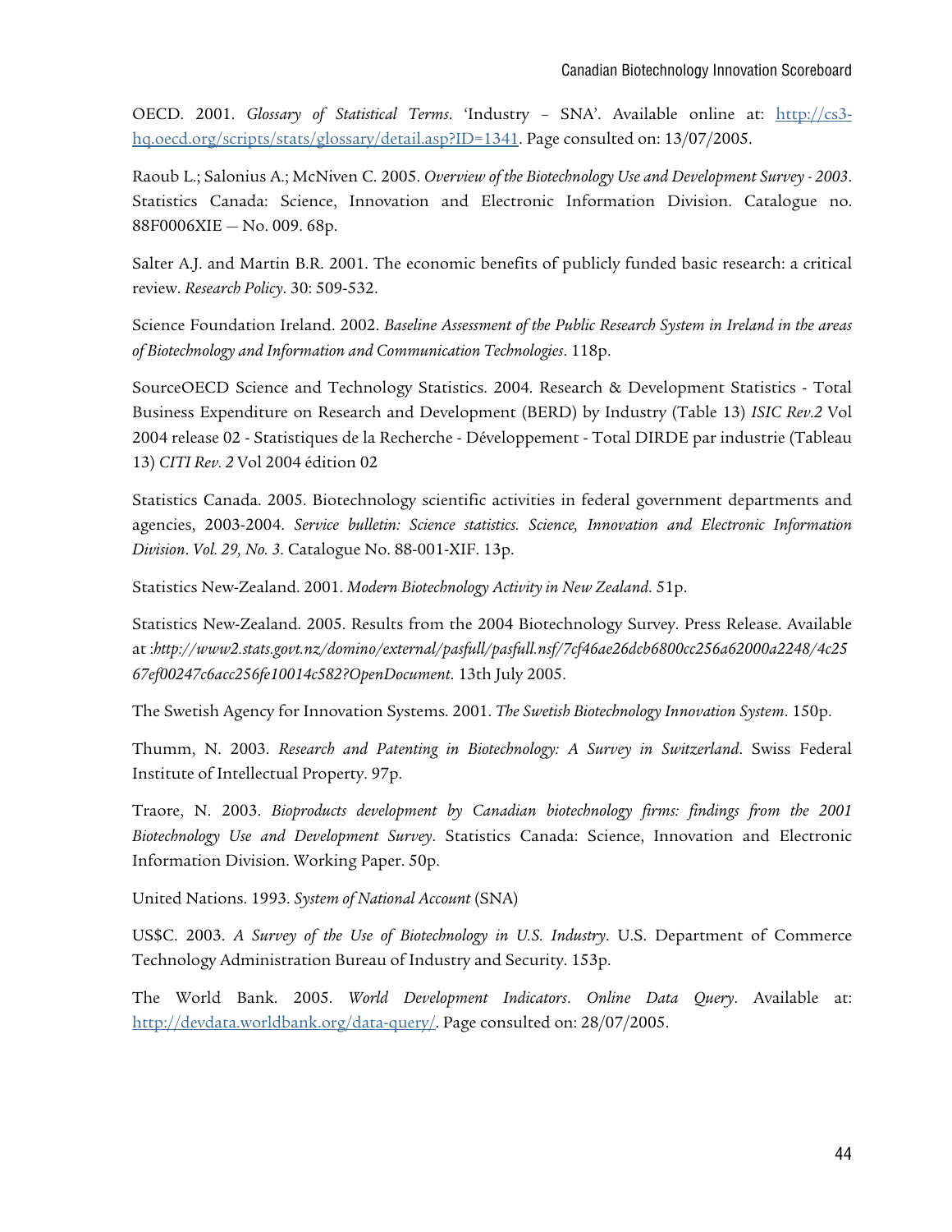OECD. 2001. *Glossary of Statistical Terms*. 'Industry – SNA'. Available online at: [http://cs3-hq.oecd.org/scripts/stats/glossary/detail.asp?ID=1341](http://cs3-hq.oecd.org/scripts/stats/glossary/detail.asp?ID=1341). Page consulted on: 13/07/2005.

Raoub L.; Salonius A.; McNiven C. 2005. *Overview of the Biotechnology Use and Development Survey - 2003*. Statistics Canada: Science, Innovation and Electronic Information Division. Catalogue no. 88F0006XIE — No. 009. 68p.

Salter A.J. and Martin B.R. 2001. The economic benefits of publicly funded basic research: a critical review. *Research Policy*. 30: 509-532.

Science Foundation Ireland. 2002. *Baseline Assessment of the Public Research System in Ireland in the areas of Biotechnology and Information and Communication Technologies*. 118p.

SourceOECD Science and Technology Statistics. 2004. Research & Development Statistics - Total Business Expenditure on Research and Development (BERD) by Industry (Table 13) *ISIC Rev.2* Vol 2004 release 02 - Statistiques de la Recherche - Développement - Total DIRDE par industrie (Tableau 13) *CITI Rev. 2* Vol 2004 édition 02

Statistics Canada. 2005. Biotechnology scientific activities in federal government departments and agencies, 2003-2004. *Service bulletin: Science statistics. Science, Innovation and Electronic Information Division. Vol. 29, No. 3*. Catalogue No. 88-001-XIF. 13p.

Statistics New-Zealand. 2001. *Modern Biotechnology Activity in New Zealand*. 51p.

Statistics New-Zealand. 2005. Results from the 2004 Biotechnology Survey. Press Release. Available at :*http://www2.stats.govt.nz/domino/external/pasfull/pasfull.nsf/7cf46ae26dcb6800cc256a62000a2248/4c2567ef00247c6acc256fe10014c582?OpenDocument*. 13th July 2005.

The Swetish Agency for Innovation Systems. 2001. *The Swetish Biotechnology Innovation System*. 150p.

Thumm, N. 2003. *Research and Patenting in Biotechnology: A Survey in Switzerland*. Swiss Federal Institute of Intellectual Property. 97p.

Traore, N. 2003. *Bioproducts development by Canadian biotechnology firms: findings from the 2001 Biotechnology Use and Development Survey*. Statistics Canada: Science, Innovation and Electronic Information Division. Working Paper. 50p.

United Nations. 1993. *System of National Account* (SNA)

US$C. 2003. *A Survey of the Use of Biotechnology in U.S. Industry*. U.S. Department of Commerce Technology Administration Bureau of Industry and Security. 153p.

The World Bank. 2005. *World Development Indicators*. *Online Data Query*. Available at: [http://devdata.worldbank.org/data-query/](http://devdata.worldbank.org/data-query/). Page consulted on: 28/07/2005.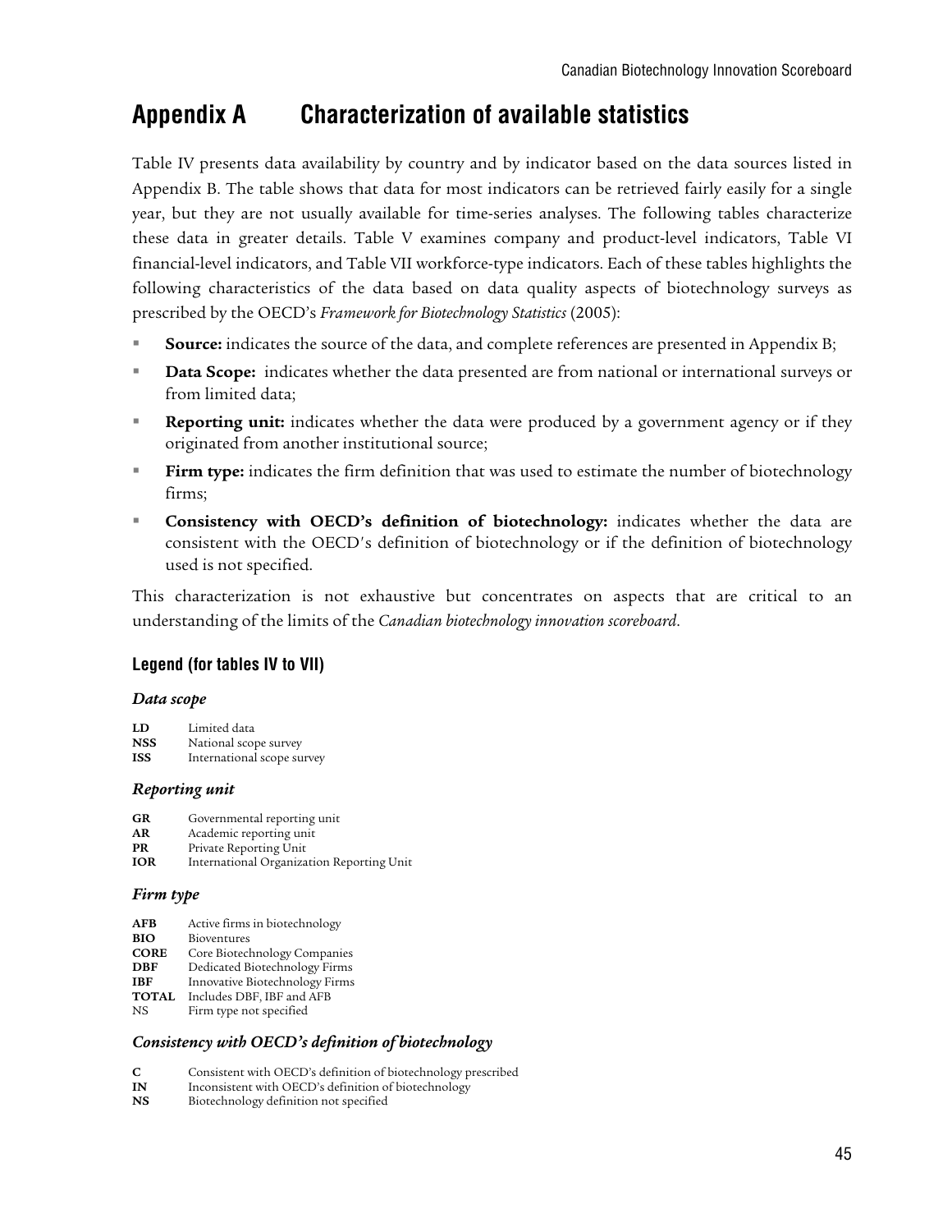# Appendix A Characterization of available statistics

Table IV presents data availability by country and by indicator based on the data sources listed in Appendix B. The table shows that data for most indicators can be retrieved fairly easily for a single year, but they are not usually available for time-series analyses. The following tables characterize these data in greater details. Table V examines company and product-level indicators, Table VI financial-level indicators, and Table VII workforce-type indicators. Each of these tables highlights the following characteristics of the data based on data quality aspects of biotechnology surveys as prescribed by the OECD's *Framework for Biotechnology Statistics* (2005):

- **Source:** indicates the source of the data, and complete references are presented in Appendix B;
- **Data Scope:** indicates whether the data presented are from national or international surveys or from limited data;
- **Reporting unit:** indicates whether the data were produced by a government agency or if they originated from another institutional source;
- **Firm type:** indicates the firm definition that was used to estimate the number of biotechnology firms;
- **Consistency with OECD's definition of biotechnology:** indicates whether the data are consistent with the OECD's definition of biotechnology or if the definition of biotechnology used is not specified.

This characterization is not exhaustive but concentrates on aspects that are critical to an understanding of the limits of the *Canadian biotechnology innovation scoreboard*.

### Legend (for tables IV to VII)

#### *Data scope*

**LD** Limited data
**NSS** National scope survey
**ISS** International scope survey

#### *Reporting unit*

**GR** Governmental reporting unit
**AR** Academic reporting unit
**PR** Private Reporting Unit
**IOR** International Organization Reporting Unit

#### *Firm type*

**AFB** Active firms in biotechnology
**BIO** Bioventures
**CORE** Core Biotechnology Companies
**DBF** Dedicated Biotechnology Firms
**IBF** Innovative Biotechnology Firms
**TOTAL** Includes DBF, IBF and AFB
NS Firm type not specified

#### *Consistency with OECD's definition of biotechnology*

**C** Consistent with OECD's definition of biotechnology prescribed
**IN** Inconsistent with OECD's definition of biotechnology
**NS** Biotechnology definition not specified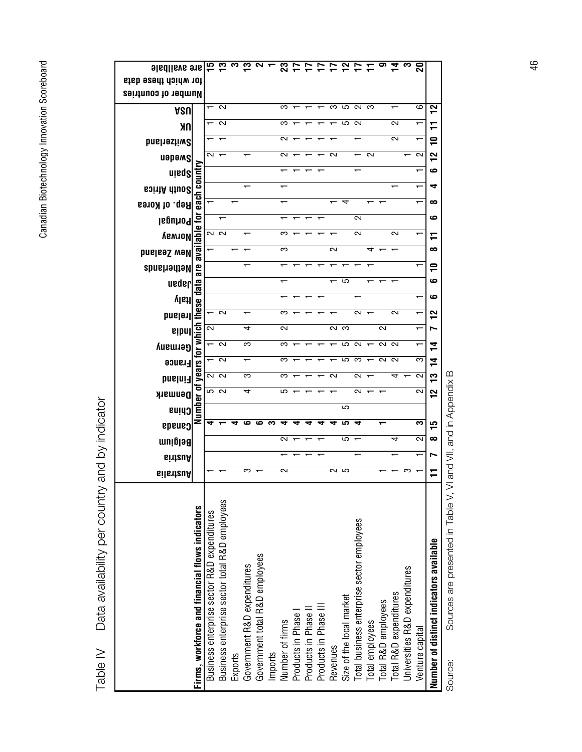# Table IV Data availability per country and by indicator

| Firms, workforce and financial flows indicators | Australia | Austria | Belgium | Canada | China | Denmark | Finland | France | Germany | India | Ireland | Italy | Japan | Netherlands | New Zealand | Norway | Portugal | Rep. of Korea | South Africa | Spain | Sweden | Switzerland | UK | USA | Number of countries for which these data are available |
|---|---|---|---|---|---|---|---|---|---|---|---|---|---|---|---|---|---|---|---|---|---|---|---|---|---|
| | Number of years for which these data are available for each country | | | | | | | | | | | | | | | | | | | | | | | | |
| Business enterprise sector R&D expenditures | 1 | | | **4** | | 5 | 2 | 1 | 1 | 2 | 1 | | | | 1 | 2 | | 1 | | | 2 | 1 | 1 | 1 | **15** |
| Business enterprise sector total R&D employees | 1 | | | **1** | | 2 | 2 | 2 | 2 | | 2 | | | | | 2 | 1 | | | | 1 | 1 | 2 | 2 | **13** |
| Exports | | | | **4** | | | | | | | | | | | 1 | | | 1 | | | | | | | **3** |
| Government R&D expenditures | 3 | | | **6** | | 4 | 3 | 1 | 3 | 4 | 1 | | | 1 | 1 | 1 | | | 1 | | 1 | | | | **13** |
| Government total R&D employees | 1 | | | **6** | | | | | | | | | | | | | | | | | | | | | **2** |
| Imports | | | | **3** | | | | | | | | | | | | | | | | | | | | | **1** |
| Number of firms | 2 | 1 | 2 | **4** | | 5 | 3 | 3 | 3 | 2 | 3 | 1 | 1 | 1 | 3 | 3 | 1 | 1 | 1 | 1 | 2 | 2 | 3 | 3 | **23** |
| Products in Phase I | | 1 | 1 | **4** | | 1 | 1 | 1 | 1 | | 1 | 1 | | 1 | | 1 | 1 | | | 1 | 1 | 1 | 1 | 1 | **17** |
| Products in Phase II | | 1 | 1 | **4** | | 1 | 1 | 1 | 1 | | 1 | 1 | | 1 | | 1 | 1 | | | 1 | 1 | 1 | 1 | 1 | **17** |
| Products in Phase III | | 1 | 1 | **4** | | 1 | 1 | 1 | 1 | | 1 | 1 | | 1 | | 1 | 1 | | | 1 | 1 | 1 | 1 | 1 | **17** |
| Revenues | 2 | | | **4** | | 1 | 2 | 1 | 1 | 2 | 1 | | 1 | 1 | 2 | 1 | | 1 | | | 2 | 1 | 1 | 3 | **17** |
| Size of the local market | 5 | | 5 | **5** | 5 | | | 5 | 5 | 3 | | | 5 | 1 | | | | 4 | | | | | 5 | 5 | **12** |
| Total business enterprise sector employees | | 1 | 1 | **4** | | 2 | 2 | 3 | 2 | | 2 | 1 | | 1 | | 2 | 2 | | | 1 | 1 | 1 | 2 | 2 | **17** |
| Total employees | | | | | | 1 | 1 | 1 | 1 | | 1 | | 1 | 1 | 4 | | | 1 | | | 2 | | | 3 | **11** |
| Total R&D employees | 1 | | | **1** | | 1 | | 2 | 2 | 2 | | | 1 | | 1 | | | 1 | | | | | | | **9** |
| Total R&D expenditures | 1 | 1 | 4 | | | | 4 | 2 | 2 | | 2 | | 1 | | 1 | 2 | | | 1 | | | 2 | 2 | 1 | **14** |
| Universities R&D expenditures | 3 | | | | | | 1 | | | | | | | | | | | | | | 1 | | | | **3** |
| Venture capital | 1 | 1 | 2 | **3** | | 2 | 2 | 3 | 1 | 1 | 1 | 1 | | 1 | | 1 | | 1 | 1 | 1 | 2 | 1 | 1 | 6 | **20** |
| **Number of distinct indicators available** | **11** | **7** | **8** | **15** | | **12** | **13** | **14** | **14** | **7** | **12** | **6** | **6** | **10** | **8** | **11** | **6** | **8** | **4** | **6** | **12** | **10** | **11** | **12** | |

Source: Sources are presented in Table V, VI and VII, and in Appendix B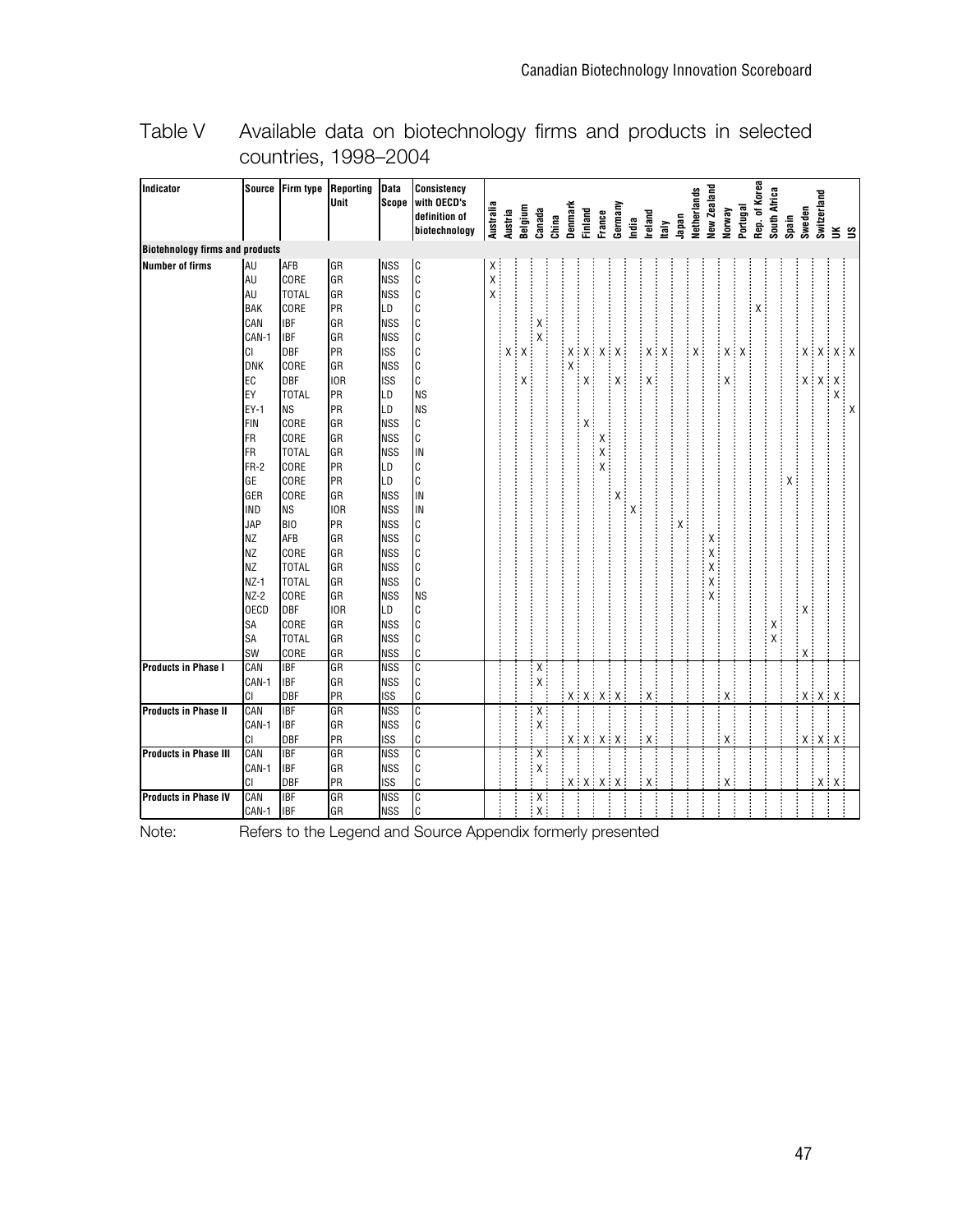## Table V Available data on biotechnology firms and products in selected countries, 1998–2004

| Indicator | Source | Firm type | Reporting Unit | Data Scope | Consistency with OECD's definition of biotechnology | Australia | Austria | Belgium | Canada | China | Denmark | Finland | France | Germany | India | Ireland | Italy | Japan | Netherlands | New Zealand | Norway | Portugal | Rep. of Korea | South Africa | Spain | Sweden | Switzerland | UK | US |
|---|---|---|---|---|---|---|---|---|---|---|---|---|---|---|---|---|---|---|---|---|---|---|---|---|---|---|---|---|---|
| **Biotehnology firms and products** | | | | | | | | | | | | | | | | | | | | | | | | | | | | | |
| **Number of firms** | AU | AFB | GR | NSS | C | X | | | | | | | | | | | | | | | | | | | | | | | |
| | AU | CORE | GR | NSS | C | X | | | | | | | | | | | | | | | | | | | | | | | |
| | AU | TOTAL | GR | NSS | C | X | | | | | | | | | | | | | | | | | | | | | | | |
| | BAK | CORE | PR | LD | C | | | | | | | | | | | | | | | | | | X | | | | | | |
| | CAN | IBF | GR | NSS | C | | | | X | | | | | | | | | | | | | | | | | | | | |
| | CAN-1 | IBF | GR | NSS | C | | | | X | | | | | | | | | | | | | | | | | | | | |
| | CI | DBF | PR | ISS | C | | X | X | | | X | X | X | X | | X | X | | X | | X | X | | | | X | X | X | X |
| | DNK | CORE | GR | NSS | C | | | | | | X | | | | | | | | | | | | | | | | | | |
| | EC | DBF | IOR | ISS | C | | | X | | | | X | | X | | X | | | | | X | | | | | X | X | X | |
| | EY | TOTAL | PR | LD | NS | | | | | | | | | | | | | | | | | | | | | | | X | |
| | EY-1 | NS | PR | LD | NS | | | | | | | | | | | | | | | | | | | | | | | | X |
| | FIN | CORE | GR | NSS | C | | | | | | | X | | | | | | | | | | | | | | | | | |
| | FR | CORE | GR | NSS | C | | | | | | | | X | | | | | | | | | | | | | | | | |
| | FR | TOTAL | GR | NSS | IN | | | | | | | | X | | | | | | | | | | | | | | | | |
| | FR-2 | CORE | PR | LD | C | | | | | | | | X | | | | | | | | | | | | | | | | |
| | GE | CORE | PR | LD | C | | | | | | | | | | | | | | | | | | | | X | | | | |
| | GER | CORE | GR | NSS | IN | | | | | | | | | X | | | | | | | | | | | | | | | |
| | IND | NS | IOR | NSS | IN | | | | | | | | | | X | | | | | | | | | | | | | | |
| | JAP | BIO | PR | NSS | C | | | | | | | | | | | | | X | | | | | | | | | | | |
| | NZ | AFB | GR | NSS | C | | | | | | | | | | | | | | | X | | | | | | | | | |
| | NZ | CORE | GR | NSS | C | | | | | | | | | | | | | | | X | | | | | | | | | |
| | NZ | TOTAL | GR | NSS | C | | | | | | | | | | | | | | | X | | | | | | | | | |
| | NZ-1 | TOTAL | GR | NSS | C | | | | | | | | | | | | | | | X | | | | | | | | | |
| | NZ-2 | CORE | GR | NSS | NS | | | | | | | | | | | | | | | X | | | | | | | | | |
| | OECD | DBF | IOR | LD | C | | | | | | | | | | | | | | | | | | | | | X | | | |
| | SA | CORE | GR | NSS | C | | | | | | | | | | | | | | | | | | | X | | | | | |
| | SA | TOTAL | GR | NSS | C | | | | | | | | | | | | | | | | | | | X | | | | | |
| | SW | CORE | GR | NSS | C | | | | | | | | | | | | | | | | | | | | | X | | | |
| **Products in Phase I** | CAN | IBF | GR | NSS | C | | | | X | | | | | | | | | | | | | | | | | | | | |
| | CAN-1 | IBF | GR | NSS | C | | | | X | | | | | | | | | | | | | | | | | | | | |
| | CI | DBF | PR | ISS | C | | | | | | X | X | X | X | | X | | | | | X | | | | | X | X | X | |
| **Products in Phase II** | CAN | IBF | GR | NSS | C | | | | X | | | | | | | | | | | | | | | | | | | | |
| | CAN-1 | IBF | GR | NSS | C | | | | X | | | | | | | | | | | | | | | | | | | | |
| | CI | DBF | PR | ISS | C | | | | | | X | X | X | X | | X | | | | | X | | | | | X | X | X | |
| **Products in Phase III** | CAN | IBF | GR | NSS | C | | | | X | | | | | | | | | | | | | | | | | | | | |
| | CAN-1 | IBF | GR | NSS | C | | | | X | | | | | | | | | | | | | | | | | | | | |
| | CI | DBF | PR | ISS | C | | | | | | X | X | X | X | | X | | | | | X | | | | | | X | X | |
| **Products in Phase IV** | CAN | IBF | GR | NSS | C | | | | X | | | | | | | | | | | | | | | | | | | | |
| | CAN-1 | IBF | GR | NSS | C | | | | X | | | | | | | | | | | | | | | | | | | | |

Note: Refers to the Legend and Source Appendix formerly presented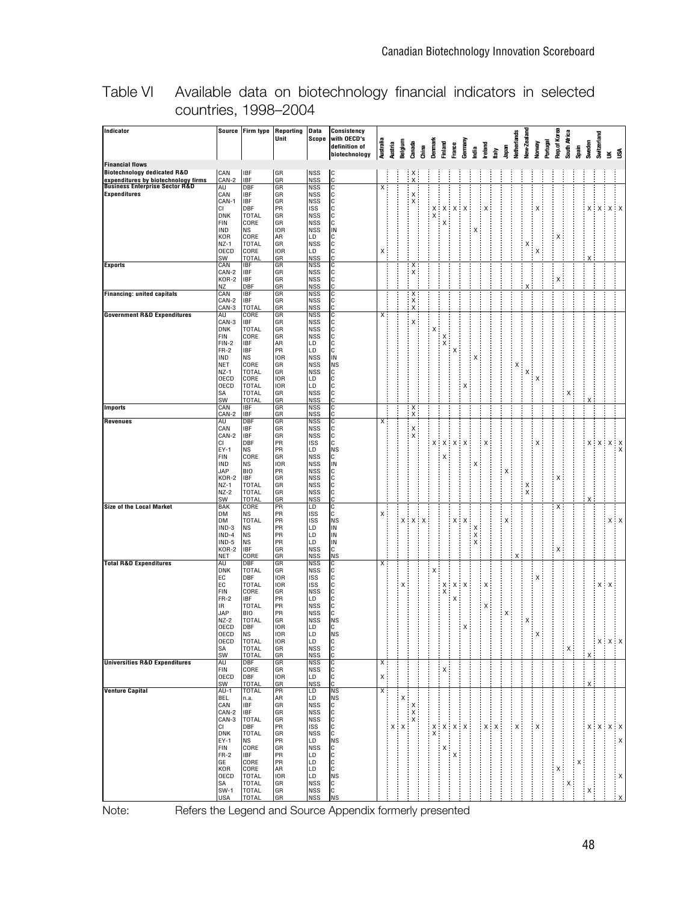## Table VI Available data on biotechnology financial indicators in selected countries, 1998–2004

| Indicator | Source | Firm type | Reporting Unit | Data Scope | Consistency with OECD's definition of biotechnology | Australia | Austria | Belgium | Canada | China | Denmark | Finland | France | Germany | India | Ireland | Italy | Japan | Netherlands | New-Zealand | Norway | Portugal | Rep.of Korea | South Africa | Spain | Sweden | Switzerland | UK | USA |
|---|---|---|---|---|---|---|---|---|---|---|---|---|---|---|---|---|---|---|---|---|---|---|---|---|---|---|---|---|---|
| **Financial flows** | | | | | | | | | | | | | | | | | | | | | | | | | | | | | |
| **Biotechnology dedicated R&D expenditures by biotechnology firms** | CAN | IBF | GR | NSS | C | | | | X | | | | | | | | | | | | | | | | | | | | |
| | CAN-2 | IBF | GR | NSS | C | | | | X | | | | | | | | | | | | | | | | | | | | |
| **Business Enterprise Sector R&D Expenditures** | AU | DBF | GR | NSS | C | X | | | | | | | | | | | | | | | | | | | | | | | |
| | CAN | IBF | GR | NSS | C | | | | X | | | | | | | | | | | | | | | | | | | | |
| | CAN-1 | IBF | GR | NSS | C | | | | X | | | | | | | | | | | | | | | | | | | | |
| | CI | DBF | PR | ISS | C | | | | | | X | X | X | X | | X | | | | | X | | | | | X | X | X | X |
| | DNK | TOTAL | GR | NSS | C | | | | | | X | | | | | | | | | | | | | | | | | | |
| | FIN | CORE | GR | NSS | C | | | | | | | X | | | | | | | | | | | | | | | | | |
| | IND | NS | IOR | NSS | IN | | | | | | | | | | X | | | | | | | | | | | | | | |
| | KOR | CORE | AR | LD | C | | | | | | | | | | | | | | | | | | X | | | | | | |
| | NZ-1 | TOTAL | GR | NSS | C | | | | | | | | | | | | | | | X | | | | | | | | | |
| | OECD | CORE | IOR | LD | C | X | | | | | | | | | | | | | | | X | | | | | | | | |
| | SW | TOTAL | GR | NSS | C | | | | | | | | | | | | | | | | | | | | | X | | | |
| **Exports** | CAN | IBF | GR | NSS | C | | | | X | | | | | | | | | | | | | | | | | | | | |
| | CAN-2 | IBF | GR | NSS | C | | | | X | | | | | | | | | | | | | | | | | | | | |
| | KOR-2 | IBF | GR | NSS | C | | | | | | | | | | | | | | | | | | X | | | | | | |
| | NZ | DBF | GR | NSS | C | | | | | | | | | | | | | | | X | | | | | | | | | |
| **Financing: united capitals** | CAN | IBF | GR | NSS | C | | | | X | | | | | | | | | | | | | | | | | | | | |
| | CAN-2 | IBF | GR | NSS | C | | | | X | | | | | | | | | | | | | | | | | | | | |
| | CAN-3 | TOTAL | GR | NSS | C | | | | X | | | | | | | | | | | | | | | | | | | | |
| **Government R&D Expenditures** | AU | CORE | GR | NSS | C | X | | | | | | | | | | | | | | | | | | | | | | | |
| | CAN-3 | IBF | GR | NSS | C | | | | X | | | | | | | | | | | | | | | | | | | | |
| | DNK | TOTAL | GR | NSS | C | | | | | | X | | | | | | | | | | | | | | | | | | |
| | FIN | CORE | GR | LD | C | | | | | | | X | | | | | | | | | | | | | | | | | |
| | FIN-2 | IBF | AR | LD | C | | | | | | | X | | | | | | | | | | | | | | | | | |
| | FR-2 | IBF | PR | LD | C | | | | | | | | X | | | | | | | | | | | | | | | | |
| | IND | NS | IOR | NSS | IN | | | | | | | | | | X | | | | | | | | | | | | | | |
| | NET | CORE | GR | NSS | NS | | | | | | | | | | | | | | X | | | | | | | | | | |
| | NZ-1 | TOTAL | GR | NSS | C | | | | | | | | | | | | | | | X | | | | | | | | | |
| | OECD | CORE | IOR | LD | C | | | | | | | | | | | | | | | | X | | | | | | | | |
| | OECD | TOTAL | IOR | LD | C | | | | | | | | | X | | | | | | | | | | | | | | | |
| | SA | TOTAL | GR | NSS | C | | | | | | | | | | | | | | | | | | | X | | | | | |
| | SW | TOTAL | GR | NSS | C | | | | | | | | | | | | | | | | | | | | | X | | | |
| **Imports** | CAN | IBF | GR | NSS | C | | | | X | | | | | | | | | | | | | | | | | | | | |
| | CAN-2 | IBF | GR | NSS | C | | | | X | | | | | | | | | | | | | | | | | | | | |
| **Revenues** | AU | DBF | GR | NSS | C | X | | | | | | | | | | | | | | | | | | | | | | | |
| | CAN | IBF | GR | NSS | C | | | | X | | | | | | | | | | | | | | | | | | | | |
| | CAN-2 | IBF | GR | NSS | C | | | | X | | | | | | | | | | | | | | | | | | | | |
| | CI | DBF | PR | ISS | C | | | | | | X | X | X | X | | X | | | | | X | | | | | X | X | X | X |
| | EY-1 | NS | PR | LD | NS | | | | | | | | | | | | | | | | | | | | | | | | X |
| | FIN | CORE | GR | NSS | C | | | | | | | X | | | | | | | | | | | | | | | | | |
| | IND | NS | IOR | NSS | IN | | | | | | | | | | X | | | | | | | | | | | | | | |
| | JAP | BIO | PR | NSS | C | | | | | | | | | | | | | X | | | | | | | | | | | |
| | KOR-2 | IBF | GR | NSS | C | | | | | | | | | | | | | | | | | | X | | | | | | |
| | NZ-1 | TOTAL | GR | NSS | C | | | | | | | | | | | | | | | X | | | | | | | | | |
| | NZ-2 | TOTAL | GR | NSS | C | | | | | | | | | | | | | | | X | | | | | | | | | |
| | SW | TOTAL | GR | NSS | C | | | | | | | | | | | | | | | | | | | | | X | | | |
| **Size of the Local Market** | BAK | CORE | PR | LD | C | | | | | | | | | | | | | | | | | | X | | | | | | |
| | DM | NS | PR | ISS | C | X | | | | | | | | | | | | | | | | | | | | | | | |
| | DM | TOTAL | PR | ISS | NS | | | X | X | X | | | X | X | | | | X | | | | | | | | | | X | X |
| | IND-3 | NS | PR | LD | IN | | | | | | | | | | X | | | | | | | | | | | | | | |
| | IND-4 | NS | PR | LD | IN | | | | | | | | | | X | | | | | | | | | | | | | | |
| | IND-5 | NS | PR | LD | IN | | | | | | | | | | X | | | | | | | | | | | | | | |
| | KOR-2 | IBF | GR | NSS | C | | | | | | | | | | | | | | | | | | X | | | | | | |
| | NET | CORE | GR | NSS | NS | | | | | | | | | | | | | | X | | | | | | | | | | |
| **Total R&D Expenditures** | AU | DBF | GR | NSS | C | X | | | | | | | | | | | | | | | | | | | | | | | |
| | DNK | TOTAL | GR | NSS | C | | | | | | X | | | | | | | | | | | | | | | | | | |
| | EC | DBF | IOR | ISS | C | | | | | | | | | | | | | | | | X | | | | | | | | |
| | EC | TOTAL | IOR | ISS | C | | | X | | | | X | X | X | | X | | | | | | | | | | | X | X | |
| | FIN | CORE | GR | NSS | C | | | | | | | X | | | | | | | | | | | | | | | | | |
| | FR-2 | IBF | PR | LD | C | | | | | | | | X | | | | | | | | | | | | | | | | |
| | IR | TOTAL | PR | NSS | C | | | | | | | | | | | X | | | | | | | | | | | | | |
| | JAP | BIO | PR | NSS | C | | | | | | | | | | | | | X | | | | | | | | | | | |
| | NZ-2 | TOTAL | GR | NSS | NS | | | | | | | | | | | | | | | X | | | | | | | | | |
| | OECD | DBF | IOR | LD | C | | | | | | | | | X | | | | | | | | | | | | | | | |
| | OECD | NS | IOR | LD | NS | | | | | | | | | | | | | | | | X | | | | | | | | |
| | OECD | TOTAL | IOR | LD | C | | | | | | | | | | | | | | | | | | | | | | X | X | X |
| | SA | TOTAL | GR | NSS | C | | | | | | | | | | | | | | | | | | | X | | | | | |
| | SW | TOTAL | GR | NSS | C | | | | | | | | | | | | | | | | | | | | | X | | | |
| **Universities R&D Expenditures** | AU | DBF | GR | NSS | C | X | | | | | | | | | | | | | | | | | | | | | | | |
| | FIN | CORE | GR | NSS | C | | | | | | | X | | | | | | | | | | | | | | | | | |
| | OECD | DBF | IOR | LD | C | X | | | | | | | | | | | | | | | | | | | | | | | |
| | SW | TOTAL | GR | NSS | C | | | | | | | | | | | | | | | | | | | | | X | | | |
| **Venture Capital** | AU-1 | TOTAL | PR | LD | NS | X | | | | | | | | | | | | | | | | | | | | | | | |
| | BEL | n.a. | AR | LD | NS | | | X | | | | | | | | | | | | | | | | | | | | | |
| | CAN | IBF | GR | NSS | C | | | | X | | | | | | | | | | | | | | | | | | | | |
| | CAN-2 | IBF | GR | NSS | C | | | | X | | | | | | | | | | | | | | | | | | | | |
| | CAN-3 | TOTAL | GR | NSS | C | | | | X | | | | | | | | | | | | | | | | | | | | |
| | CI | DBF | PR | ISS | C | | X | X | | | X | X | X | X | | X | X | | X | | X | | | | | X | X | X | X |
| | DNK | TOTAL | GR | NSS | C | | | | | | X | | | | | | | | | | | | | | | | | | |
| | EY-1 | NS | PR | LD | NS | | | | | | | | | | | | | | | | | | | | | | | | X |
| | FIN | CORE | GR | NSS | C | | | | | | | X | | | | | | | | | | | | | | | | | |
| | FR-2 | IBF | PR | LD | C | | | | | | | | X | | | | | | | | | | | | | | | | |
| | GE | CORE | PR | LD | C | | | | | | | | | | | | | | | | | | | | X | | | | |
| | KOR | CORE | AR | LD | C | | | | | | | | | | | | | | | | | | X | | | | | | |
| | OECD | TOTAL | IOR | LD | NS | | | | | | | | | | | | | | | | | | | | | | | | X |
| | SA | TOTAL | GR | NSS | C | | | | | | | | | | | | | | | | | | | X | | | | | |
| | SW-1 | TOTAL | GR | NSS | C | | | | | | | | | | | | | | | | | | | | | X | | | |
| | USA | TOTAL | GR | NSS | NS | | | | | | | | | | | | | | | | | | | | | | | | X |

Note: Refers the Legend and Source Appendix formerly presented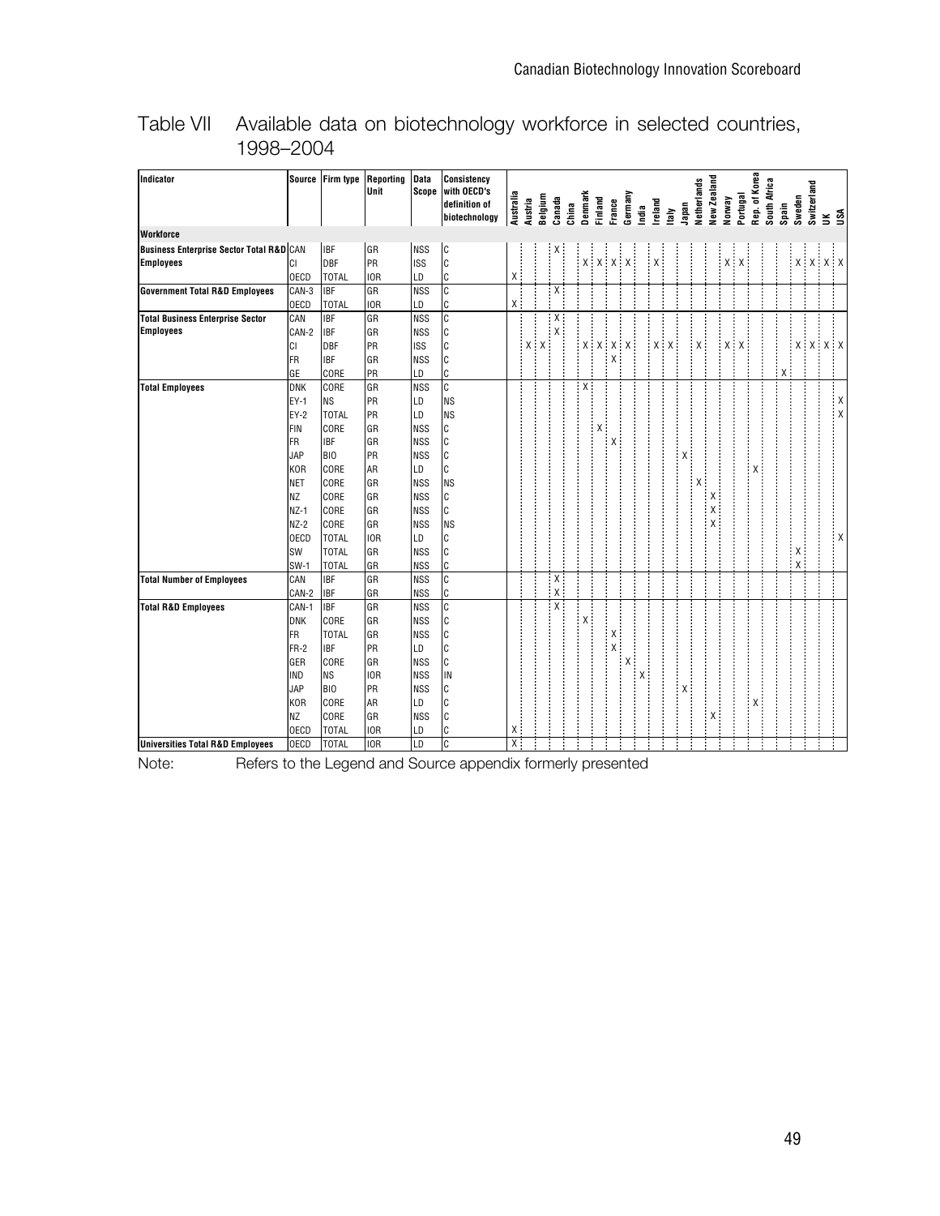## Table VII Available data on biotechnology workforce in selected countries, 1998–2004

| Indicator | Source | Firm type | Reporting Unit | Data Scope | Consistency with OECD's definition of biotechnology | Australia | Austria | Belgium | Canada | China | Denmark | Finland | France | Germany | India | Ireland | Italy | Japan | Netherlands | New Zealand | Norway | Portugal | Rep. of Korea | South Africa | Spain | Sweden | Switzerland | UK | USA |
|---|---|---|---|---|---|---|---|---|---|---|---|---|---|---|---|---|---|---|---|---|---|---|---|---|---|---|---|---|---|
| **Workforce** | | | | | | | | | | | | | | | | | | | | | | | | | | | | | |
| **Business Enterprise Sector Total R&D Employees** | CAN | IBF | GR | NSS | C | | | | X | | | | | | | | | | | | | | | | | | | | |
| | CI | DBF | PR | ISS | C | | | | | | X | X | X | X | | X | | | | | X | X | | | | X | X | X | X |
| | OECD | TOTAL | IOR | LD | C | X | | | | | | | | | | | | | | | | | | | | | | | |
| **Government Total R&D Employees** | CAN-3 | IBF | GR | NSS | C | | | | X | | | | | | | | | | | | | | | | | | | | |
| | OECD | TOTAL | IOR | LD | C | X | | | | | | | | | | | | | | | | | | | | | | | |
| **Total Business Enterprise Sector Employees** | CAN | IBF | GR | NSS | C | | | | X | | | | | | | | | | | | | | | | | | | | |
| | CAN-2 | IBF | GR | NSS | C | | | | X | | | | | | | | | | | | | | | | | | | | |
| | CI | DBF | PR | ISS | C | | X | X | | | X | X | X | X | | X | X | | X | | X | X | | | | X | X | X | X |
| | FR | IBF | GR | NSS | C | | | | | | | | X | | | | | | | | | | | | | | | | |
| | GE | CORE | PR | LD | C | | | | | | | | | | | | | | | | | | | | X | | | | |
| **Total Employees** | DNK | CORE | GR | NSS | C | | | | | | X | | | | | | | | | | | | | | | | | | |
| | EY-1 | NS | PR | LD | NS | | | | | | | | | | | | | | | | | | | | | | | | X |
| | EY-2 | TOTAL | PR | LD | NS | | | | | | | | | | | | | | | | | | | | | | | | X |
| | FIN | CORE | GR | NSS | C | | | | | | | X | | | | | | | | | | | | | | | | | |
| | FR | IBF | GR | NSS | C | | | | | | | | X | | | | | | | | | | | | | | | | |
| | JAP | BIO | PR | NSS | C | | | | | | | | | | | | | X | | | | | | | | | | | |
| | KOR | CORE | AR | LD | C | | | | | | | | | | | | | | | | | | X | | | | | | |
| | NET | CORE | GR | NSS | NS | | | | | | | | | | | | | | X | | | | | | | | | | |
| | NZ | CORE | GR | NSS | C | | | | | | | | | | | | | | | X | | | | | | | | | |
| | NZ-1 | CORE | GR | NSS | C | | | | | | | | | | | | | | | X | | | | | | | | | |
| | NZ-2 | CORE | GR | NSS | NS | | | | | | | | | | | | | | | X | | | | | | | | | |
| | OECD | TOTAL | IOR | LD | C | | | | | | | | | | | | | | | | | | | | | | | | X |
| | SW | TOTAL | GR | NSS | C | | | | | | | | | | | | | | | | | | | | | X | | | |
| | SW-1 | TOTAL | GR | NSS | C | | | | | | | | | | | | | | | | | | | | | X | | | |
| **Total Number of Employees** | CAN | IBF | GR | NSS | C | | | | X | | | | | | | | | | | | | | | | | | | | |
| | CAN-2 | IBF | GR | NSS | C | | | | X | | | | | | | | | | | | | | | | | | | | |
| **Total R&D Employees** | CAN-1 | IBF | GR | NSS | C | | | | X | | | | | | | | | | | | | | | | | | | | |
| | DNK | CORE | GR | NSS | C | | | | | | X | | | | | | | | | | | | | | | | | | |
| | FR | TOTAL | GR | NSS | C | | | | | | | | X | | | | | | | | | | | | | | | | |
| | FR-2 | IBF | PR | LD | C | | | | | | | | X | | | | | | | | | | | | | | | | |
| | GER | CORE | GR | NSS | C | | | | | | | | | X | | | | | | | | | | | | | | | |
| | IND | NS | IOR | NSS | IN | | | | | | | | | | X | | | | | | | | | | | | | | |
| | JAP | BIO | PR | NSS | C | | | | | | | | | | | | | X | | | | | | | | | | | |
| | KOR | CORE | AR | LD | C | | | | | | | | | | | | | | | | | | X | | | | | | |
| | NZ | CORE | GR | NSS | C | | | | | | | | | | | | | | | X | | | | | | | | | |
| | OECD | TOTAL | IOR | LD | C | X | | | | | | | | | | | | | | | | | | | | | | | |
| **Universities Total R&D Employees** | OECD | TOTAL | IOR | LD | C | X | | | | | | | | | | | | | | | | | | | | | | | |

Note: Refers to the Legend and Source appendix formerly presented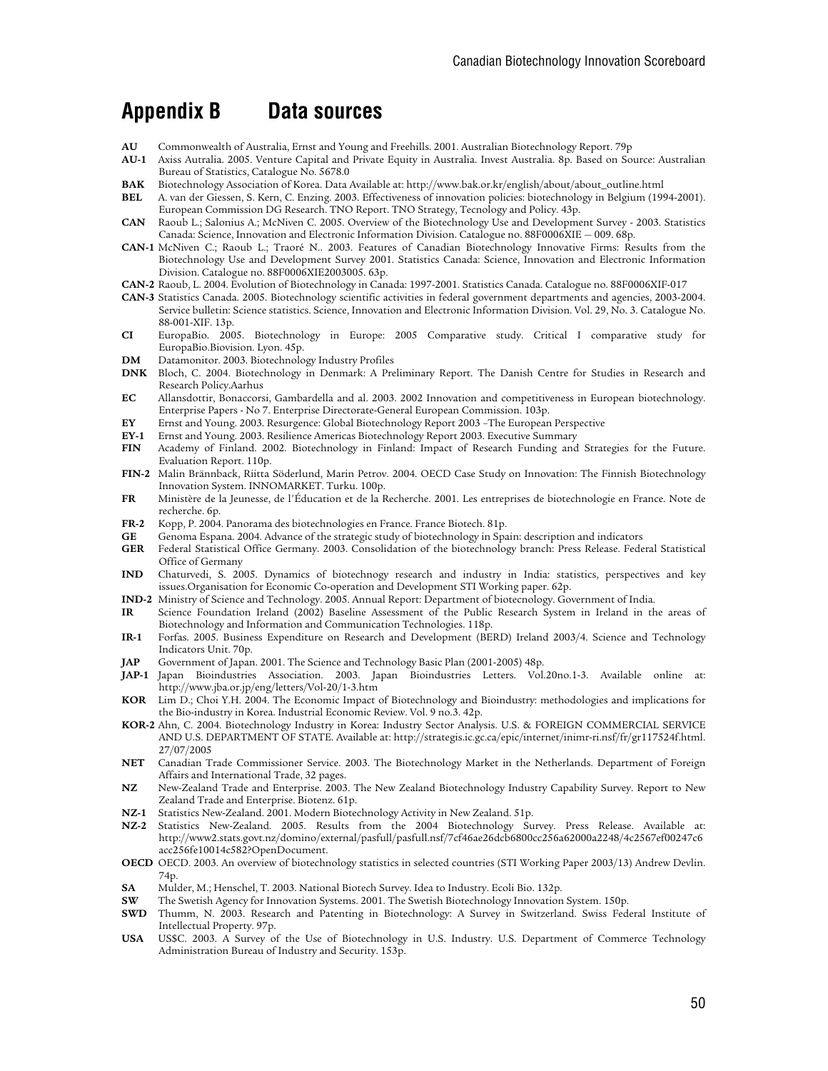# Appendix B Data sources

**AU** Commonwealth of Australia, Ernst and Young and Freehills. 2001. Australian Biotechnology Report. 79p

**AU-1** Axiss Autralia. 2005. Venture Capital and Private Equity in Australia. Invest Australia. 8p. Based on Source: Australian Bureau of Statistics, Catalogue No. 5678.0

**BAK** Biotechnology Association of Korea. Data Available at: http://www.bak.or.kr/english/about/about_outline.html

**BEL** A. van der Giessen, S. Kern, C. Enzing. 2003. Effectiveness of innovation policies: biotechnology in Belgium (1994-2001). European Commission DG Research. TNO Report. TNO Strategy, Tecnology and Policy. 43p.

**CAN** Raoub L.; Salonius A.; McNiven C. 2005. Overview of the Biotechnology Use and Development Survey - 2003. Statistics Canada: Science, Innovation and Electronic Information Division. Catalogue no. 88F0006XIE — 009. 68p.

**CAN-1** McNiven C.; Raoub L.; Traoré N.. 2003. Features of Canadian Biotechnology Innovative Firms: Results from the Biotechnology Use and Development Survey 2001. Statistics Canada: Science, Innovation and Electronic Information Division. Catalogue no. 88F0006XIE2003005. 63p.

**CAN-2** Raoub, L. 2004. Evolution of Biotechnology in Canada: 1997-2001. Statistics Canada. Catalogue no. 88F0006XIF-017

**CAN-3** Statistics Canada. 2005. Biotechnology scientific activities in federal government departments and agencies, 2003-2004. Service bulletin: Science statistics. Science, Innovation and Electronic Information Division. Vol. 29, No. 3. Catalogue No. 88-001-XIF. 13p.

**CI** EuropaBio. 2005. Biotechnology in Europe: 2005 Comparative study. Critical I comparative study for EuropaBio.Biovision. Lyon. 45p.

**DM** Datamonitor. 2003. Biotechnology Industry Profiles

**DNK** Bloch, C. 2004. Biotechnology in Denmark: A Preliminary Report. The Danish Centre for Studies in Research and Research Policy.Aarhus

**EC** Allansdottir, Bonaccorsi, Gambardella and al. 2003. 2002 Innovation and competitiveness in European biotechnology. Enterprise Papers - No 7. Enterprise Directorate-General European Commission. 103p.

**EY** Ernst and Young. 2003. Resurgence: Global Biotechnology Report 2003 –The European Perspective

**EY-1** Ernst and Young. 2003. Resilience Americas Biotechnology Report 2003. Executive Summary

**FIN** Academy of Finland. 2002. Biotechnology in Finland: Impact of Research Funding and Strategies for the Future. Evaluation Report. 110p.

**FIN-2** Malin Brännback, Riitta Söderlund, Marin Petrov. 2004. OECD Case Study on Innovation: The Finnish Biotechnology Innovation System. INNOMARKET. Turku. 100p.

**FR** Ministère de la Jeunesse, de l'Éducation et de la Recherche. 2001. Les entreprises de biotechnologie en France. Note de recherche. 6p.

**FR-2** Kopp, P. 2004. Panorama des biotechnologies en France. France Biotech. 81p.

**GE** Genoma Espana. 2004. Advance of the strategic study of biotechnology in Spain: description and indicators

**GER** Federal Statistical Office Germany. 2003. Consolidation of the biotechnology branch: Press Release. Federal Statistical Office of Germany

**IND** Chaturvedi, S. 2005. Dynamics of biotechnogy research and industry in India: statistics, perspectives and key issues.Organisation for Economic Co-operation and Development STI Working paper. 62p.

**IND-2** Ministry of Science and Technology. 2005. Annual Report: Department of biotecnology. Government of India.

**IR** Science Foundation Ireland (2002) Baseline Assessment of the Public Research System in Ireland in the areas of Biotechnology and Information and Communication Technologies. 118p.

**IR-1** Forfas. 2005. Business Expenditure on Research and Development (BERD) Ireland 2003/4. Science and Technology Indicators Unit. 70p.

**JAP** Government of Japan. 2001. The Science and Technology Basic Plan (2001-2005) 48p.

**JAP-1** Japan Bioindustries Association. 2003. Japan Bioindustries Letters. Vol.20no.1-3. Available online at: http://www.jba.or.jp/eng/letters/Vol-20/1-3.htm

**KOR** Lim D.; Choi Y.H. 2004. The Economic Impact of Biotechnology and Bioindustry: methodologies and implications for the Bio-industry in Korea. Industrial Economic Review. Vol. 9 no.3. 42p.

**KOR-2** Ahn, C. 2004. Biotechnology Industry in Korea: Industry Sector Analysis. U.S. & FOREIGN COMMERCIAL SERVICE AND U.S. DEPARTMENT OF STATE. Available at: http://strategis.ic.gc.ca/epic/internet/inimr-ri.nsf/fr/gr117524f.html. 27/07/2005

**NET** Canadian Trade Commissioner Service. 2003. The Biotechnology Market in the Netherlands. Department of Foreign Affairs and International Trade, 32 pages.

**NZ** New-Zealand Trade and Enterprise. 2003. The New Zealand Biotechnology Industry Capability Survey. Report to New Zealand Trade and Enterprise. Biotenz. 61p.

**NZ-1** Statistics New-Zealand. 2001. Modern Biotechnology Activity in New Zealand. 51p.

**NZ-2** Statistics New-Zealand. 2005. Results from the 2004 Biotechnology Survey. Press Release. Available at: http://www2.stats.govt.nz/domino/external/pasfull/pasfull.nsf/7cf46ae26dcb6800cc256a62000a2248/4c2567ef00247c6acc256fe10014c582?OpenDocument.

**OECD** OECD. 2003. An overview of biotechnology statistics in selected countries (STI Working Paper 2003/13) Andrew Devlin. 74p.

**SA** Mulder, M.; Henschel, T. 2003. National Biotech Survey. Idea to Industry. Ecoli Bio. 132p.

**SW** The Swetish Agency for Innovation Systems. 2001. The Swetish Biotechnology Innovation System. 150p.

**SWD** Thumm, N. 2003. Research and Patenting in Biotechnology: A Survey in Switzerland. Swiss Federal Institute of Intellectual Property. 97p.

**USA** US$C. 2003. A Survey of the Use of Biotechnology in U.S. Industry. U.S. Department of Commerce Technology Administration Bureau of Industry and Security. 153p.